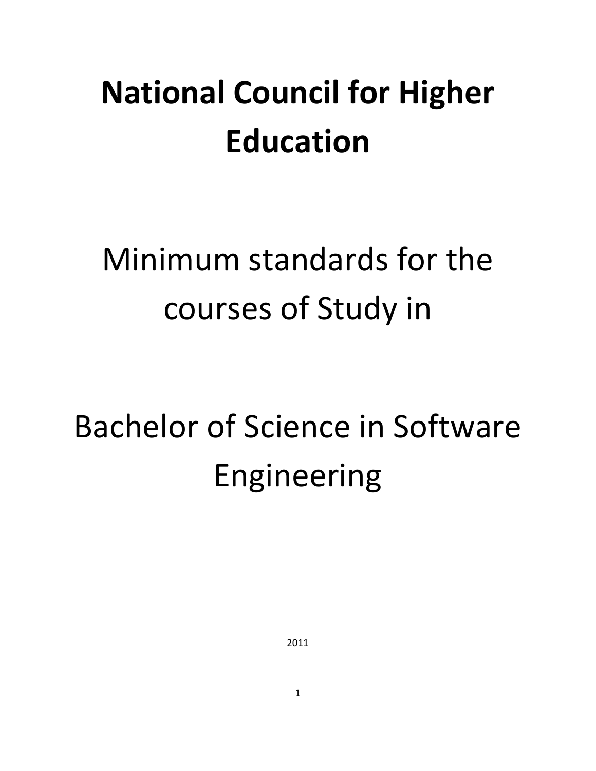# National Council for Higher Education

Minimum standards for the courses of Study in

Bachelor of Science in Software Engineering

2011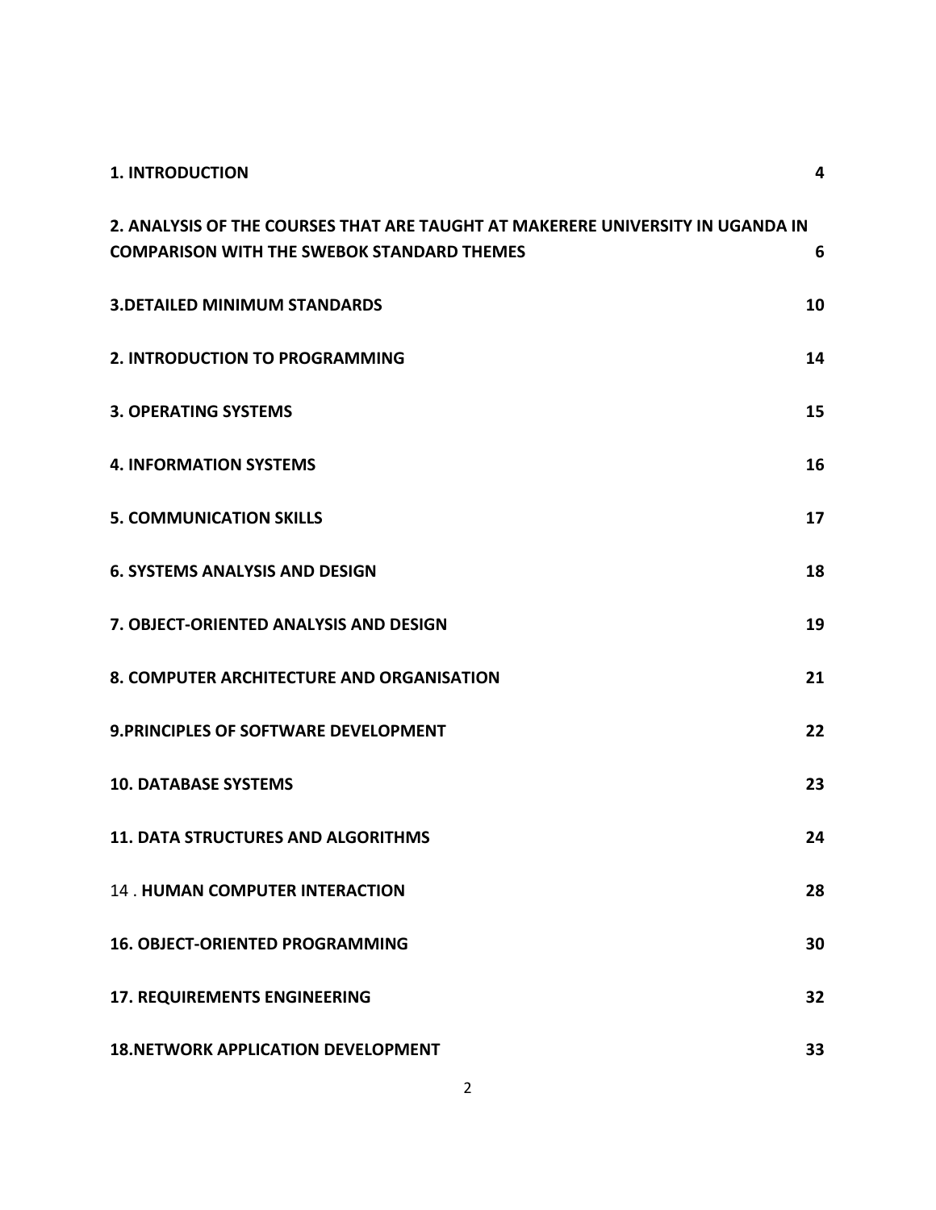| | |
|---|---|
| **1. INTRODUCTION** | **4** |
| **2. ANALYSIS OF THE COURSES THAT ARE TAUGHT AT MAKERERE UNIVERSITY IN UGANDA IN COMPARISON WITH THE SWEBOK STANDARD THEMES** | **6** |
| **3.DETAILED MINIMUM STANDARDS** | **10** |
| **2. INTRODUCTION TO PROGRAMMING** | **14** |
| **3. OPERATING SYSTEMS** | **15** |
| **4. INFORMATION SYSTEMS** | **16** |
| **5. COMMUNICATION SKILLS** | **17** |
| **6. SYSTEMS ANALYSIS AND DESIGN** | **18** |
| **7. OBJECT-ORIENTED ANALYSIS AND DESIGN** | **19** |
| **8. COMPUTER ARCHITECTURE AND ORGANISATION** | **21** |
| **9.PRINCIPLES OF SOFTWARE DEVELOPMENT** | **22** |
| **10. DATABASE SYSTEMS** | **23** |
| **11. DATA STRUCTURES AND ALGORITHMS** | **24** |
| 14 . **HUMAN COMPUTER INTERACTION** | **28** |
| **16. OBJECT-ORIENTED PROGRAMMING** | **30** |
| **17. REQUIREMENTS ENGINEERING** | **32** |
| **18.NETWORK APPLICATION DEVELOPMENT** | **33** |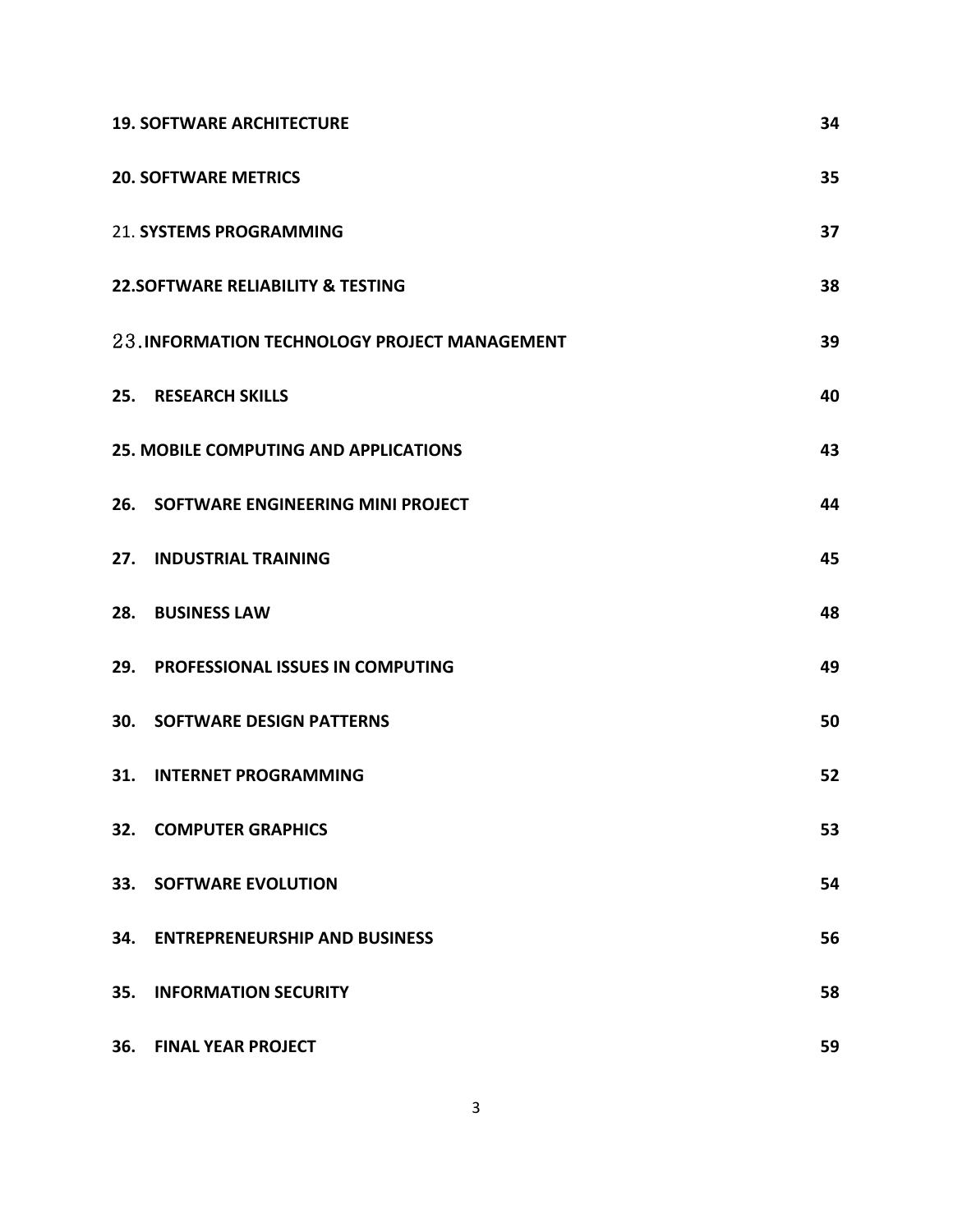| | |
|---|---|
| **19. SOFTWARE ARCHITECTURE** | **34** |
| **20. SOFTWARE METRICS** | **35** |
| 21. **SYSTEMS PROGRAMMING** | **37** |
| **22.SOFTWARE RELIABILITY & TESTING** | **38** |
| 23.**INFORMATION TECHNOLOGY PROJECT MANAGEMENT** | **39** |
| **25. RESEARCH SKILLS** | **40** |
| **25. MOBILE COMPUTING AND APPLICATIONS** | **43** |
| **26. SOFTWARE ENGINEERING MINI PROJECT** | **44** |
| **27. INDUSTRIAL TRAINING** | **45** |
| **28. BUSINESS LAW** | **48** |
| **29. PROFESSIONAL ISSUES IN COMPUTING** | **49** |
| **30. SOFTWARE DESIGN PATTERNS** | **50** |
| **31. INTERNET PROGRAMMING** | **52** |
| **32. COMPUTER GRAPHICS** | **53** |
| **33. SOFTWARE EVOLUTION** | **54** |
| **34. ENTREPRENEURSHIP AND BUSINESS** | **56** |
| **35. INFORMATION SECURITY** | **58** |
| **36. FINAL YEAR PROJECT** | **59** |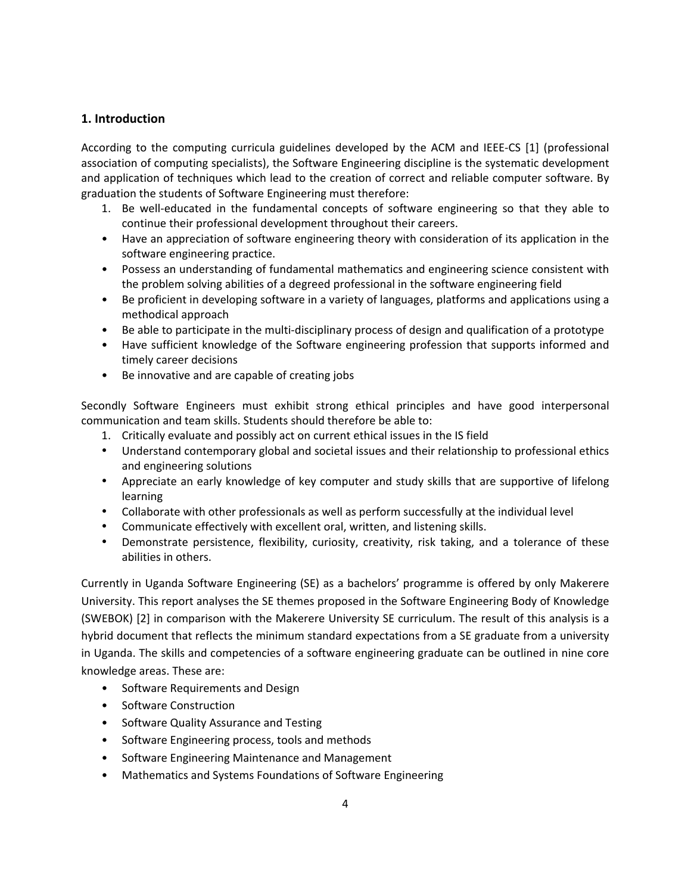## 1. Introduction

According to the computing curricula guidelines developed by the ACM and IEEE-CS [1] (professional association of computing specialists), the Software Engineering discipline is the systematic development and application of techniques which lead to the creation of correct and reliable computer software. By graduation the students of Software Engineering must therefore:

1. Be well-educated in the fundamental concepts of software engineering so that they able to continue their professional development throughout their careers.

- Have an appreciation of software engineering theory with consideration of its application in the software engineering practice.
- Possess an understanding of fundamental mathematics and engineering science consistent with the problem solving abilities of a degreed professional in the software engineering field
- Be proficient in developing software in a variety of languages, platforms and applications using a methodical approach
- Be able to participate in the multi-disciplinary process of design and qualification of a prototype
- Have sufficient knowledge of the Software engineering profession that supports informed and timely career decisions
- Be innovative and are capable of creating jobs

Secondly Software Engineers must exhibit strong ethical principles and have good interpersonal communication and team skills. Students should therefore be able to:

1. Critically evaluate and possibly act on current ethical issues in the IS field

- Understand contemporary global and societal issues and their relationship to professional ethics and engineering solutions
- Appreciate an early knowledge of key computer and study skills that are supportive of lifelong learning
- Collaborate with other professionals as well as perform successfully at the individual level
- Communicate effectively with excellent oral, written, and listening skills.
- Demonstrate persistence, flexibility, curiosity, creativity, risk taking, and a tolerance of these abilities in others.

Currently in Uganda Software Engineering (SE) as a bachelors' programme is offered by only Makerere University. This report analyses the SE themes proposed in the Software Engineering Body of Knowledge (SWEBOK) [2] in comparison with the Makerere University SE curriculum. The result of this analysis is a hybrid document that reflects the minimum standard expectations from a SE graduate from a university in Uganda. The skills and competencies of a software engineering graduate can be outlined in nine core knowledge areas. These are:

- Software Requirements and Design
- Software Construction
- Software Quality Assurance and Testing
- Software Engineering process, tools and methods
- Software Engineering Maintenance and Management
- Mathematics and Systems Foundations of Software Engineering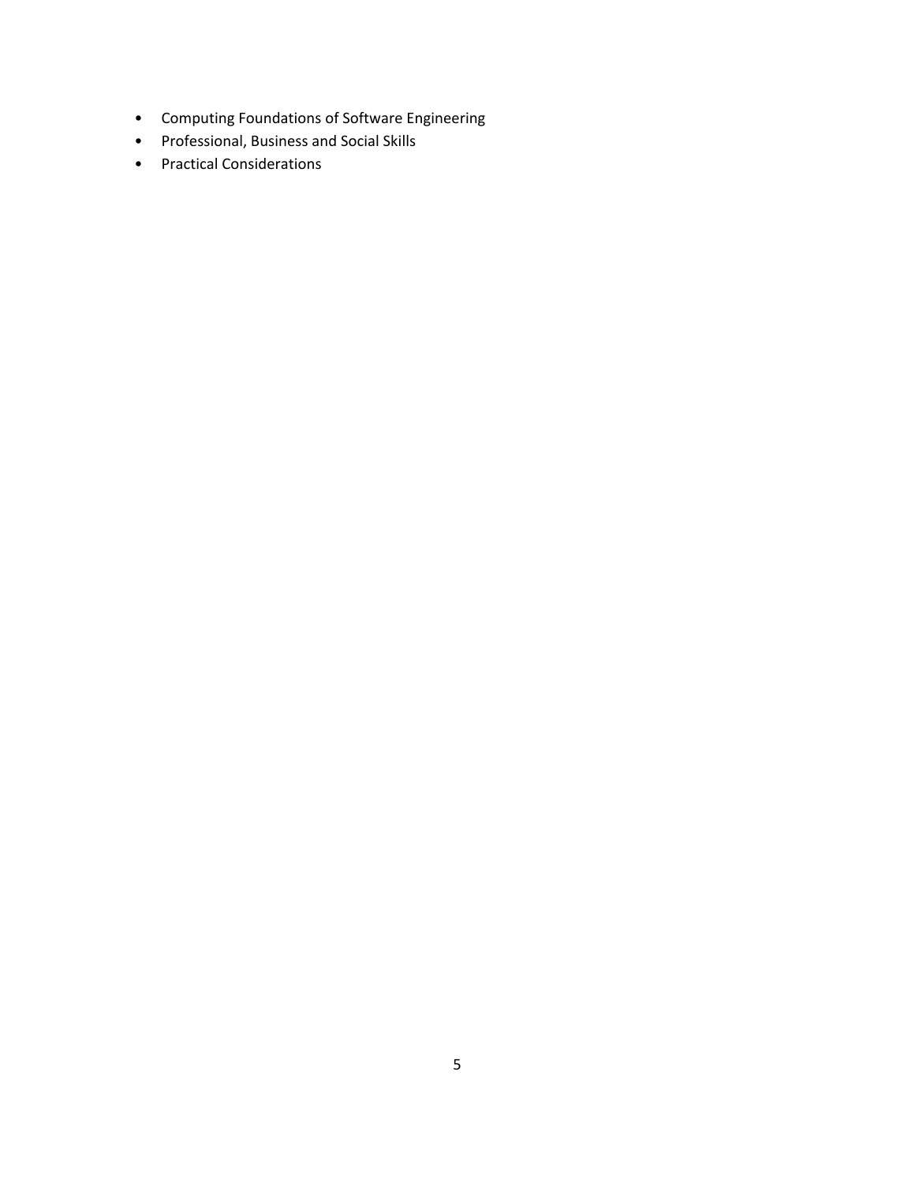- Computing Foundations of Software Engineering
- Professional, Business and Social Skills
- Practical Considerations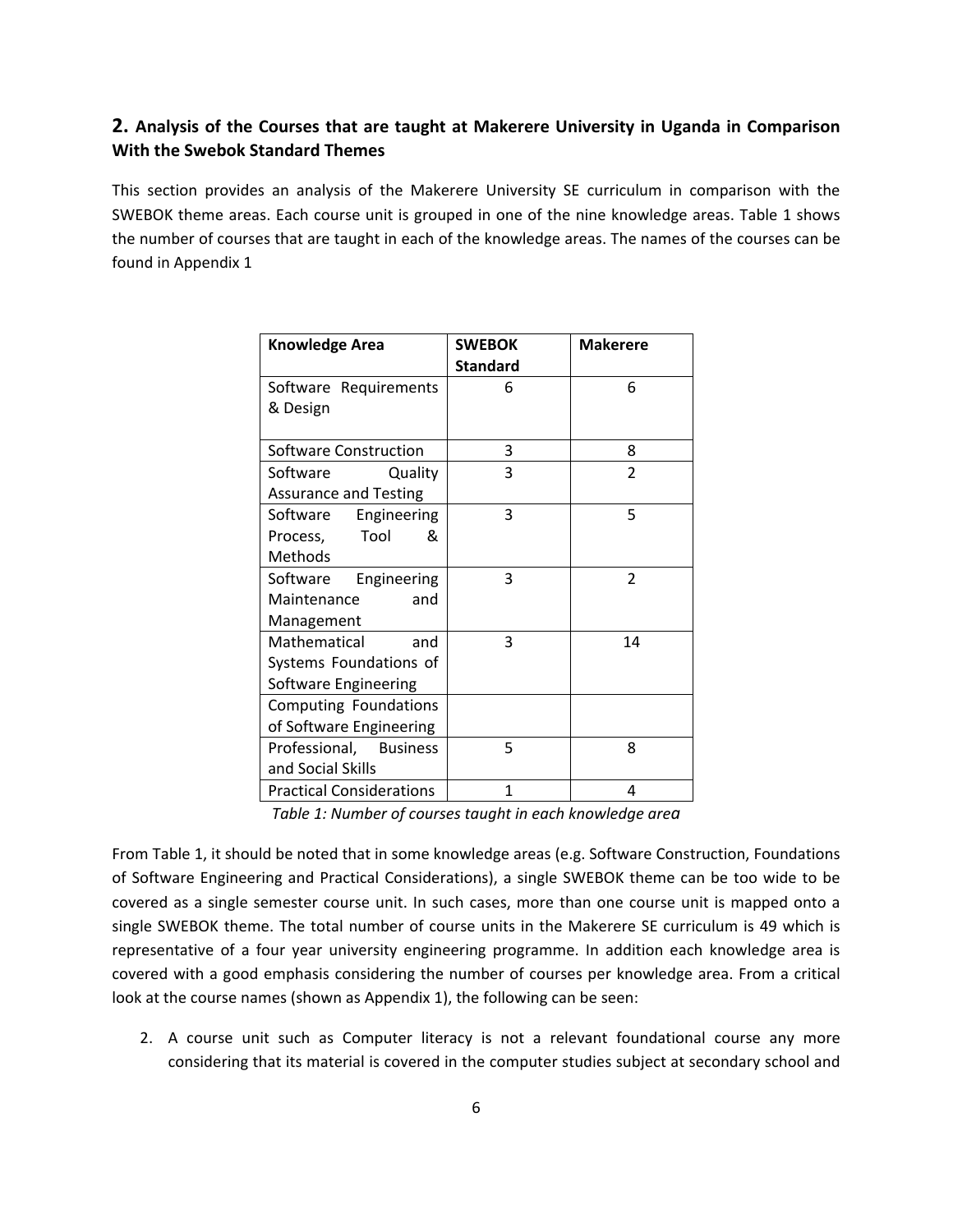## 2. Analysis of the Courses that are taught at Makerere University in Uganda in Comparison With the Swebok Standard Themes

This section provides an analysis of the Makerere University SE curriculum in comparison with the SWEBOK theme areas. Each course unit is grouped in one of the nine knowledge areas. Table 1 shows the number of courses that are taught in each of the knowledge areas. The names of the courses can be found in Appendix 1

| Knowledge Area | SWEBOK Standard | Makerere |
|---|---|---|
| Software Requirements & Design | 6 | 6 |
| Software Construction | 3 | 8 |
| Software Quality Assurance and Testing | 3 | 2 |
| Software Engineering Process, Tool & Methods | 3 | 5 |
| Software Engineering Maintenance and Management | 3 | 2 |
| Mathematical and Systems Foundations of Software Engineering | 3 | 14 |
| Computing Foundations of Software Engineering | | |
| Professional, Business and Social Skills | 5 | 8 |
| Practical Considerations | 1 | 4 |

*Table 1: Number of courses taught in each knowledge area*

From Table 1, it should be noted that in some knowledge areas (e.g. Software Construction, Foundations of Software Engineering and Practical Considerations), a single SWEBOK theme can be too wide to be covered as a single semester course unit. In such cases, more than one course unit is mapped onto a single SWEBOK theme. The total number of course units in the Makerere SE curriculum is 49 which is representative of a four year university engineering programme. In addition each knowledge area is covered with a good emphasis considering the number of courses per knowledge area. From a critical look at the course names (shown as Appendix 1), the following can be seen:

2. A course unit such as Computer literacy is not a relevant foundational course any more considering that its material is covered in the computer studies subject at secondary school and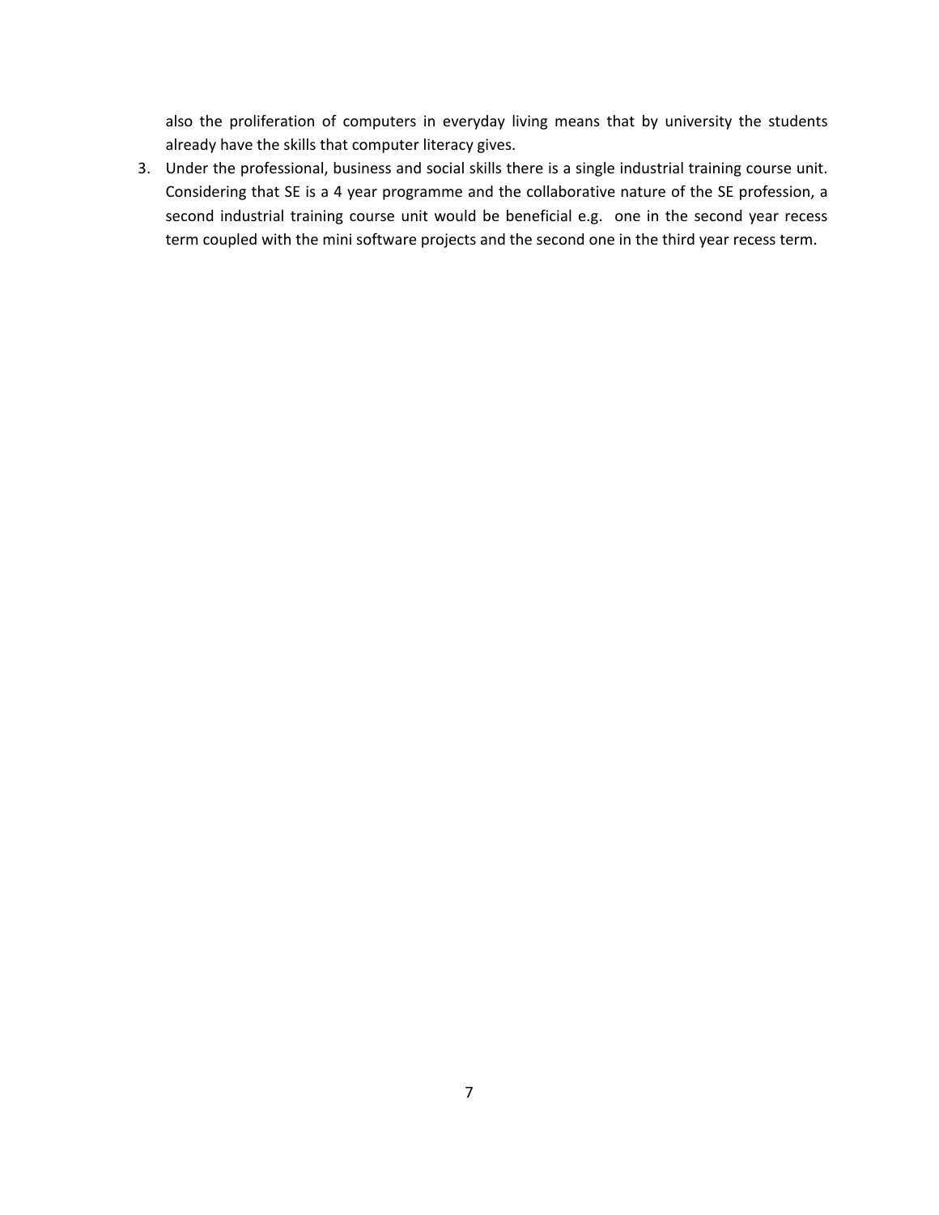also the proliferation of computers in everyday living means that by university the students already have the skills that computer literacy gives.

3. Under the professional, business and social skills there is a single industrial training course unit. Considering that SE is a 4 year programme and the collaborative nature of the SE profession, a second industrial training course unit would be beneficial e.g. one in the second year recess term coupled with the mini software projects and the second one in the third year recess term.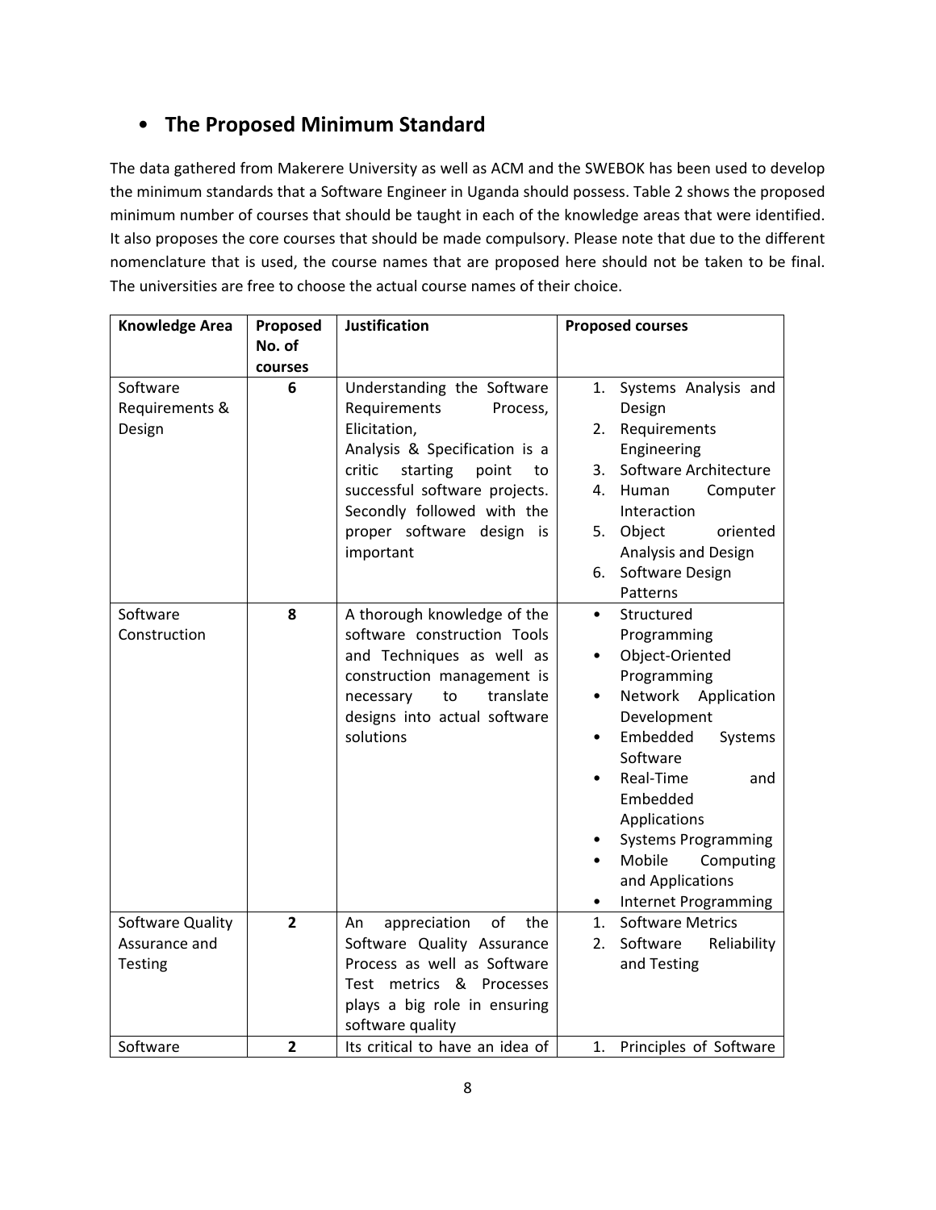- **The Proposed Minimum Standard**

The data gathered from Makerere University as well as ACM and the SWEBOK has been used to develop the minimum standards that a Software Engineer in Uganda should possess. Table 2 shows the proposed minimum number of courses that should be taught in each of the knowledge areas that were identified. It also proposes the core courses that should be made compulsory. Please note that due to the different nomenclature that is used, the course names that are proposed here should not be taken to be final. The universities are free to choose the actual course names of their choice.

| Knowledge Area | Proposed No. of courses | Justification | Proposed courses |
|---|---|---|---|
| Software Requirements & Design | **6** | Understanding the Software Requirements Process, Elicitation, Analysis & Specification is a critic starting point to successful software projects. Secondly followed with the proper software design is important | 1. Systems Analysis and Design<br>2. Requirements Engineering<br>3. Software Architecture<br>4. Human Computer Interaction<br>5. Object oriented Analysis and Design<br>6. Software Design Patterns |
| Software Construction | **8** | A thorough knowledge of the software construction Tools and Techniques as well as construction management is necessary to translate designs into actual software solutions | • Structured Programming<br>• Object-Oriented Programming<br>• Network Application Development<br>• Embedded Systems Software<br>• Real-Time and Embedded Applications<br>• Systems Programming<br>• Mobile Computing and Applications<br>• Internet Programming |
| Software Quality Assurance and Testing | **2** | An appreciation of the Software Quality Assurance Process as well as Software Test metrics & Processes plays a big role in ensuring software quality | 1. Software Metrics<br>2. Software Reliability and Testing |
| Software | **2** | Its critical to have an idea of | 1. Principles of Software |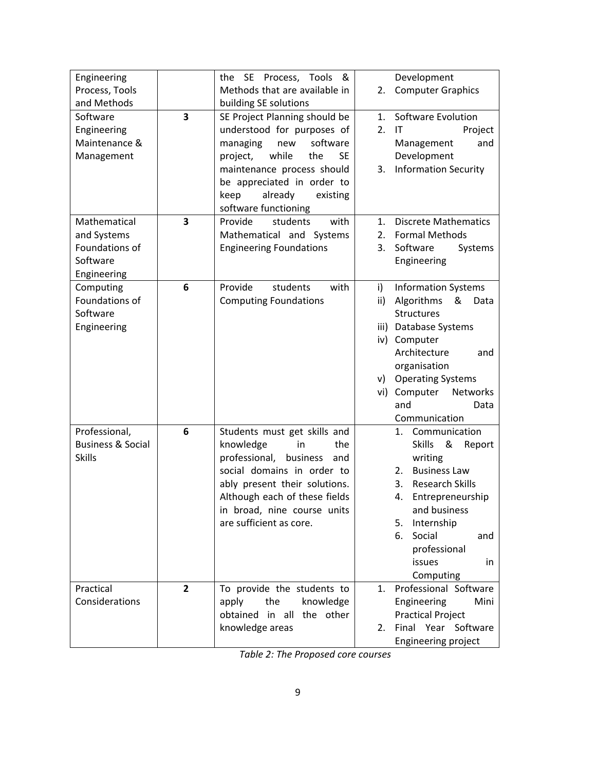| Engineering Process, Tools and Methods | | the SE Process, Tools & Methods that are available in building SE solutions | Development<br>2. Computer Graphics |
|---|---|---|---|
| Software Engineering Maintenance & Management | **3** | SE Project Planning should be understood for purposes of managing new software project, while the SE maintenance process should be appreciated in order to keep already existing software functioning | 1. Software Evolution<br>2. IT Project Management and Development<br>3. Information Security |
| Mathematical and Systems Foundations of Software Engineering | **3** | Provide students with Mathematical and Systems Engineering Foundations | 1. Discrete Mathematics<br>2. Formal Methods<br>3. Software Systems Engineering |
| Computing Foundations of Software Engineering | **6** | Provide students with Computing Foundations | i) Information Systems<br>ii) Algorithms & Data Structures<br>iii) Database Systems<br>iv) Computer Architecture and organisation<br>v) Operating Systems<br>vi) Computer Networks and Data Communication |
| Professional, Business & Social Skills | **6** | Students must get skills and knowledge in the professional, business and social domains in order to ably present their solutions. Although each of these fields in broad, nine course units are sufficient as core. | 1. Communication Skills & Report writing<br>2. Business Law<br>3. Research Skills<br>4. Entrepreneurship and business<br>5. Internship<br>6. Social and professional issues in Computing |
| Practical Considerations | **2** | To provide the students to apply the knowledge obtained in all the other knowledge areas | 1. Professional Software Engineering Mini Practical Project<br>2. Final Year Software Engineering project |

*Table 2: The Proposed core courses*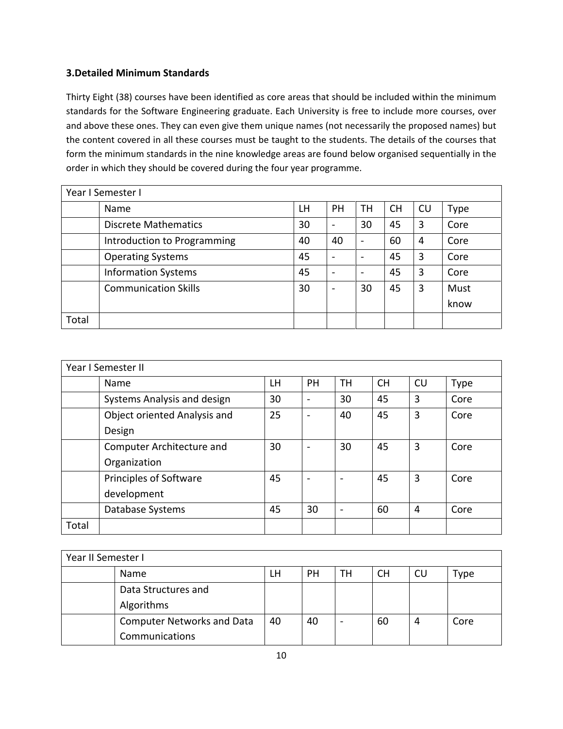### 3.Detailed Minimum Standards

Thirty Eight (38) courses have been identified as core areas that should be included within the minimum standards for the Software Engineering graduate. Each University is free to include more courses, over and above these ones. They can even give them unique names (not necessarily the proposed names) but the content covered in all these courses must be taught to the students. The details of the courses that form the minimum standards in the nine knowledge areas are found below organised sequentially in the order in which they should be covered during the four year programme.

| Year I Semester I | | | | | | | |
|---|---|---|---|---|---|---|---|
| | Name | LH | PH | TH | CH | CU | Type |
| | Discrete Mathematics | 30 | - | 30 | 45 | 3 | Core |
| | Introduction to Programming | 40 | 40 | - | 60 | 4 | Core |
| | Operating Systems | 45 | - | - | 45 | 3 | Core |
| | Information Systems | 45 | - | - | 45 | 3 | Core |
| | Communication Skills | 30 | - | 30 | 45 | 3 | Must know |
| Total | | | | | | | |

| Year I Semester II | | | | | | | |
|---|---|---|---|---|---|---|---|
| | Name | LH | PH | TH | CH | CU | Type |
| | Systems Analysis and design | 30 | - | 30 | 45 | 3 | Core |
| | Object oriented Analysis and Design | 25 | - | 40 | 45 | 3 | Core |
| | Computer Architecture and Organization | 30 | - | 30 | 45 | 3 | Core |
| | Principles of Software development | 45 | - | - | 45 | 3 | Core |
| | Database Systems | 45 | 30 | - | 60 | 4 | Core |
| Total | | | | | | | |

| Year II Semester I | | | | | | | |
|---|---|---|---|---|---|---|---|
| | Name | LH | PH | TH | CH | CU | Type |
| | Data Structures and Algorithms | | | | | | |
| | Computer Networks and Data Communications | 40 | 40 | - | 60 | 4 | Core |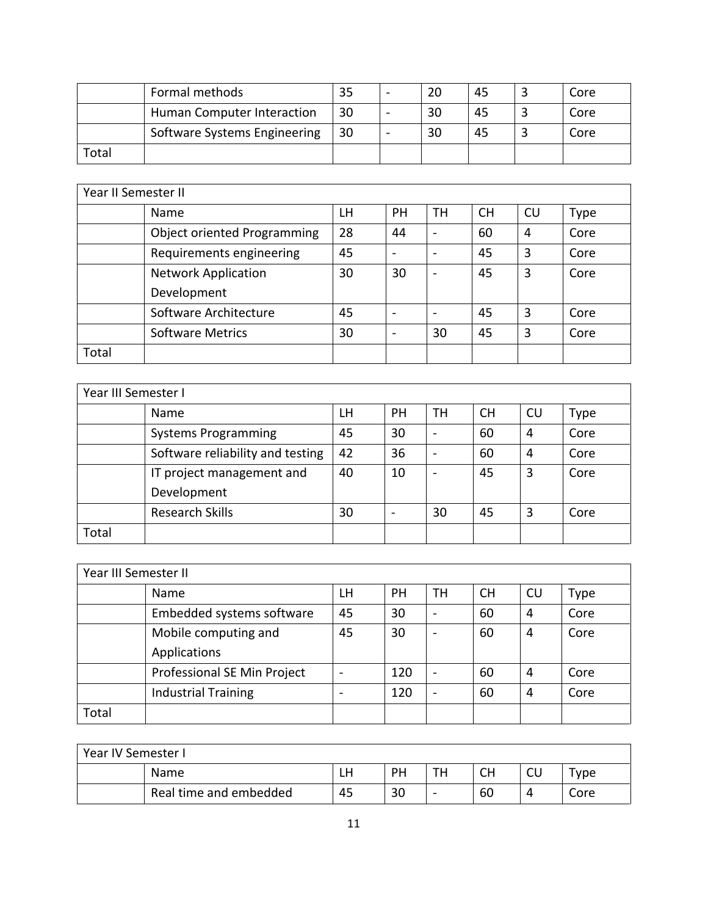| | | | | | | | |
|---|---|---|---|---|---|---|---|
| | Formal methods | 35 | - | 20 | 45 | 3 | Core |
| | Human Computer Interaction | 30 | - | 30 | 45 | 3 | Core |
| | Software Systems Engineering | 30 | - | 30 | 45 | 3 | Core |
| Total | | | | | | | |

| Year II Semester II | | | | | | | |
|---|---|---|---|---|---|---|---|
| | Name | LH | PH | TH | CH | CU | Type |
| | Object oriented Programming | 28 | 44 | - | 60 | 4 | Core |
| | Requirements engineering | 45 | - | - | 45 | 3 | Core |
| | Network Application Development | 30 | 30 | - | 45 | 3 | Core |
| | Software Architecture | 45 | - | - | 45 | 3 | Core |
| | Software Metrics | 30 | - | 30 | 45 | 3 | Core |
| Total | | | | | | | |

| Year III Semester I | | | | | | | |
|---|---|---|---|---|---|---|---|
| | Name | LH | PH | TH | CH | CU | Type |
| | Systems Programming | 45 | 30 | - | 60 | 4 | Core |
| | Software reliability and testing | 42 | 36 | - | 60 | 4 | Core |
| | IT project management and Development | 40 | 10 | - | 45 | 3 | Core |
| | Research Skills | 30 | - | 30 | 45 | 3 | Core |
| Total | | | | | | | |

| Year III Semester II | | | | | | | |
|---|---|---|---|---|---|---|---|
| | Name | LH | PH | TH | CH | CU | Type |
| | Embedded systems software | 45 | 30 | - | 60 | 4 | Core |
| | Mobile computing and Applications | 45 | 30 | - | 60 | 4 | Core |
| | Professional SE Min Project | - | 120 | - | 60 | 4 | Core |
| | Industrial Training | - | 120 | - | 60 | 4 | Core |
| Total | | | | | | | |

| Year IV Semester I | | | | | | | |
|---|---|---|---|---|---|---|---|
| | Name | LH | PH | TH | CH | CU | Type |
| | Real time and embedded | 45 | 30 | - | 60 | 4 | Core |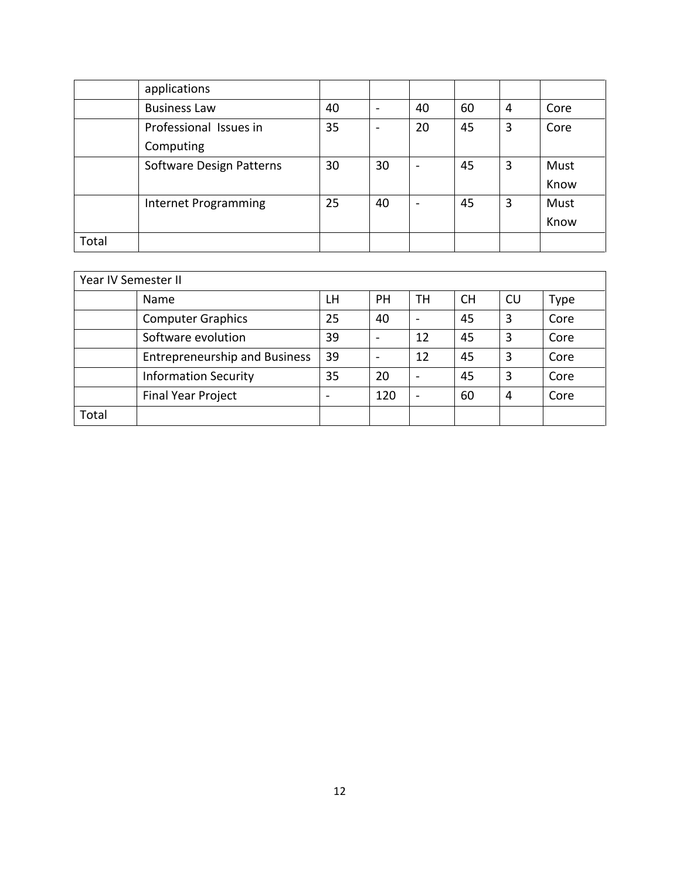| | | | | | | | |
|---|---|---|---|---|---|---|---|
| | applications | | | | | | |
| | Business Law | 40 | - | 40 | 60 | 4 | Core |
| | Professional Issues in Computing | 35 | - | 20 | 45 | 3 | Core |
| | Software Design Patterns | 30 | 30 | - | 45 | 3 | Must Know |
| | Internet Programming | 25 | 40 | - | 45 | 3 | Must Know |
| Total | | | | | | | |

| Year IV Semester II | | | | | | | |
|---|---|---|---|---|---|---|---|
| | Name | LH | PH | TH | CH | CU | Type |
| | Computer Graphics | 25 | 40 | - | 45 | 3 | Core |
| | Software evolution | 39 | - | 12 | 45 | 3 | Core |
| | Entrepreneurship and Business | 39 | - | 12 | 45 | 3 | Core |
| | Information Security | 35 | 20 | - | 45 | 3 | Core |
| | Final Year Project | - | 120 | - | 60 | 4 | Core |
| Total | | | | | | | |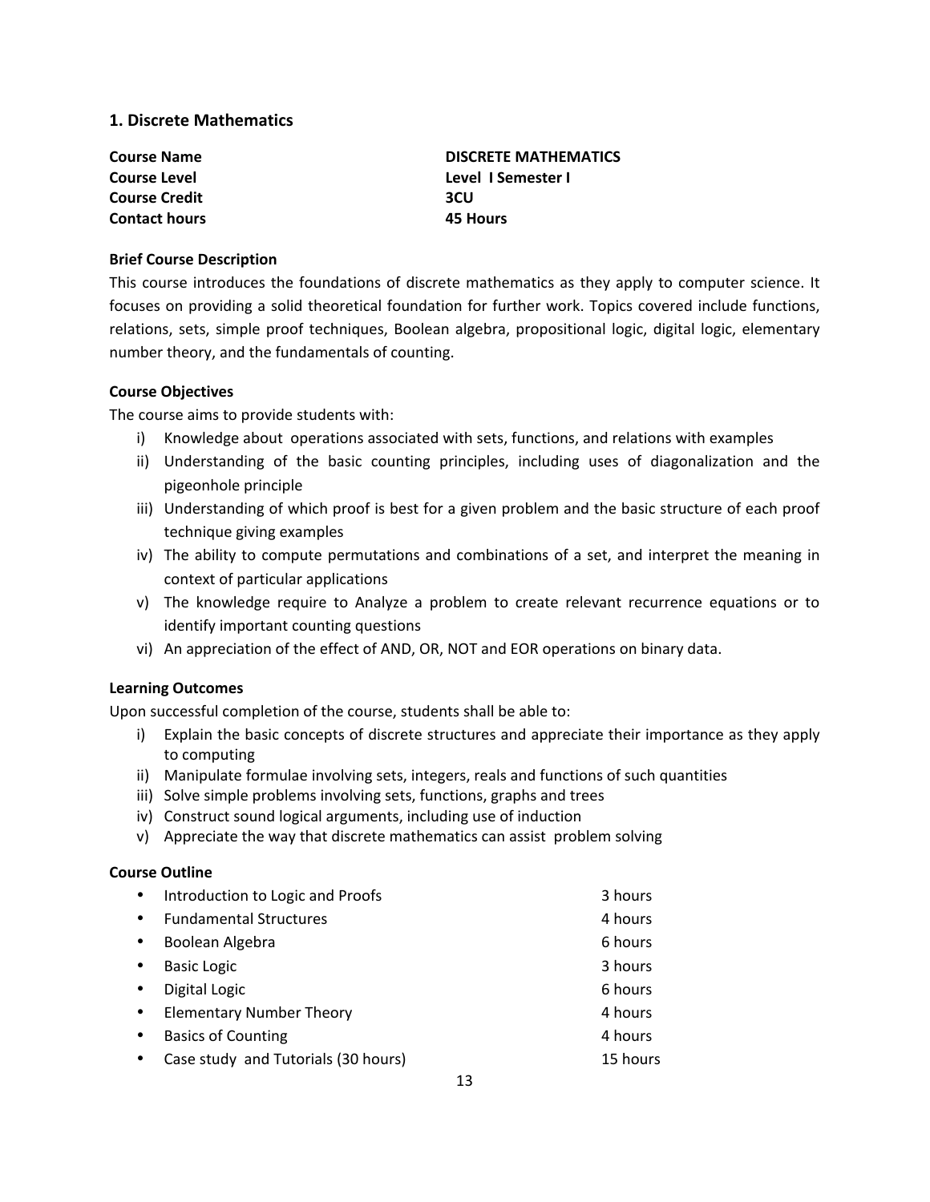## 1. Discrete Mathematics

| | |
|---|---|
| **Course Name** | **DISCRETE MATHEMATICS** |
| **Course Level** | **Level I Semester I** |
| **Course Credit** | **3CU** |
| **Contact hours** | **45 Hours** |

**Brief Course Description**

This course introduces the foundations of discrete mathematics as they apply to computer science. It focuses on providing a solid theoretical foundation for further work. Topics covered include functions, relations, sets, simple proof techniques, Boolean algebra, propositional logic, digital logic, elementary number theory, and the fundamentals of counting.

**Course Objectives**

The course aims to provide students with:

i) Knowledge about operations associated with sets, functions, and relations with examples
ii) Understanding of the basic counting principles, including uses of diagonalization and the pigeonhole principle
iii) Understanding of which proof is best for a given problem and the basic structure of each proof technique giving examples
iv) The ability to compute permutations and combinations of a set, and interpret the meaning in context of particular applications
v) The knowledge require to Analyze a problem to create relevant recurrence equations or to identify important counting questions
vi) An appreciation of the effect of AND, OR, NOT and EOR operations on binary data.

**Learning Outcomes**

Upon successful completion of the course, students shall be able to:

i) Explain the basic concepts of discrete structures and appreciate their importance as they apply to computing
ii) Manipulate formulae involving sets, integers, reals and functions of such quantities
iii) Solve simple problems involving sets, functions, graphs and trees
iv) Construct sound logical arguments, including use of induction
v) Appreciate the way that discrete mathematics can assist problem solving

**Course Outline**

| | |
|---|---|
| • Introduction to Logic and Proofs | 3 hours |
| • Fundamental Structures | 4 hours |
| • Boolean Algebra | 6 hours |
| • Basic Logic | 3 hours |
| • Digital Logic | 6 hours |
| • Elementary Number Theory | 4 hours |
| • Basics of Counting | 4 hours |
| • Case study and Tutorials (30 hours) | 15 hours |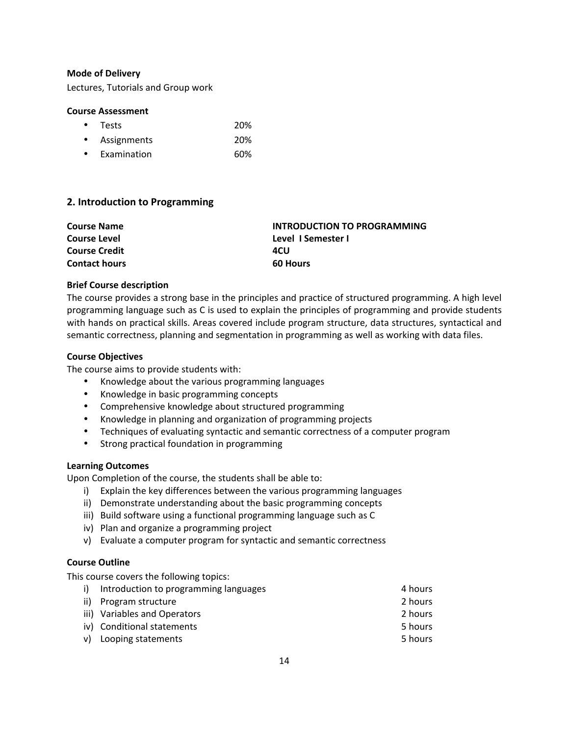**Mode of Delivery**

Lectures, Tutorials and Group work

**Course Assessment**

- Tests 20%
- Assignments 20%
- Examination 60%

## 2. Introduction to Programming

| | |
|---|---|
| **Course Name** | **INTRODUCTION TO PROGRAMMING** |
| **Course Level** | **Level I Semester I** |
| **Course Credit** | **4CU** |
| **Contact hours** | **60 Hours** |

**Brief Course description**

The course provides a strong base in the principles and practice of structured programming. A high level programming language such as C is used to explain the principles of programming and provide students with hands on practical skills. Areas covered include program structure, data structures, syntactical and semantic correctness, planning and segmentation in programming as well as working with data files.

**Course Objectives**

The course aims to provide students with:

- Knowledge about the various programming languages
- Knowledge in basic programming concepts
- Comprehensive knowledge about structured programming
- Knowledge in planning and organization of programming projects
- Techniques of evaluating syntactic and semantic correctness of a computer program
- Strong practical foundation in programming

**Learning Outcomes**

Upon Completion of the course, the students shall be able to:

i) Explain the key differences between the various programming languages
ii) Demonstrate understanding about the basic programming concepts
iii) Build software using a functional programming language such as C
iv) Plan and organize a programming project
v) Evaluate a computer program for syntactic and semantic correctness

**Course Outline**

This course covers the following topics:

| | | |
|---|---|---|
| i) | Introduction to programming languages | 4 hours |
| ii) | Program structure | 2 hours |
| iii) | Variables and Operators | 2 hours |
| iv) | Conditional statements | 5 hours |
| v) | Looping statements | 5 hours |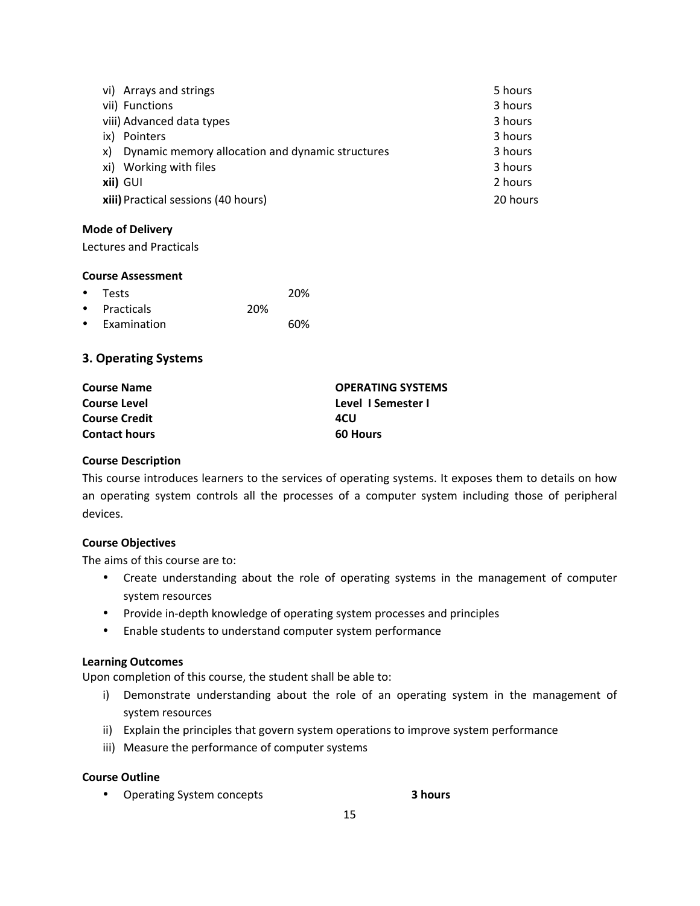| | |
|---|---|
| vi) Arrays and strings | 5 hours |
| vii) Functions | 3 hours |
| viii) Advanced data types | 3 hours |
| ix) Pointers | 3 hours |
| x) Dynamic memory allocation and dynamic structures | 3 hours |
| xi) Working with files | 3 hours |
| **xii)** GUI | 2 hours |
| **xiii)** Practical sessions (40 hours) | 20 hours |

**Mode of Delivery**

Lectures and Practicals

**Course Assessment**

- Tests 20%
- Practicals 20%
- Examination 60%

## 3. Operating Systems

| | |
|---|---|
| **Course Name** | **OPERATING SYSTEMS** |
| **Course Level** | **Level I Semester I** |
| **Course Credit** | **4CU** |
| **Contact hours** | **60 Hours** |

**Course Description**

This course introduces learners to the services of operating systems. It exposes them to details on how an operating system controls all the processes of a computer system including those of peripheral devices.

**Course Objectives**

The aims of this course are to:

- Create understanding about the role of operating systems in the management of computer system resources
- Provide in-depth knowledge of operating system processes and principles
- Enable students to understand computer system performance

**Learning Outcomes**

Upon completion of this course, the student shall be able to:

i) Demonstrate understanding about the role of an operating system in the management of system resources
ii) Explain the principles that govern system operations to improve system performance
iii) Measure the performance of computer systems

**Course Outline**

- Operating System concepts **3 hours**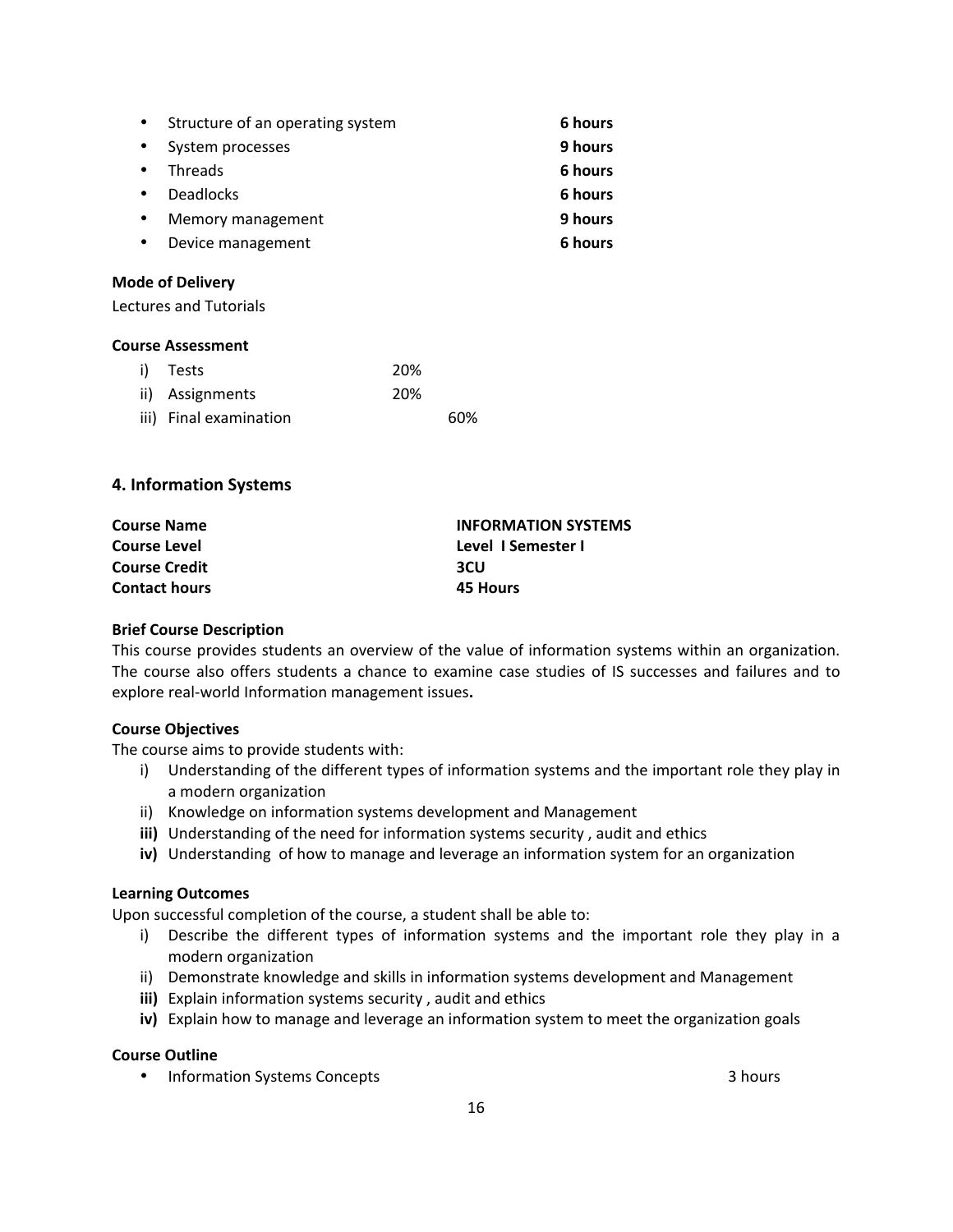- Structure of an operating system **6 hours**
- System processes **9 hours**
- Threads **6 hours**
- Deadlocks **6 hours**
- Memory management **9 hours**
- Device management **6 hours**

**Mode of Delivery**

Lectures and Tutorials

**Course Assessment**

i) Tests 20%
ii) Assignments 20%
iii) Final examination 60%

## 4. Information Systems

| | |
|---|---|
| **Course Name** | **INFORMATION SYSTEMS** |
| **Course Level** | **Level I Semester I** |
| **Course Credit** | **3CU** |
| **Contact hours** | **45 Hours** |

**Brief Course Description**

This course provides students an overview of the value of information systems within an organization. The course also offers students a chance to examine case studies of IS successes and failures and to explore real-world Information management issues**.**

**Course Objectives**

The course aims to provide students with:

i) Understanding of the different types of information systems and the important role they play in a modern organization
ii) Knowledge on information systems development and Management
**iii)** Understanding of the need for information systems security , audit and ethics
**iv)** Understanding of how to manage and leverage an information system for an organization

**Learning Outcomes**

Upon successful completion of the course, a student shall be able to:

i) Describe the different types of information systems and the important role they play in a modern organization
ii) Demonstrate knowledge and skills in information systems development and Management
**iii)** Explain information systems security , audit and ethics
**iv)** Explain how to manage and leverage an information system to meet the organization goals

**Course Outline**

- Information Systems Concepts 3 hours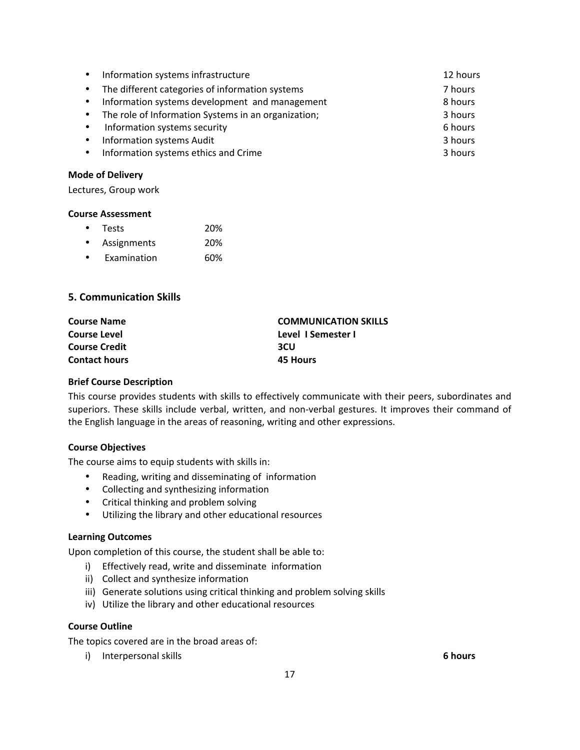- Information systems infrastructure 12 hours
- The different categories of information systems 7 hours
- Information systems development and management 8 hours
- The role of Information Systems in an organization; 3 hours
- Information systems security 6 hours
- Information systems Audit 3 hours
- Information systems ethics and Crime 3 hours

**Mode of Delivery**

Lectures, Group work

**Course Assessment**

- Tests 20%
- Assignments 20%
- Examination 60%

## 5. Communication Skills

| | |
|---|---|
| **Course Name** | **COMMUNICATION SKILLS** |
| **Course Level** | **Level I Semester I** |
| **Course Credit** | **3CU** |
| **Contact hours** | **45 Hours** |

**Brief Course Description**

This course provides students with skills to effectively communicate with their peers, subordinates and superiors. These skills include verbal, written, and non-verbal gestures. It improves their command of the English language in the areas of reasoning, writing and other expressions.

**Course Objectives**

The course aims to equip students with skills in:

- Reading, writing and disseminating of information
- Collecting and synthesizing information
- Critical thinking and problem solving
- Utilizing the library and other educational resources

**Learning Outcomes**

Upon completion of this course, the student shall be able to:

i) Effectively read, write and disseminate information
ii) Collect and synthesize information
iii) Generate solutions using critical thinking and problem solving skills
iv) Utilize the library and other educational resources

**Course Outline**

The topics covered are in the broad areas of:

i) Interpersonal skills **6 hours**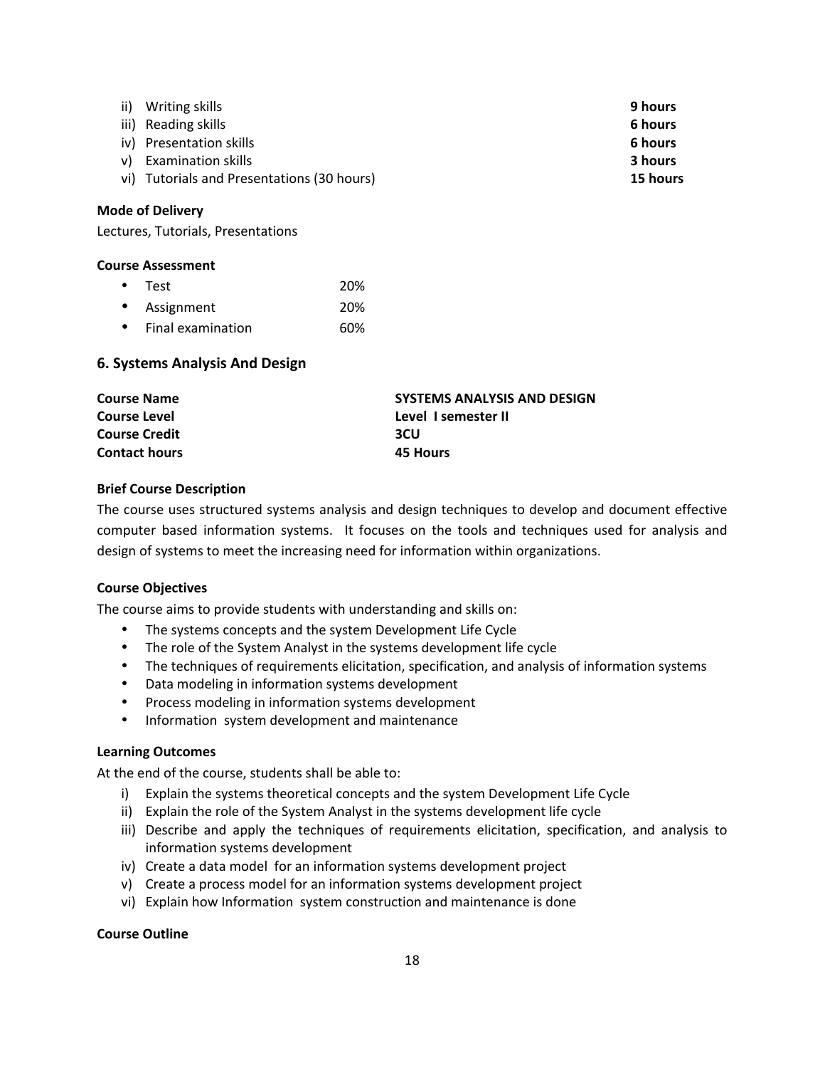ii) Writing skills **9 hours**
iii) Reading skills **6 hours**
iv) Presentation skills **6 hours**
v) Examination skills **3 hours**
vi) Tutorials and Presentations (30 hours) **15 hours**

**Mode of Delivery**

Lectures, Tutorials, Presentations

**Course Assessment**

- Test 20%
- Assignment 20%
- Final examination 60%

## 6. Systems Analysis And Design

| | |
|---|---|
| **Course Name** | **SYSTEMS ANALYSIS AND DESIGN** |
| **Course Level** | **Level I semester II** |
| **Course Credit** | **3CU** |
| **Contact hours** | **45 Hours** |

**Brief Course Description**

The course uses structured systems analysis and design techniques to develop and document effective computer based information systems. It focuses on the tools and techniques used for analysis and design of systems to meet the increasing need for information within organizations.

**Course Objectives**

The course aims to provide students with understanding and skills on:

- The systems concepts and the system Development Life Cycle
- The role of the System Analyst in the systems development life cycle
- The techniques of requirements elicitation, specification, and analysis of information systems
- Data modeling in information systems development
- Process modeling in information systems development
- Information system development and maintenance

**Learning Outcomes**

At the end of the course, students shall be able to:

i) Explain the systems theoretical concepts and the system Development Life Cycle
ii) Explain the role of the System Analyst in the systems development life cycle
iii) Describe and apply the techniques of requirements elicitation, specification, and analysis to information systems development
iv) Create a data model for an information systems development project
v) Create a process model for an information systems development project
vi) Explain how Information system construction and maintenance is done

**Course Outline**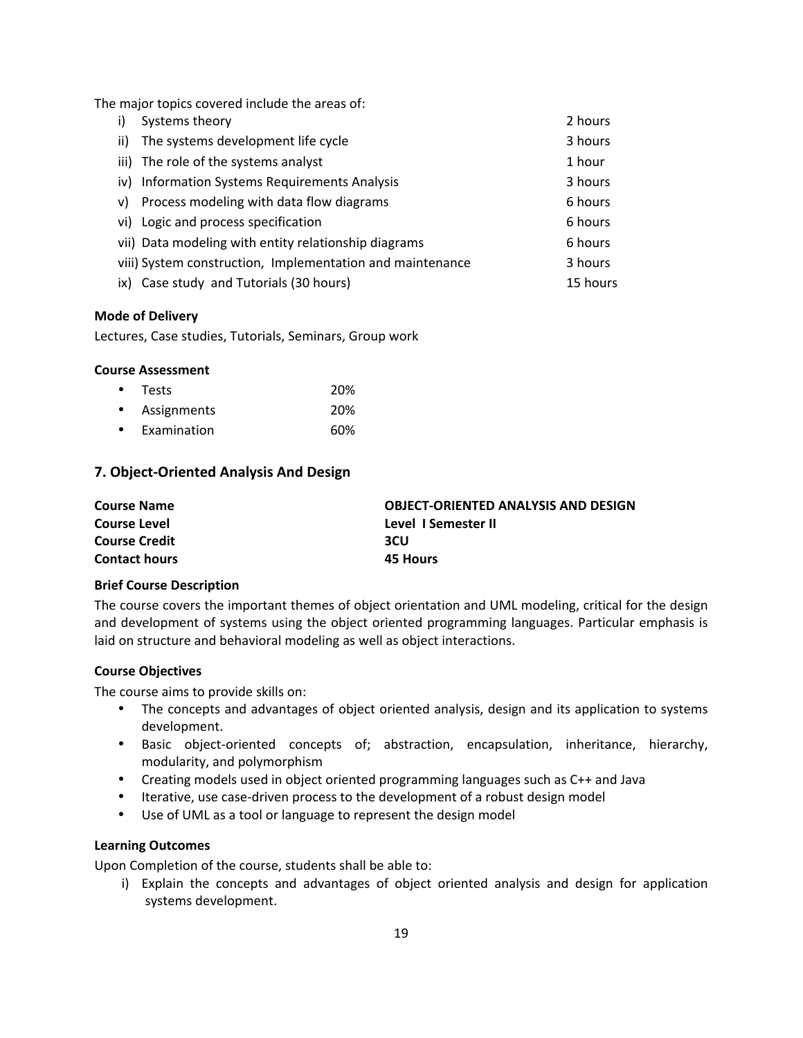The major topics covered include the areas of:

| | Topic | Hours |
|---|---|---|
| i) | Systems theory | 2 hours |
| ii) | The systems development life cycle | 3 hours |
| iii) | The role of the systems analyst | 1 hour |
| iv) | Information Systems Requirements Analysis | 3 hours |
| v) | Process modeling with data flow diagrams | 6 hours |
| vi) | Logic and process specification | 6 hours |
| vii) | Data modeling with entity relationship diagrams | 6 hours |
| viii) | System construction, Implementation and maintenance | 3 hours |
| ix) | Case study and Tutorials (30 hours) | 15 hours |

**Mode of Delivery**

Lectures, Case studies, Tutorials, Seminars, Group work

**Course Assessment**

- Tests 20%
- Assignments 20%
- Examination 60%

## 7. Object-Oriented Analysis And Design

| | |
|---|---|
| **Course Name** | **OBJECT-ORIENTED ANALYSIS AND DESIGN** |
| **Course Level** | **Level I Semester II** |
| **Course Credit** | **3CU** |
| **Contact hours** | **45 Hours** |

**Brief Course Description**

The course covers the important themes of object orientation and UML modeling, critical for the design and development of systems using the object oriented programming languages. Particular emphasis is laid on structure and behavioral modeling as well as object interactions.

**Course Objectives**

The course aims to provide skills on:

- The concepts and advantages of object oriented analysis, design and its application to systems development.
- Basic object-oriented concepts of; abstraction, encapsulation, inheritance, hierarchy, modularity, and polymorphism
- Creating models used in object oriented programming languages such as C++ and Java
- Iterative, use case-driven process to the development of a robust design model
- Use of UML as a tool or language to represent the design model

**Learning Outcomes**

Upon Completion of the course, students shall be able to:

i) Explain the concepts and advantages of object oriented analysis and design for application systems development.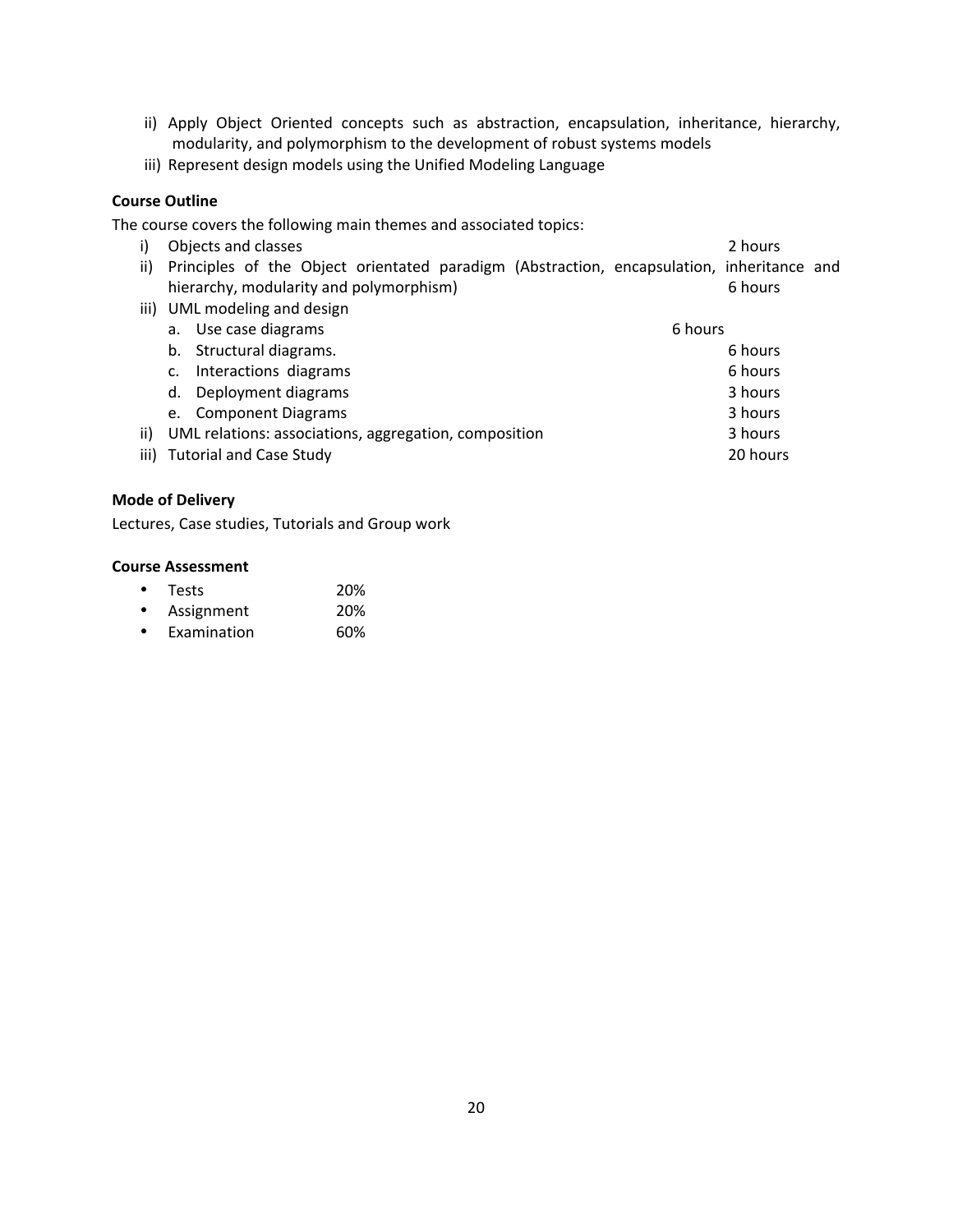ii) Apply Object Oriented concepts such as abstraction, encapsulation, inheritance, hierarchy, modularity, and polymorphism to the development of robust systems models

iii) Represent design models using the Unified Modeling Language

**Course Outline**

The course covers the following main themes and associated topics:

i) Objects and classes — 2 hours

ii) Principles of the Object orientated paradigm (Abstraction, encapsulation, inheritance and hierarchy, modularity and polymorphism) — 6 hours

iii) UML modeling and design
   - a. Use case diagrams — 6 hours
   - b. Structural diagrams. — 6 hours
   - c. Interactions diagrams — 6 hours
   - d. Deployment diagrams — 3 hours
   - e. Component Diagrams — 3 hours

ii) UML relations: associations, aggregation, composition — 3 hours

iii) Tutorial and Case Study — 20 hours

**Mode of Delivery**

Lectures, Case studies, Tutorials and Group work

**Course Assessment**

- Tests 20%
- Assignment 20%
- Examination 60%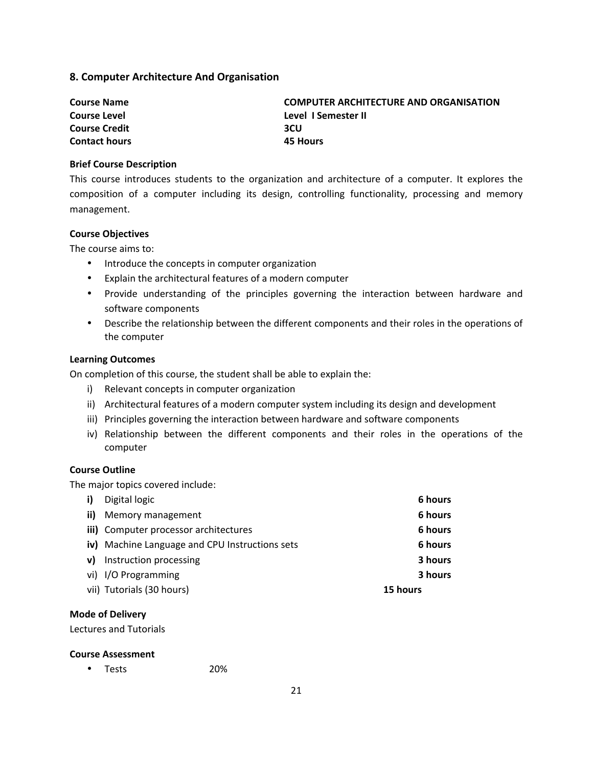## 8. Computer Architecture And Organisation

| | |
|---|---|
| **Course Name** | **COMPUTER ARCHITECTURE AND ORGANISATION** |
| **Course Level** | **Level I Semester II** |
| **Course Credit** | **3CU** |
| **Contact hours** | **45 Hours** |

**Brief Course Description**

This course introduces students to the organization and architecture of a computer. It explores the composition of a computer including its design, controlling functionality, processing and memory management.

**Course Objectives**

The course aims to:

- Introduce the concepts in computer organization
- Explain the architectural features of a modern computer
- Provide understanding of the principles governing the interaction between hardware and software components
- Describe the relationship between the different components and their roles in the operations of the computer

**Learning Outcomes**

On completion of this course, the student shall be able to explain the:

i) Relevant concepts in computer organization
ii) Architectural features of a modern computer system including its design and development
iii) Principles governing the interaction between hardware and software components
iv) Relationship between the different components and their roles in the operations of the computer

**Course Outline**

The major topics covered include:

| | | |
|---|---|---|
| **i)** | Digital logic | **6 hours** |
| **ii)** | Memory management | **6 hours** |
| **iii)** | Computer processor architectures | **6 hours** |
| **iv)** | Machine Language and CPU Instructions sets | **6 hours** |
| **v)** | Instruction processing | **3 hours** |
| vi) | I/O Programming | **3 hours** |
| vii) | Tutorials (30 hours) | **15 hours** |

**Mode of Delivery**

Lectures and Tutorials

**Course Assessment**

- Tests 20%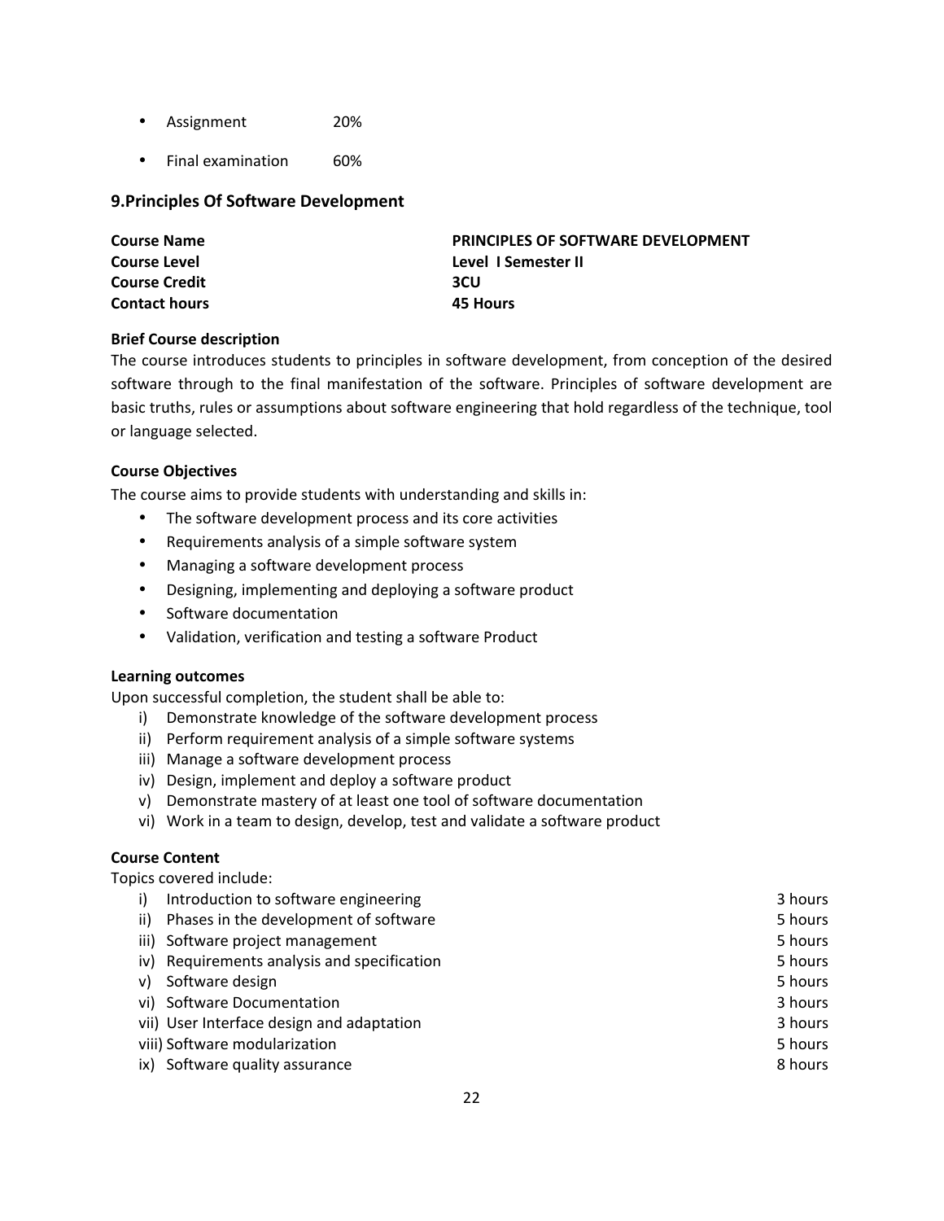- Assignment 20%
- Final examination 60%

## 9.Principles Of Software Development

| | |
|---|---|
| **Course Name** | **PRINCIPLES OF SOFTWARE DEVELOPMENT** |
| **Course Level** | **Level I Semester II** |
| **Course Credit** | **3CU** |
| **Contact hours** | **45 Hours** |

**Brief Course description**

The course introduces students to principles in software development, from conception of the desired software through to the final manifestation of the software. Principles of software development are basic truths, rules or assumptions about software engineering that hold regardless of the technique, tool or language selected.

**Course Objectives**

The course aims to provide students with understanding and skills in:

- The software development process and its core activities
- Requirements analysis of a simple software system
- Managing a software development process
- Designing, implementing and deploying a software product
- Software documentation
- Validation, verification and testing a software Product

**Learning outcomes**

Upon successful completion, the student shall be able to:

i) Demonstrate knowledge of the software development process
ii) Perform requirement analysis of a simple software systems
iii) Manage a software development process
iv) Design, implement and deploy a software product
v) Demonstrate mastery of at least one tool of software documentation
vi) Work in a team to design, develop, test and validate a software product

**Course Content**

Topics covered include:

| | Topic | Hours |
|---|---|---|
| i) | Introduction to software engineering | 3 hours |
| ii) | Phases in the development of software | 5 hours |
| iii) | Software project management | 5 hours |
| iv) | Requirements analysis and specification | 5 hours |
| v) | Software design | 5 hours |
| vi) | Software Documentation | 3 hours |
| vii) | User Interface design and adaptation | 3 hours |
| viii) | Software modularization | 5 hours |
| ix) | Software quality assurance | 8 hours |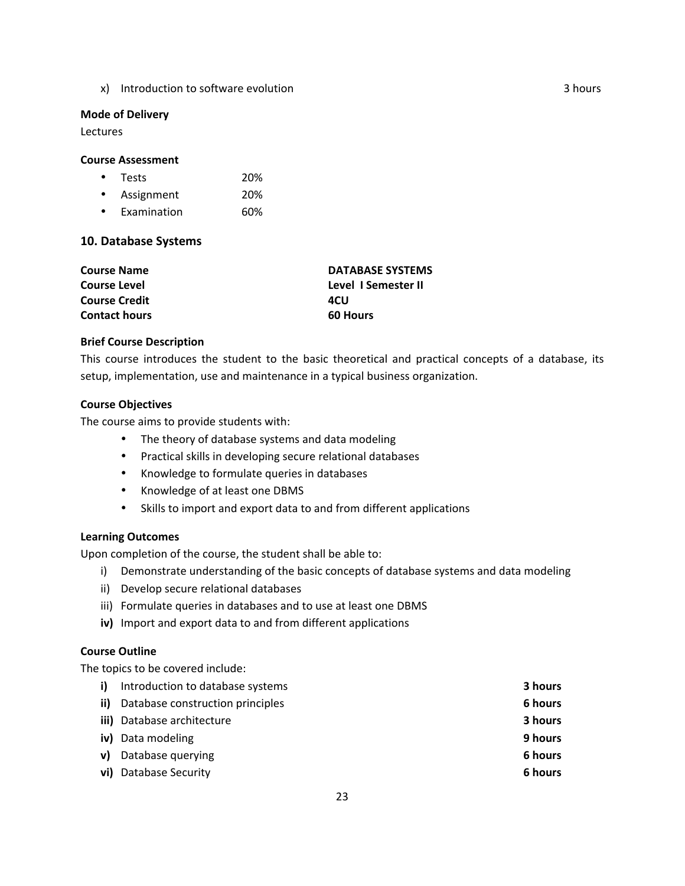x) Introduction to software evolution 3 hours

**Mode of Delivery**

Lectures

**Course Assessment**

- Tests 20%
- Assignment 20%
- Examination 60%

## 10. Database Systems

| | |
|---|---|
| **Course Name** | **DATABASE SYSTEMS** |
| **Course Level** | **Level I Semester II** |
| **Course Credit** | **4CU** |
| **Contact hours** | **60 Hours** |

**Brief Course Description**

This course introduces the student to the basic theoretical and practical concepts of a database, its setup, implementation, use and maintenance in a typical business organization.

**Course Objectives**

The course aims to provide students with:

- The theory of database systems and data modeling
- Practical skills in developing secure relational databases
- Knowledge to formulate queries in databases
- Knowledge of at least one DBMS
- Skills to import and export data to and from different applications

**Learning Outcomes**

Upon completion of the course, the student shall be able to:

i) Demonstrate understanding of the basic concepts of database systems and data modeling
ii) Develop secure relational databases
iii) Formulate queries in databases and to use at least one DBMS
**iv)** Import and export data to and from different applications

**Course Outline**

The topics to be covered include:

| | | |
|---|---|---|
| **i)** | Introduction to database systems | **3 hours** |
| **ii)** | Database construction principles | **6 hours** |
| **iii)** | Database architecture | **3 hours** |
| **iv)** | Data modeling | **9 hours** |
| **v)** | Database querying | **6 hours** |
| **vi)** | Database Security | **6 hours** |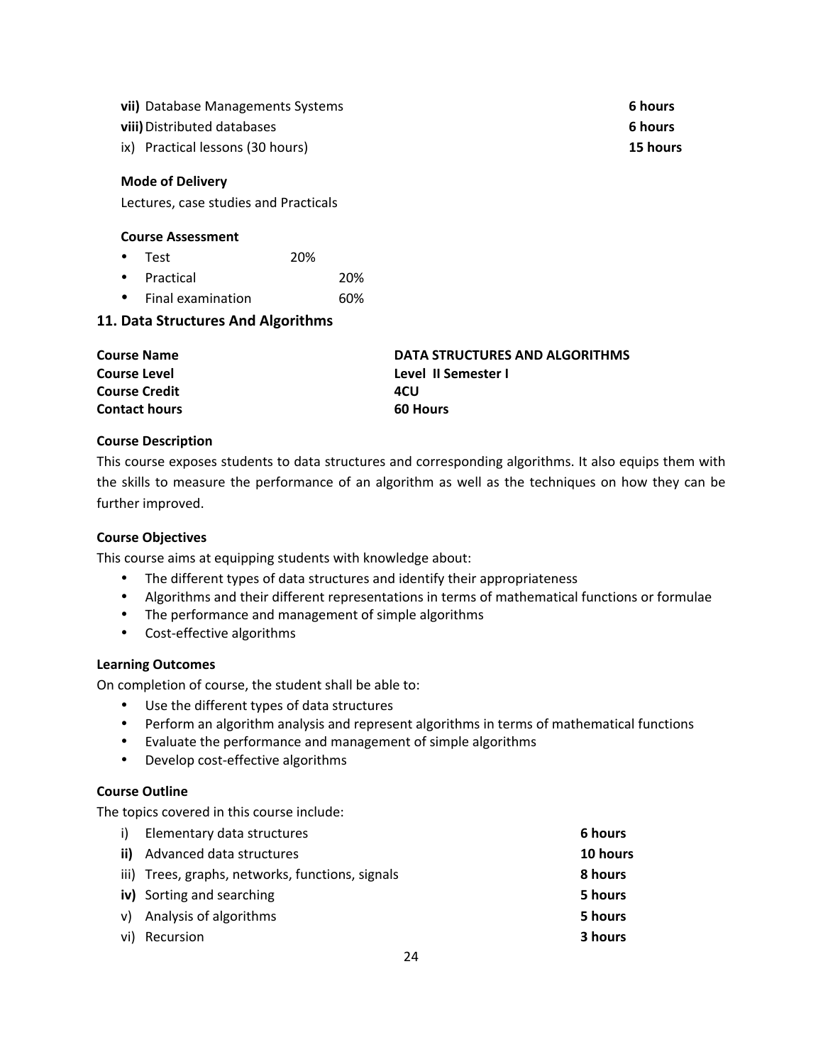- **vii)** Database Managements Systems **6 hours**
- **viii)** Distributed databases **6 hours**
- ix) Practical lessons (30 hours) **15 hours**

**Mode of Delivery**

Lectures, case studies and Practicals

**Course Assessment**

- Test 20%
- Practical 20%
- Final examination 60%

## 11. Data Structures And Algorithms

| | |
|---|---|
| **Course Name** | **DATA STRUCTURES AND ALGORITHMS** |
| **Course Level** | **Level II Semester I** |
| **Course Credit** | **4CU** |
| **Contact hours** | **60 Hours** |

**Course Description**

This course exposes students to data structures and corresponding algorithms. It also equips them with the skills to measure the performance of an algorithm as well as the techniques on how they can be further improved.

**Course Objectives**

This course aims at equipping students with knowledge about:

- The different types of data structures and identify their appropriateness
- Algorithms and their different representations in terms of mathematical functions or formulae
- The performance and management of simple algorithms
- Cost-effective algorithms

**Learning Outcomes**

On completion of course, the student shall be able to:

- Use the different types of data structures
- Perform an algorithm analysis and represent algorithms in terms of mathematical functions
- Evaluate the performance and management of simple algorithms
- Develop cost-effective algorithms

**Course Outline**

The topics covered in this course include:

- i) Elementary data structures **6 hours**
- **ii)** Advanced data structures **10 hours**
- iii) Trees, graphs, networks, functions, signals **8 hours**
- **iv)** Sorting and searching **5 hours**
- v) Analysis of algorithms **5 hours**
- vi) Recursion **3 hours**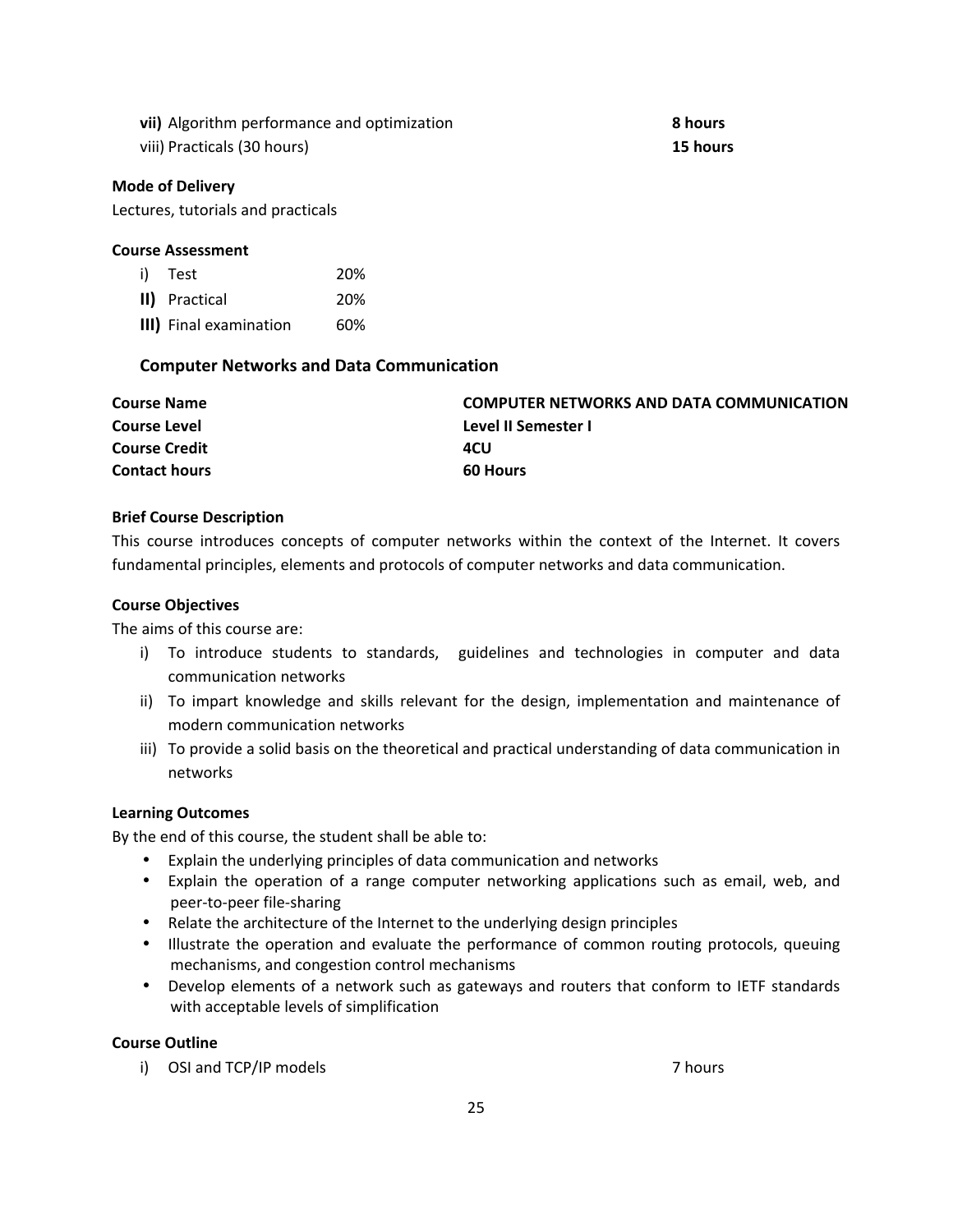**vii)** Algorithm performance and optimization **8 hours**

viii) Practicals (30 hours) **15 hours**

**Mode of Delivery**

Lectures, tutorials and practicals

**Course Assessment**

| | | |
|---|---|---|
| i) | Test | 20% |
| **II)** | Practical | 20% |
| **III)** | Final examination | 60% |

### Computer Networks and Data Communication

| | |
|---|---|
| **Course Name** | **COMPUTER NETWORKS AND DATA COMMUNICATION** |
| **Course Level** | **Level II Semester I** |
| **Course Credit** | **4CU** |
| **Contact hours** | **60 Hours** |

**Brief Course Description**

This course introduces concepts of computer networks within the context of the Internet. It covers fundamental principles, elements and protocols of computer networks and data communication.

**Course Objectives**

The aims of this course are:

i) To introduce students to standards, guidelines and technologies in computer and data communication networks

ii) To impart knowledge and skills relevant for the design, implementation and maintenance of modern communication networks

iii) To provide a solid basis on the theoretical and practical understanding of data communication in networks

**Learning Outcomes**

By the end of this course, the student shall be able to:

- Explain the underlying principles of data communication and networks
- Explain the operation of a range computer networking applications such as email, web, and peer-to-peer file-sharing
- Relate the architecture of the Internet to the underlying design principles
- Illustrate the operation and evaluate the performance of common routing protocols, queuing mechanisms, and congestion control mechanisms
- Develop elements of a network such as gateways and routers that conform to IETF standards with acceptable levels of simplification

**Course Outline**

i) OSI and TCP/IP models 7 hours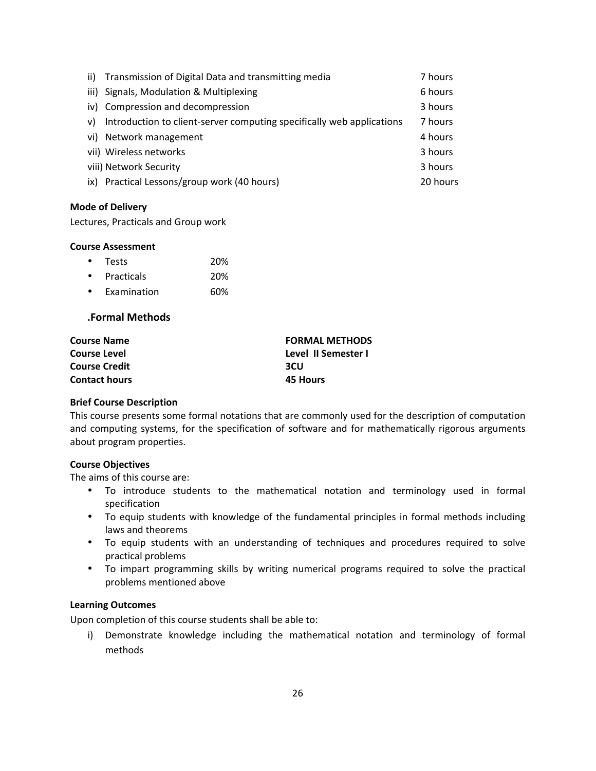| | | |
|---|---|---|
| ii) | Transmission of Digital Data and transmitting media | 7 hours |
| iii) | Signals, Modulation & Multiplexing | 6 hours |
| iv) | Compression and decompression | 3 hours |
| v) | Introduction to client-server computing specifically web applications | 7 hours |
| vi) | Network management | 4 hours |
| vii) | Wireless networks | 3 hours |
| viii) | Network Security | 3 hours |
| ix) | Practical Lessons/group work (40 hours) | 20 hours |

**Mode of Delivery**

Lectures, Practicals and Group work

**Course Assessment**

- Tests 20%
- Practicals 20%
- Examination 60%

## .Formal Methods

| | |
|---|---|
| **Course Name** | **FORMAL METHODS** |
| **Course Level** | **Level II Semester I** |
| **Course Credit** | **3CU** |
| **Contact hours** | **45 Hours** |

**Brief Course Description**

This course presents some formal notations that are commonly used for the description of computation and computing systems, for the specification of software and for mathematically rigorous arguments about program properties.

**Course Objectives**

The aims of this course are:

- To introduce students to the mathematical notation and terminology used in formal specification
- To equip students with knowledge of the fundamental principles in formal methods including laws and theorems
- To equip students with an understanding of techniques and procedures required to solve practical problems
- To impart programming skills by writing numerical programs required to solve the practical problems mentioned above

**Learning Outcomes**

Upon completion of this course students shall be able to:

i) Demonstrate knowledge including the mathematical notation and terminology of formal methods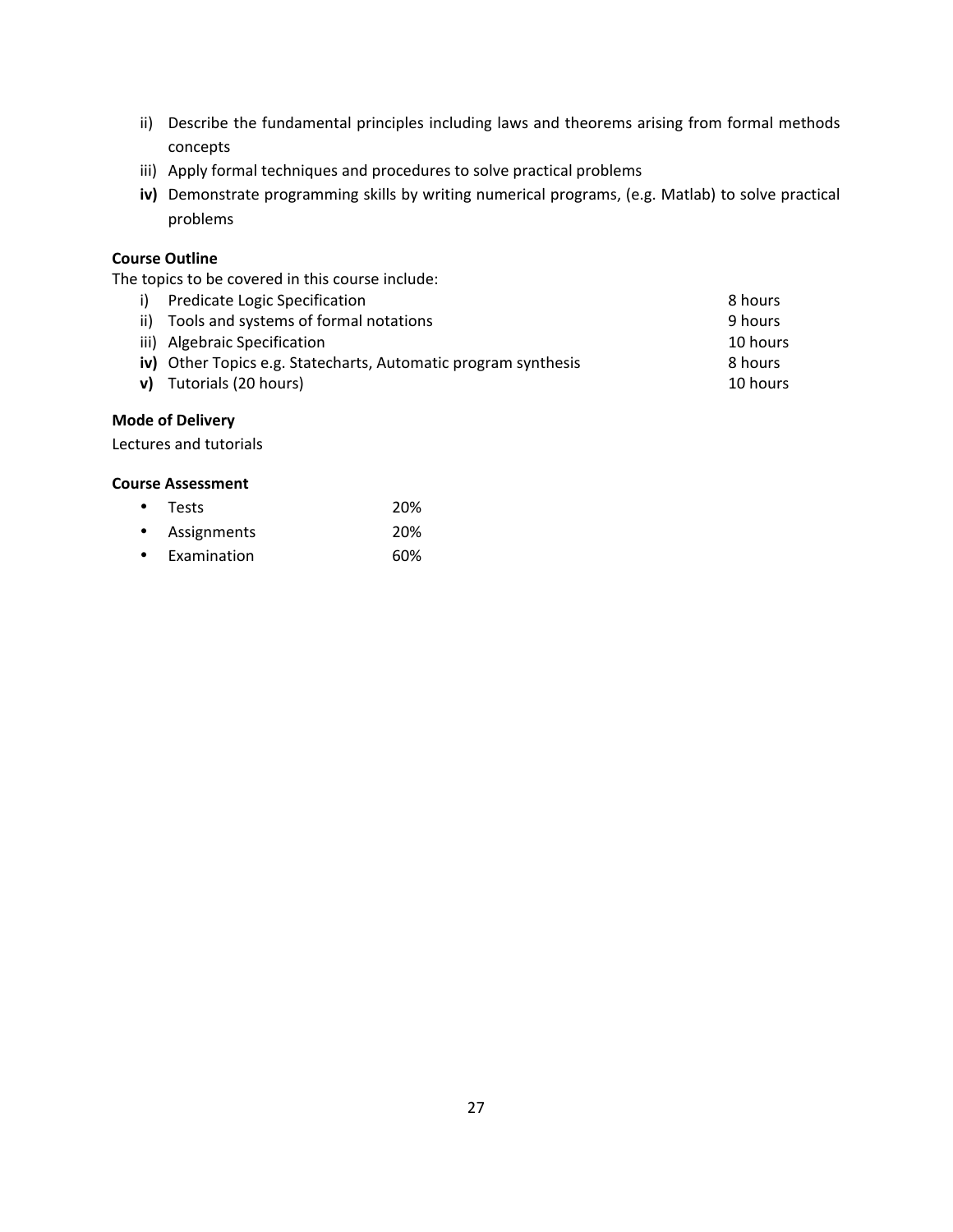ii) Describe the fundamental principles including laws and theorems arising from formal methods concepts
iii) Apply formal techniques and procedures to solve practical problems
**iv)** Demonstrate programming skills by writing numerical programs, (e.g. Matlab) to solve practical problems

**Course Outline**

The topics to be covered in this course include:

| | Topic | Hours |
|---|---|---|
| i) | Predicate Logic Specification | 8 hours |
| ii) | Tools and systems of formal notations | 9 hours |
| iii) | Algebraic Specification | 10 hours |
| **iv)** | Other Topics e.g. Statecharts, Automatic program synthesis | 8 hours |
| **v)** | Tutorials (20 hours) | 10 hours |

**Mode of Delivery**

Lectures and tutorials

**Course Assessment**

- Tests 20%
- Assignments 20%
- Examination 60%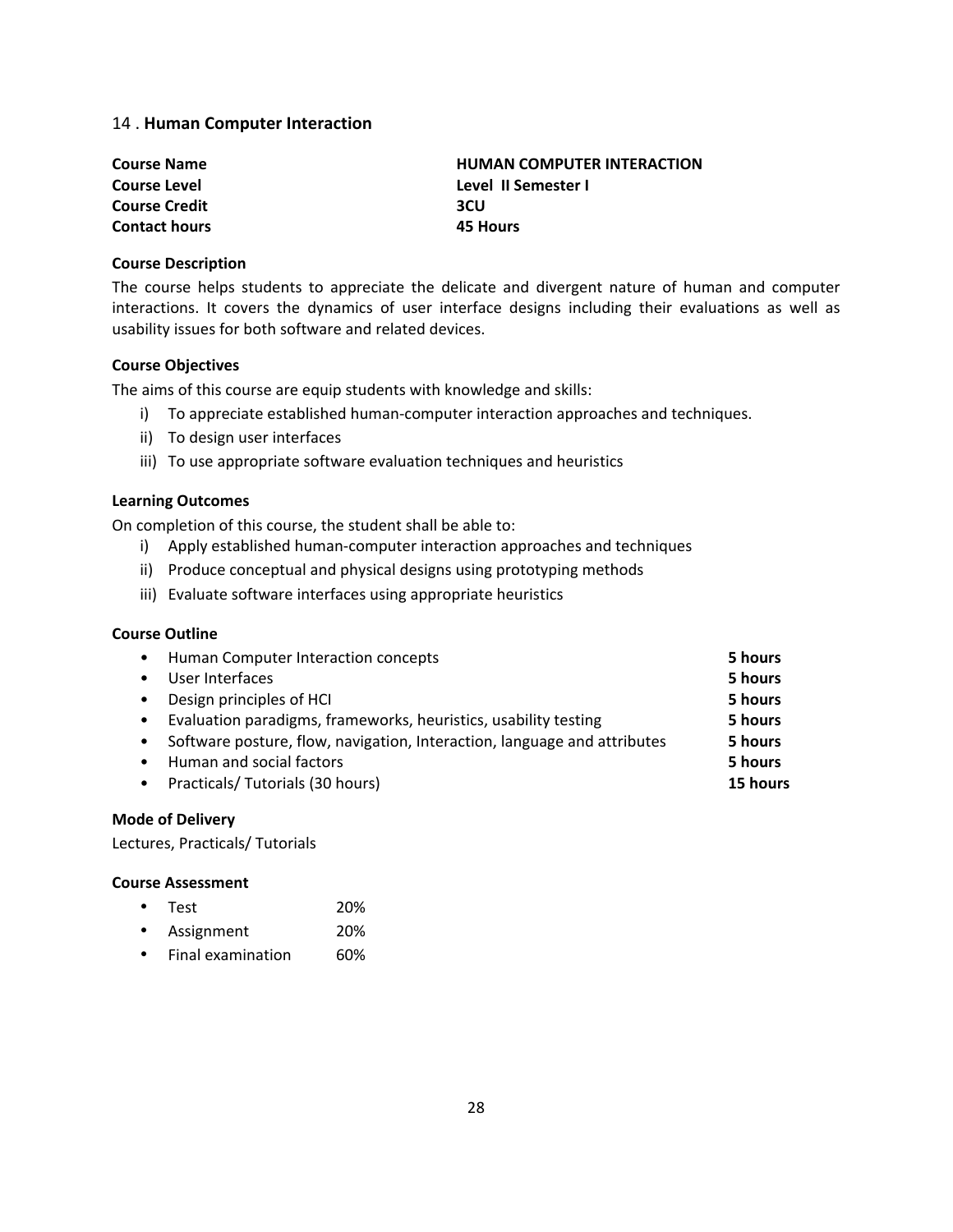## 14 . **Human Computer Interaction**

| | |
|---|---|
| **Course Name** | **HUMAN COMPUTER INTERACTION** |
| **Course Level** | **Level II Semester I** |
| **Course Credit** | **3CU** |
| **Contact hours** | **45 Hours** |

**Course Description**

The course helps students to appreciate the delicate and divergent nature of human and computer interactions. It covers the dynamics of user interface designs including their evaluations as well as usability issues for both software and related devices.

**Course Objectives**

The aims of this course are equip students with knowledge and skills:

i) To appreciate established human-computer interaction approaches and techniques.
ii) To design user interfaces
iii) To use appropriate software evaluation techniques and heuristics

**Learning Outcomes**

On completion of this course, the student shall be able to:

i) Apply established human-computer interaction approaches and techniques
ii) Produce conceptual and physical designs using prototyping methods
iii) Evaluate software interfaces using appropriate heuristics

**Course Outline**

| | |
|---|---|
| • Human Computer Interaction concepts | **5 hours** |
| • User Interfaces | **5 hours** |
| • Design principles of HCI | **5 hours** |
| • Evaluation paradigms, frameworks, heuristics, usability testing | **5 hours** |
| • Software posture, flow, navigation, Interaction, language and attributes | **5 hours** |
| • Human and social factors | **5 hours** |
| • Practicals/ Tutorials (30 hours) | **15 hours** |

**Mode of Delivery**

Lectures, Practicals/ Tutorials

**Course Assessment**

| | |
|---|---|
| • Test | 20% |
| • Assignment | 20% |
| • Final examination | 60% |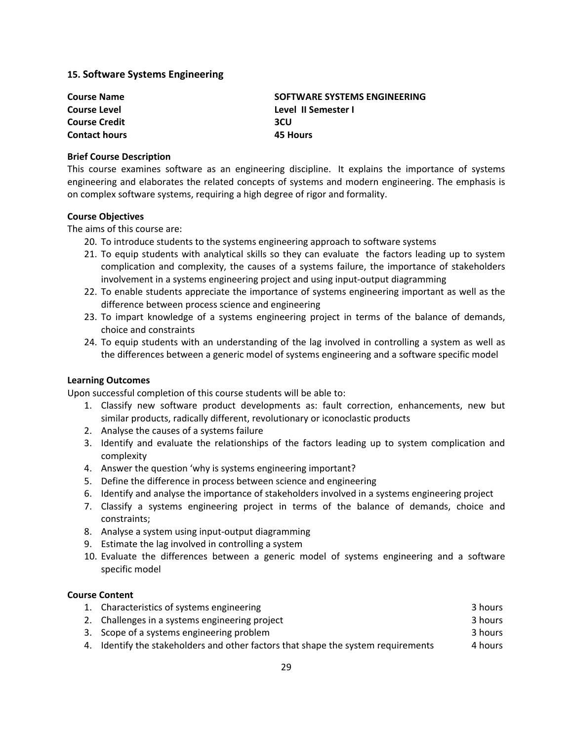### 15. Software Systems Engineering

**Course Name** **SOFTWARE SYSTEMS ENGINEERING**
**Course Level** **Level II Semester I**
**Course Credit** **3CU**
**Contact hours** **45 Hours**

**Brief Course Description**

This course examines software as an engineering discipline. It explains the importance of systems engineering and elaborates the related concepts of systems and modern engineering. The emphasis is on complex software systems, requiring a high degree of rigor and formality.

**Course Objectives**

The aims of this course are:

20. To introduce students to the systems engineering approach to software systems
21. To equip students with analytical skills so they can evaluate the factors leading up to system complication and complexity, the causes of a systems failure, the importance of stakeholders involvement in a systems engineering project and using input-output diagramming
22. To enable students appreciate the importance of systems engineering important as well as the difference between process science and engineering
23. To impart knowledge of a systems engineering project in terms of the balance of demands, choice and constraints
24. To equip students with an understanding of the lag involved in controlling a system as well as the differences between a generic model of systems engineering and a software specific model

**Learning Outcomes**

Upon successful completion of this course students will be able to:

1. Classify new software product developments as: fault correction, enhancements, new but similar products, radically different, revolutionary or iconoclastic products
2. Analyse the causes of a systems failure
3. Identify and evaluate the relationships of the factors leading up to system complication and complexity
4. Answer the question 'why is systems engineering important?
5. Define the difference in process between science and engineering
6. Identify and analyse the importance of stakeholders involved in a systems engineering project
7. Classify a systems engineering project in terms of the balance of demands, choice and constraints;
8. Analyse a system using input-output diagramming
9. Estimate the lag involved in controlling a system
10. Evaluate the differences between a generic model of systems engineering and a software specific model

**Course Content**

1. Characteristics of systems engineering — 3 hours
2. Challenges in a systems engineering project — 3 hours
3. Scope of a systems engineering problem — 3 hours
4. Identify the stakeholders and other factors that shape the system requirements — 4 hours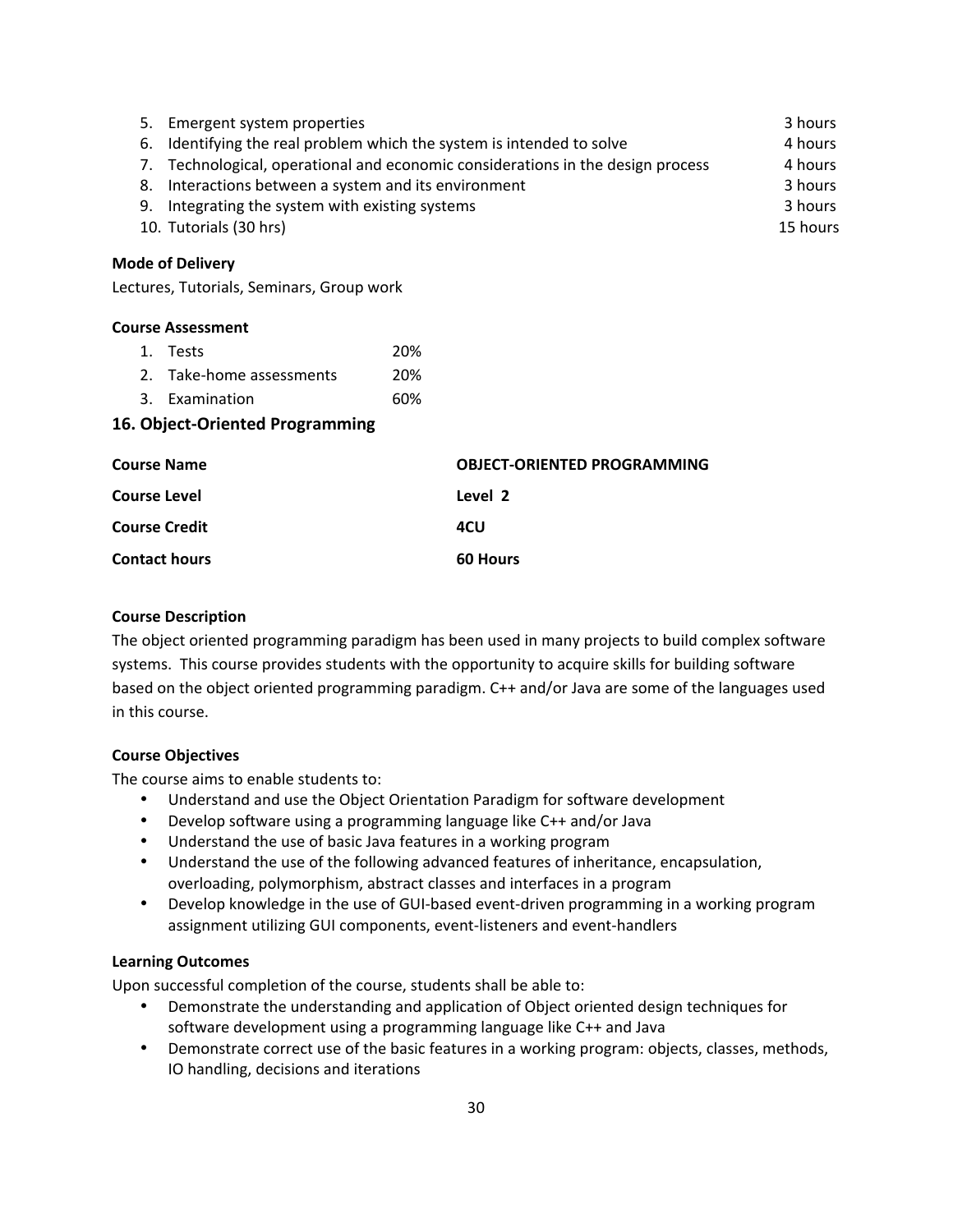5. Emergent system properties — 3 hours
6. Identifying the real problem which the system is intended to solve — 4 hours
7. Technological, operational and economic considerations in the design process — 4 hours
8. Interactions between a system and its environment — 3 hours
9. Integrating the system with existing systems — 3 hours
10. Tutorials (30 hrs) — 15 hours

**Mode of Delivery**

Lectures, Tutorials, Seminars, Group work

**Course Assessment**

| | | |
|---|---|---|
| 1. | Tests | 20% |
| 2. | Take-home assessments | 20% |
| 3. | Examination | 60% |

## 16. Object-Oriented Programming

| | |
|---|---|
| **Course Name** | **OBJECT-ORIENTED PROGRAMMING** |
| **Course Level** | **Level 2** |
| **Course Credit** | **4CU** |
| **Contact hours** | **60 Hours** |

**Course Description**

The object oriented programming paradigm has been used in many projects to build complex software systems. This course provides students with the opportunity to acquire skills for building software based on the object oriented programming paradigm. C++ and/or Java are some of the languages used in this course.

**Course Objectives**

The course aims to enable students to:

- Understand and use the Object Orientation Paradigm for software development
- Develop software using a programming language like C++ and/or Java
- Understand the use of basic Java features in a working program
- Understand the use of the following advanced features of inheritance, encapsulation, overloading, polymorphism, abstract classes and interfaces in a program
- Develop knowledge in the use of GUI-based event-driven programming in a working program assignment utilizing GUI components, event-listeners and event-handlers

**Learning Outcomes**

Upon successful completion of the course, students shall be able to:

- Demonstrate the understanding and application of Object oriented design techniques for software development using a programming language like C++ and Java
- Demonstrate correct use of the basic features in a working program: objects, classes, methods, IO handling, decisions and iterations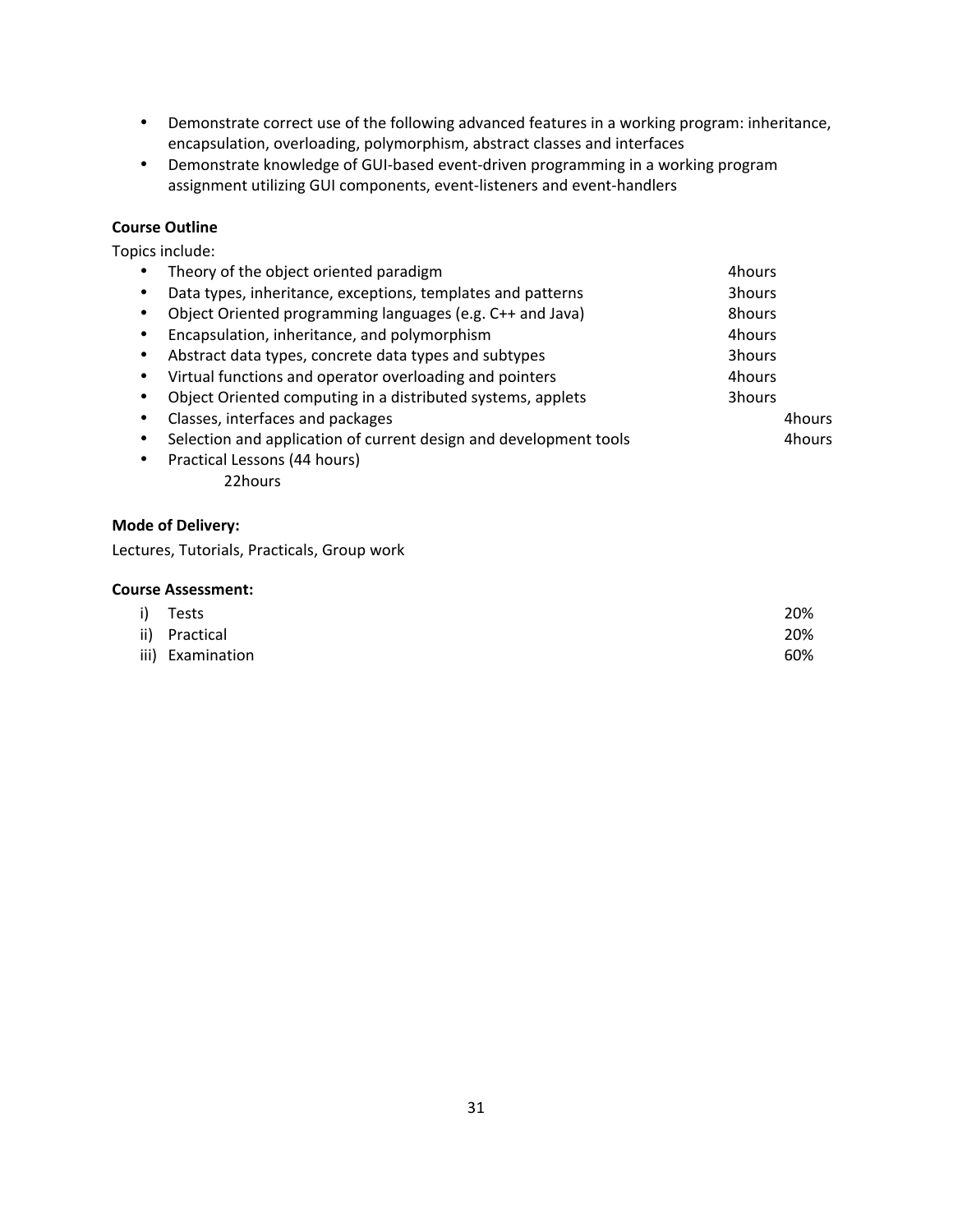- Demonstrate correct use of the following advanced features in a working program: inheritance, encapsulation, overloading, polymorphism, abstract classes and interfaces
- Demonstrate knowledge of GUI-based event-driven programming in a working program assignment utilizing GUI components, event-listeners and event-handlers

**Course Outline**

Topics include:

- Theory of the object oriented paradigm 4hours
- Data types, inheritance, exceptions, templates and patterns 3hours
- Object Oriented programming languages (e.g. C++ and Java) 8hours
- Encapsulation, inheritance, and polymorphism 4hours
- Abstract data types, concrete data types and subtypes 3hours
- Virtual functions and operator overloading and pointers 4hours
- Object Oriented computing in a distributed systems, applets 3hours
- Classes, interfaces and packages 4hours
- Selection and application of current design and development tools 4hours
- Practical Lessons (44 hours)
  22hours

**Mode of Delivery:**

Lectures, Tutorials, Practicals, Group work

**Course Assessment:**

i) Tests 20%
ii) Practical 20%
iii) Examination 60%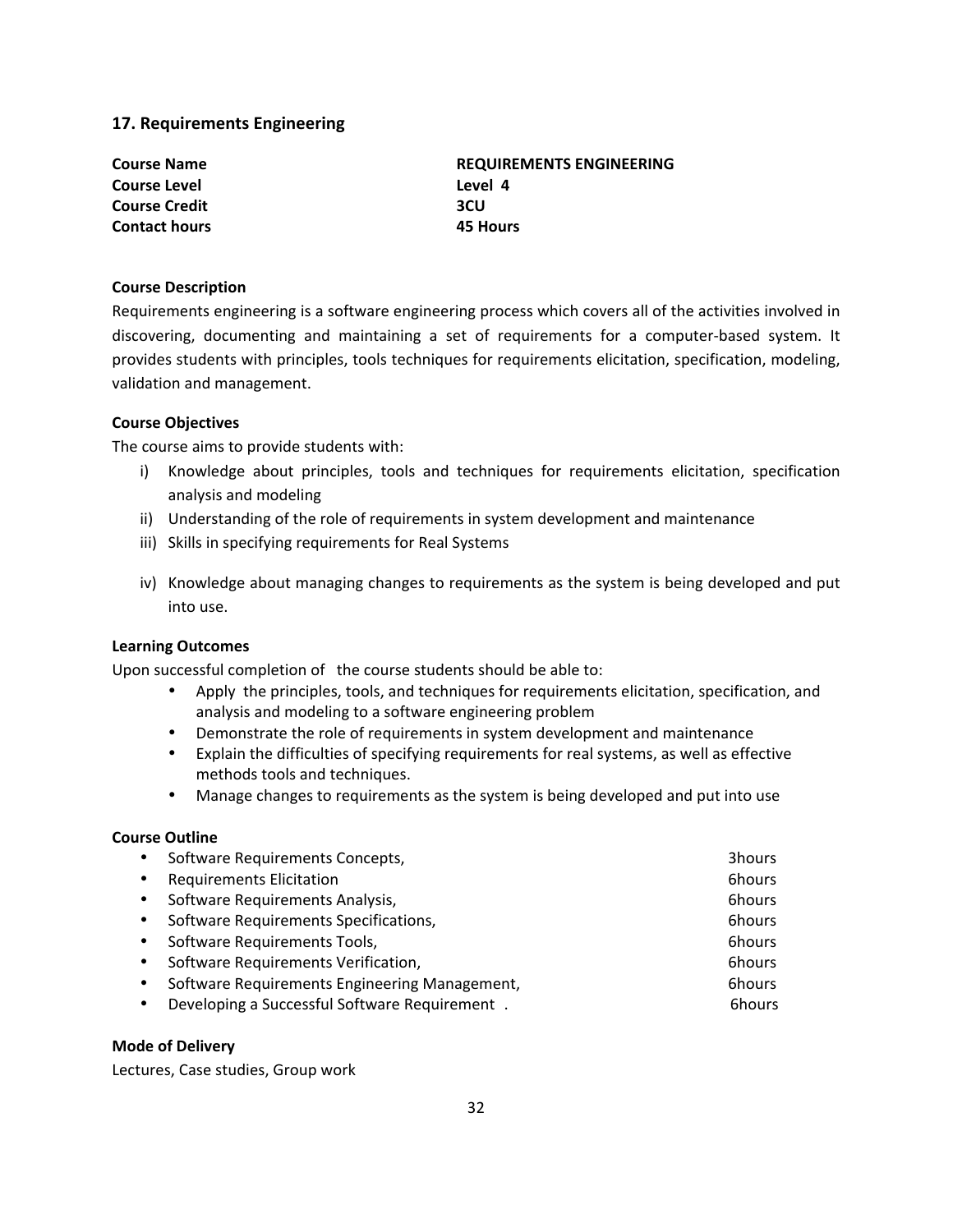## 17. Requirements Engineering

| | |
|---|---|
| **Course Name** | **REQUIREMENTS ENGINEERING** |
| **Course Level** | **Level 4** |
| **Course Credit** | **3CU** |
| **Contact hours** | **45 Hours** |

**Course Description**

Requirements engineering is a software engineering process which covers all of the activities involved in discovering, documenting and maintaining a set of requirements for a computer-based system. It provides students with principles, tools techniques for requirements elicitation, specification, modeling, validation and management.

**Course Objectives**

The course aims to provide students with:

i) Knowledge about principles, tools and techniques for requirements elicitation, specification analysis and modeling
ii) Understanding of the role of requirements in system development and maintenance
iii) Skills in specifying requirements for Real Systems
iv) Knowledge about managing changes to requirements as the system is being developed and put into use.

**Learning Outcomes**

Upon successful completion of the course students should be able to:

- Apply the principles, tools, and techniques for requirements elicitation, specification, and analysis and modeling to a software engineering problem
- Demonstrate the role of requirements in system development and maintenance
- Explain the difficulties of specifying requirements for real systems, as well as effective methods tools and techniques.
- Manage changes to requirements as the system is being developed and put into use

**Course Outline**

| | |
|---|---|
| • Software Requirements Concepts, | 3hours |
| • Requirements Elicitation | 6hours |
| • Software Requirements Analysis, | 6hours |
| • Software Requirements Specifications, | 6hours |
| • Software Requirements Tools, | 6hours |
| • Software Requirements Verification, | 6hours |
| • Software Requirements Engineering Management, | 6hours |
| • Developing a Successful Software Requirement . | 6hours |

**Mode of Delivery**

Lectures, Case studies, Group work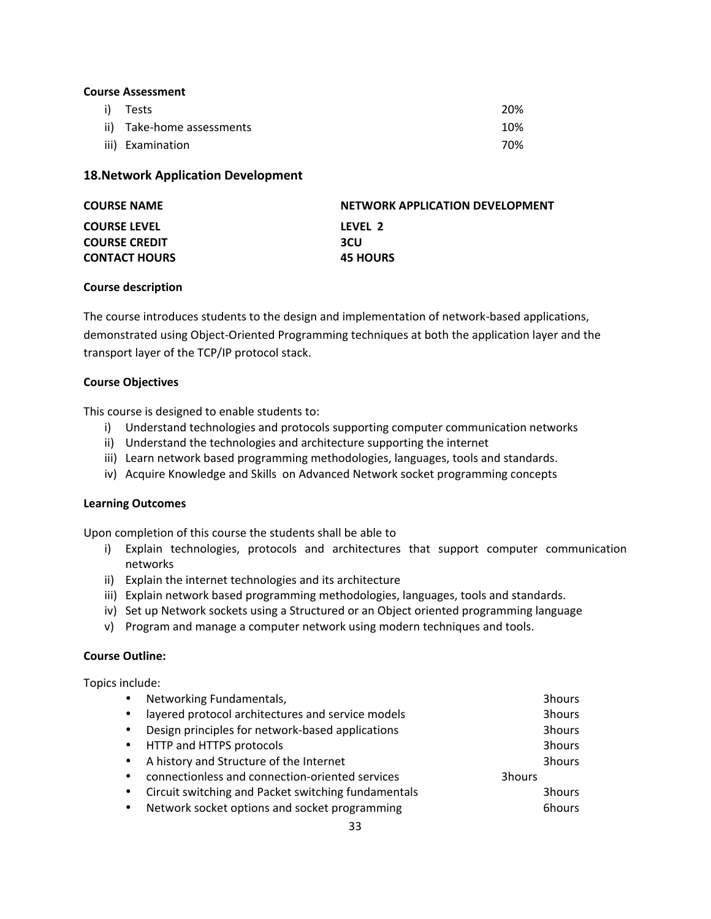**Course Assessment**

| | | |
|---|---|---|
| i) | Tests | 20% |
| ii) | Take-home assessments | 10% |
| iii) | Examination | 70% |

## 18.Network Application Development

| | |
|---|---|
| **COURSE NAME** | **NETWORK APPLICATION DEVELOPMENT** |
| **COURSE LEVEL** | **LEVEL 2** |
| **COURSE CREDIT** | **3CU** |
| **CONTACT HOURS** | **45 HOURS** |

**Course description**

The course introduces students to the design and implementation of network-based applications, demonstrated using Object-Oriented Programming techniques at both the application layer and the transport layer of the TCP/IP protocol stack.

**Course Objectives**

This course is designed to enable students to:

i) Understand technologies and protocols supporting computer communication networks
ii) Understand the technologies and architecture supporting the internet
iii) Learn network based programming methodologies, languages, tools and standards.
iv) Acquire Knowledge and Skills on Advanced Network socket programming concepts

**Learning Outcomes**

Upon completion of this course the students shall be able to

i) Explain technologies, protocols and architectures that support computer communication networks
ii) Explain the internet technologies and its architecture
iii) Explain network based programming methodologies, languages, tools and standards.
iv) Set up Network sockets using a Structured or an Object oriented programming language
v) Program and manage a computer network using modern techniques and tools.

**Course Outline:**

Topics include:

| Topic | Hours |
|---|---|
| • Networking Fundamentals, | 3hours |
| • layered protocol architectures and service models | 3hours |
| • Design principles for network-based applications | 3hours |
| • HTTP and HTTPS protocols | 3hours |
| • A history and Structure of the Internet | 3hours |
| • connectionless and connection-oriented services | 3hours |
| • Circuit switching and Packet switching fundamentals | 3hours |
| • Network socket options and socket programming | 6hours |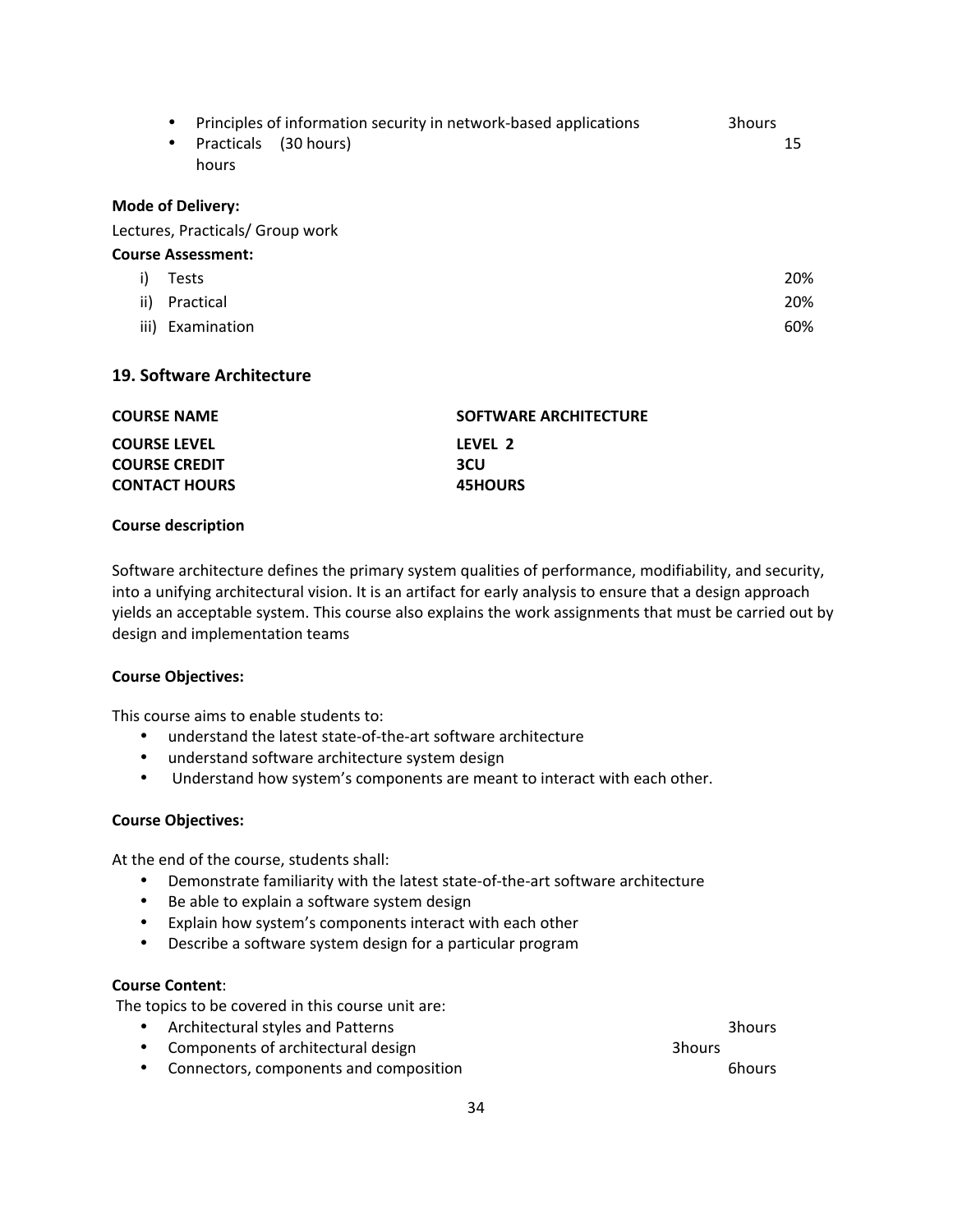- Principles of information security in network-based applications 3hours
- Practicals (30 hours) 15 hours

**Mode of Delivery:**

Lectures, Practicals/ Group work

**Course Assessment:**

| | | |
|---|---|---|
| i) | Tests | 20% |
| ii) | Practical | 20% |
| iii) | Examination | 60% |

## 19. Software Architecture

| | |
|---|---|
| **COURSE NAME** | **SOFTWARE ARCHITECTURE** |
| **COURSE LEVEL** | **LEVEL 2** |
| **COURSE CREDIT** | **3CU** |
| **CONTACT HOURS** | **45HOURS** |

**Course description**

Software architecture defines the primary system qualities of performance, modifiability, and security, into a unifying architectural vision. It is an artifact for early analysis to ensure that a design approach yields an acceptable system. This course also explains the work assignments that must be carried out by design and implementation teams

**Course Objectives:**

This course aims to enable students to:

- understand the latest state-of-the-art software architecture
- understand software architecture system design
- Understand how system's components are meant to interact with each other.

**Course Objectives:**

At the end of the course, students shall:

- Demonstrate familiarity with the latest state-of-the-art software architecture
- Be able to explain a software system design
- Explain how system's components interact with each other
- Describe a software system design for a particular program

**Course Content**:

The topics to be covered in this course unit are:

- Architectural styles and Patterns 3hours
- Components of architectural design 3hours
- Connectors, components and composition 6hours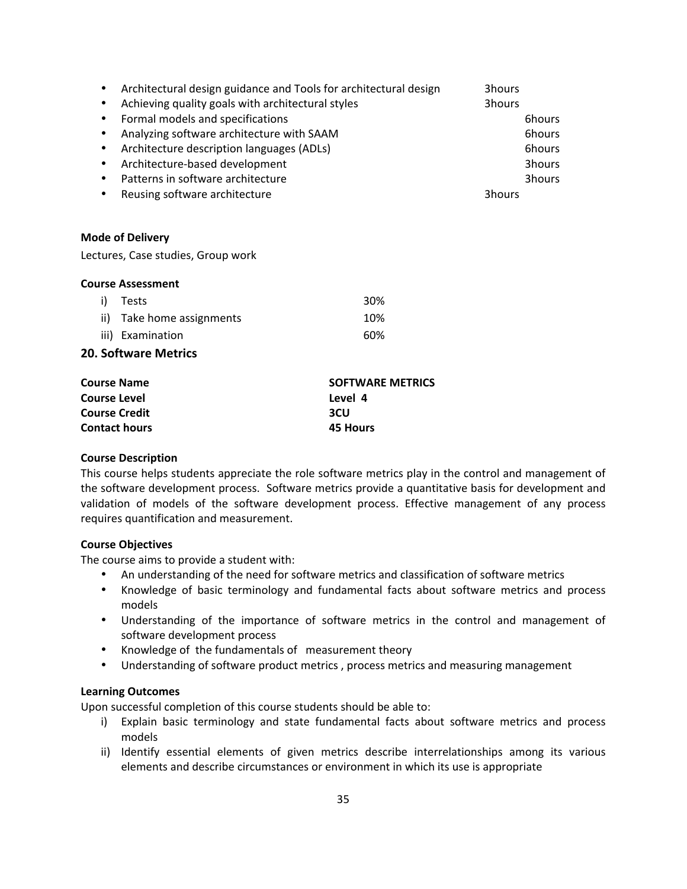- Architectural design guidance and Tools for architectural design 3hours
- Achieving quality goals with architectural styles 3hours
- Formal models and specifications 6hours
- Analyzing software architecture with SAAM 6hours
- Architecture description languages (ADLs) 6hours
- Architecture-based development 3hours
- Patterns in software architecture 3hours
- Reusing software architecture 3hours

**Mode of Delivery**

Lectures, Case studies, Group work

**Course Assessment**

| | |
|---|---|
| i) Tests | 30% |
| ii) Take home assignments | 10% |
| iii) Examination | 60% |

## 20. Software Metrics

| | |
|---|---|
| **Course Name** | **SOFTWARE METRICS** |
| **Course Level** | **Level 4** |
| **Course Credit** | **3CU** |
| **Contact hours** | **45 Hours** |

**Course Description**

This course helps students appreciate the role software metrics play in the control and management of the software development process. Software metrics provide a quantitative basis for development and validation of models of the software development process. Effective management of any process requires quantification and measurement.

**Course Objectives**

The course aims to provide a student with:

- An understanding of the need for software metrics and classification of software metrics
- Knowledge of basic terminology and fundamental facts about software metrics and process models
- Understanding of the importance of software metrics in the control and management of software development process
- Knowledge of the fundamentals of measurement theory
- Understanding of software product metrics , process metrics and measuring management

**Learning Outcomes**

Upon successful completion of this course students should be able to:

i) Explain basic terminology and state fundamental facts about software metrics and process models
ii) Identify essential elements of given metrics describe interrelationships among its various elements and describe circumstances or environment in which its use is appropriate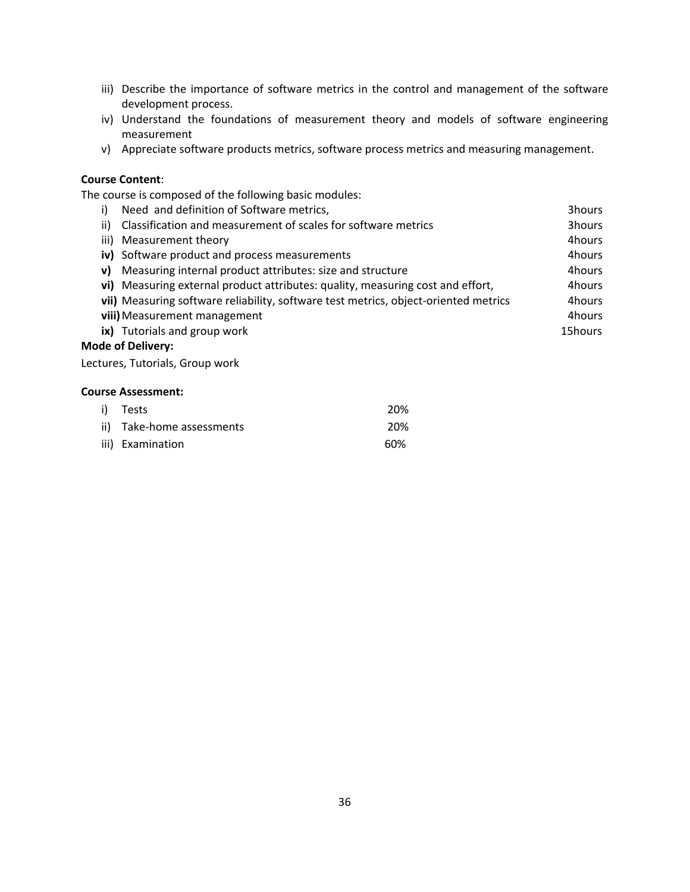iii) Describe the importance of software metrics in the control and management of the software development process.
iv) Understand the foundations of measurement theory and models of software engineering measurement
v) Appreciate software products metrics, software process metrics and measuring management.

**Course Content**:

The course is composed of the following basic modules:

| | | |
|---|---|---|
| i) | Need and definition of Software metrics, | 3hours |
| ii) | Classification and measurement of scales for software metrics | 3hours |
| iii) | Measurement theory | 4hours |
| **iv)** | Software product and process measurements | 4hours |
| **v)** | Measuring internal product attributes: size and structure | 4hours |
| **vi)** | Measuring external product attributes: quality, measuring cost and effort, | 4hours |
| **vii)** | Measuring software reliability, software test metrics, object-oriented metrics | 4hours |
| **viii)** | Measurement management | 4hours |
| **ix)** | Tutorials and group work | 15hours |

**Mode of Delivery:**

Lectures, Tutorials, Group work

**Course Assessment:**

| | | |
|---|---|---|
| i) | Tests | 20% |
| ii) | Take-home assessments | 20% |
| iii) | Examination | 60% |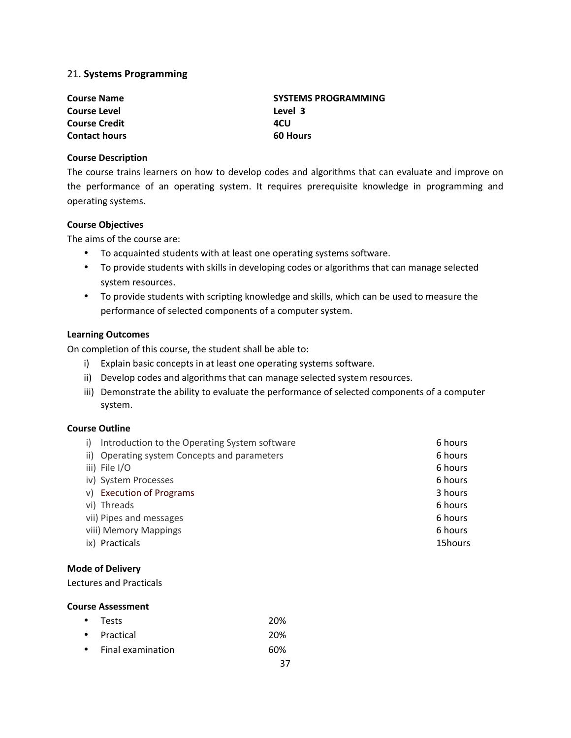## 21. **Systems Programming**

| | |
|---|---|
| **Course Name** | **SYSTEMS PROGRAMMING** |
| **Course Level** | **Level 3** |
| **Course Credit** | **4CU** |
| **Contact hours** | **60 Hours** |

**Course Description**

The course trains learners on how to develop codes and algorithms that can evaluate and improve on the performance of an operating system. It requires prerequisite knowledge in programming and operating systems.

**Course Objectives**

The aims of the course are:

- To acquainted students with at least one operating systems software.
- To provide students with skills in developing codes or algorithms that can manage selected system resources.
- To provide students with scripting knowledge and skills, which can be used to measure the performance of selected components of a computer system.

**Learning Outcomes**

On completion of this course, the student shall be able to:

i) Explain basic concepts in at least one operating systems software.
ii) Develop codes and algorithms that can manage selected system resources.
iii) Demonstrate the ability to evaluate the performance of selected components of a computer system.

**Course Outline**

| | |
|---|---|
| i) Introduction to the Operating System software | 6 hours |
| ii) Operating system Concepts and parameters | 6 hours |
| iii) File I/O | 6 hours |
| iv) System Processes | 6 hours |
| v) Execution of Programs | 3 hours |
| vi) Threads | 6 hours |
| vii) Pipes and messages | 6 hours |
| viii) Memory Mappings | 6 hours |
| ix) Practicals | 15hours |

**Mode of Delivery**

Lectures and Practicals

**Course Assessment**

| | |
|---|---|
| • Tests | 20% |
| • Practical | 20% |
| • Final examination | 60% |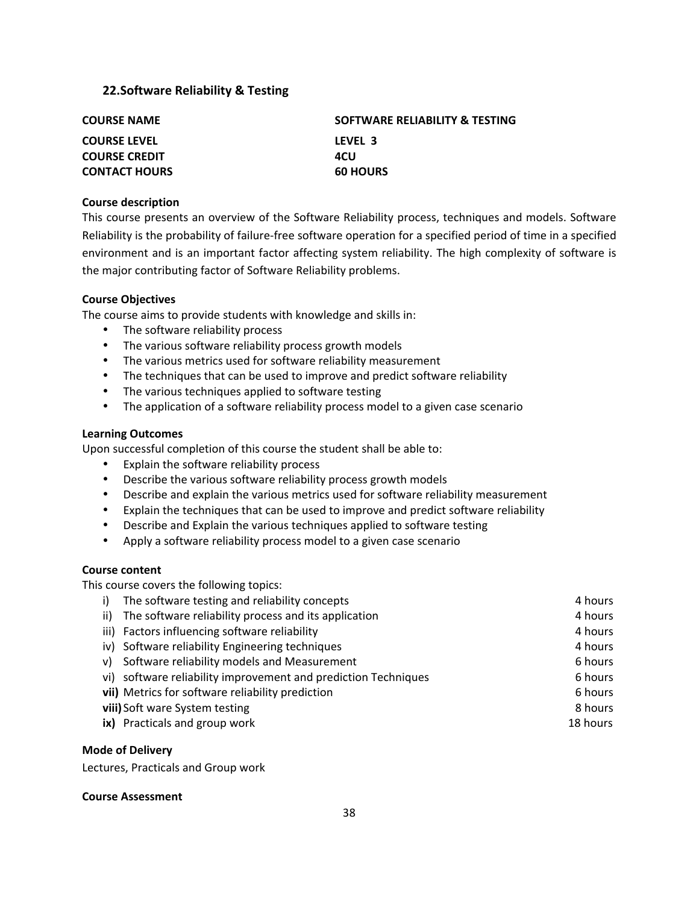## 22.Software Reliability & Testing

| | |
|---|---|
| **COURSE NAME** | **SOFTWARE RELIABILITY & TESTING** |
| **COURSE LEVEL** | **LEVEL 3** |
| **COURSE CREDIT** | **4CU** |
| **CONTACT HOURS** | **60 HOURS** |

**Course description**

This course presents an overview of the Software Reliability process, techniques and models. Software Reliability is the probability of failure-free software operation for a specified period of time in a specified environment and is an important factor affecting system reliability. The high complexity of software is the major contributing factor of Software Reliability problems.

**Course Objectives**

The course aims to provide students with knowledge and skills in:

- The software reliability process
- The various software reliability process growth models
- The various metrics used for software reliability measurement
- The techniques that can be used to improve and predict software reliability
- The various techniques applied to software testing
- The application of a software reliability process model to a given case scenario

**Learning Outcomes**

Upon successful completion of this course the student shall be able to:

- Explain the software reliability process
- Describe the various software reliability process growth models
- Describe and explain the various metrics used for software reliability measurement
- Explain the techniques that can be used to improve and predict software reliability
- Describe and Explain the various techniques applied to software testing
- Apply a software reliability process model to a given case scenario

**Course content**

This course covers the following topics:

| | Topic | Hours |
|---|---|---|
| i) | The software testing and reliability concepts | 4 hours |
| ii) | The software reliability process and its application | 4 hours |
| iii) | Factors influencing software reliability | 4 hours |
| iv) | Software reliability Engineering techniques | 4 hours |
| v) | Software reliability models and Measurement | 6 hours |
| vi) | software reliability improvement and prediction Techniques | 6 hours |
| **vii)** | Metrics for software reliability prediction | 6 hours |
| **viii)** | Soft ware System testing | 8 hours |
| **ix)** | Practicals and group work | 18 hours |

**Mode of Delivery**

Lectures, Practicals and Group work

**Course Assessment**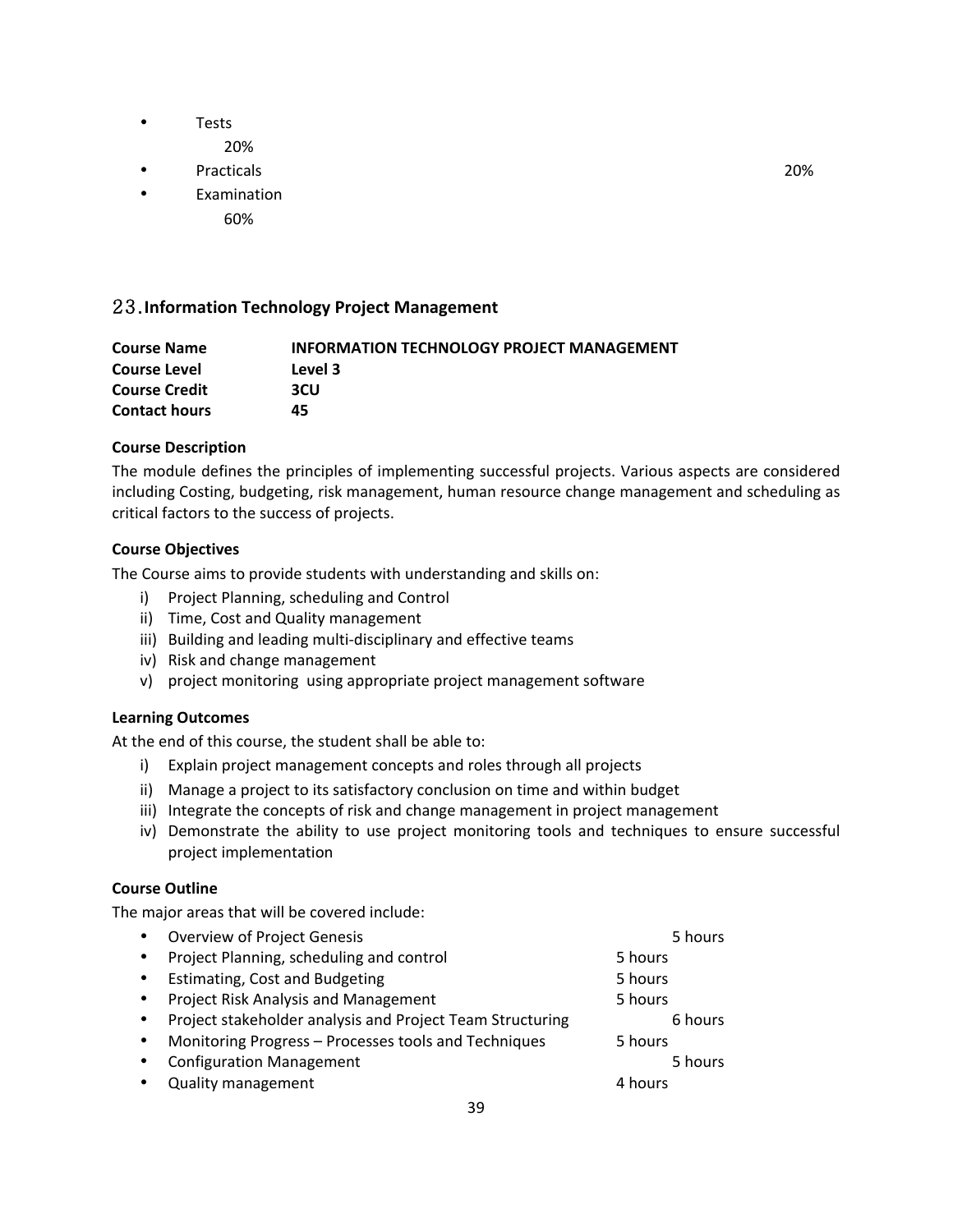- Tests 20%
- Practicals 20%
- Examination 60%

## 23. Information Technology Project Management

| | |
|---|---|
| **Course Name** | **INFORMATION TECHNOLOGY PROJECT MANAGEMENT** |
| **Course Level** | **Level 3** |
| **Course Credit** | **3CU** |
| **Contact hours** | **45** |

**Course Description**

The module defines the principles of implementing successful projects. Various aspects are considered including Costing, budgeting, risk management, human resource change management and scheduling as critical factors to the success of projects.

**Course Objectives**

The Course aims to provide students with understanding and skills on:

i) Project Planning, scheduling and Control
ii) Time, Cost and Quality management
iii) Building and leading multi-disciplinary and effective teams
iv) Risk and change management
v) project monitoring using appropriate project management software

**Learning Outcomes**

At the end of this course, the student shall be able to:

i) Explain project management concepts and roles through all projects
ii) Manage a project to its satisfactory conclusion on time and within budget
iii) Integrate the concepts of risk and change management in project management
iv) Demonstrate the ability to use project monitoring tools and techniques to ensure successful project implementation

**Course Outline**

The major areas that will be covered include:

- Overview of Project Genesis 5 hours
- Project Planning, scheduling and control 5 hours
- Estimating, Cost and Budgeting 5 hours
- Project Risk Analysis and Management 5 hours
- Project stakeholder analysis and Project Team Structuring 6 hours
- Monitoring Progress – Processes tools and Techniques 5 hours
- Configuration Management 5 hours
- Quality management 4 hours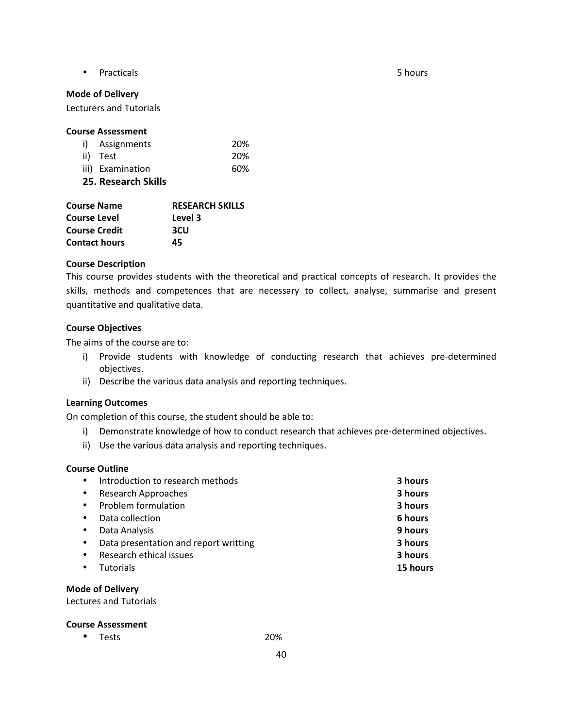- Practicals 5 hours

**Mode of Delivery**
Lecturers and Tutorials

**Course Assessment**

i) Assignments 20%
ii) Test 20%
iii) Examination 60%

## 25. Research Skills

| | |
|---|---|
| **Course Name** | **RESEARCH SKILLS** |
| **Course Level** | **Level 3** |
| **Course Credit** | **3CU** |
| **Contact hours** | **45** |

**Course Description**
This course provides students with the theoretical and practical concepts of research. It provides the skills, methods and competences that are necessary to collect, analyse, summarise and present quantitative and qualitative data.

**Course Objectives**
The aims of the course are to:

i) Provide students with knowledge of conducting research that achieves pre-determined objectives.
ii) Describe the various data analysis and reporting techniques.

**Learning Outcomes**
On completion of this course, the student should be able to:

i) Demonstrate knowledge of how to conduct research that achieves pre-determined objectives.
ii) Use the various data analysis and reporting techniques.

**Course Outline**

- Introduction to research methods **3 hours**
- Research Approaches **3 hours**
- Problem formulation **3 hours**
- Data collection **6 hours**
- Data Analysis **9 hours**
- Data presentation and report writting **3 hours**
- Research ethical issues **3 hours**
- Tutorials **15 hours**

**Mode of Delivery**
Lectures and Tutorials

**Course Assessment**

- Tests 20%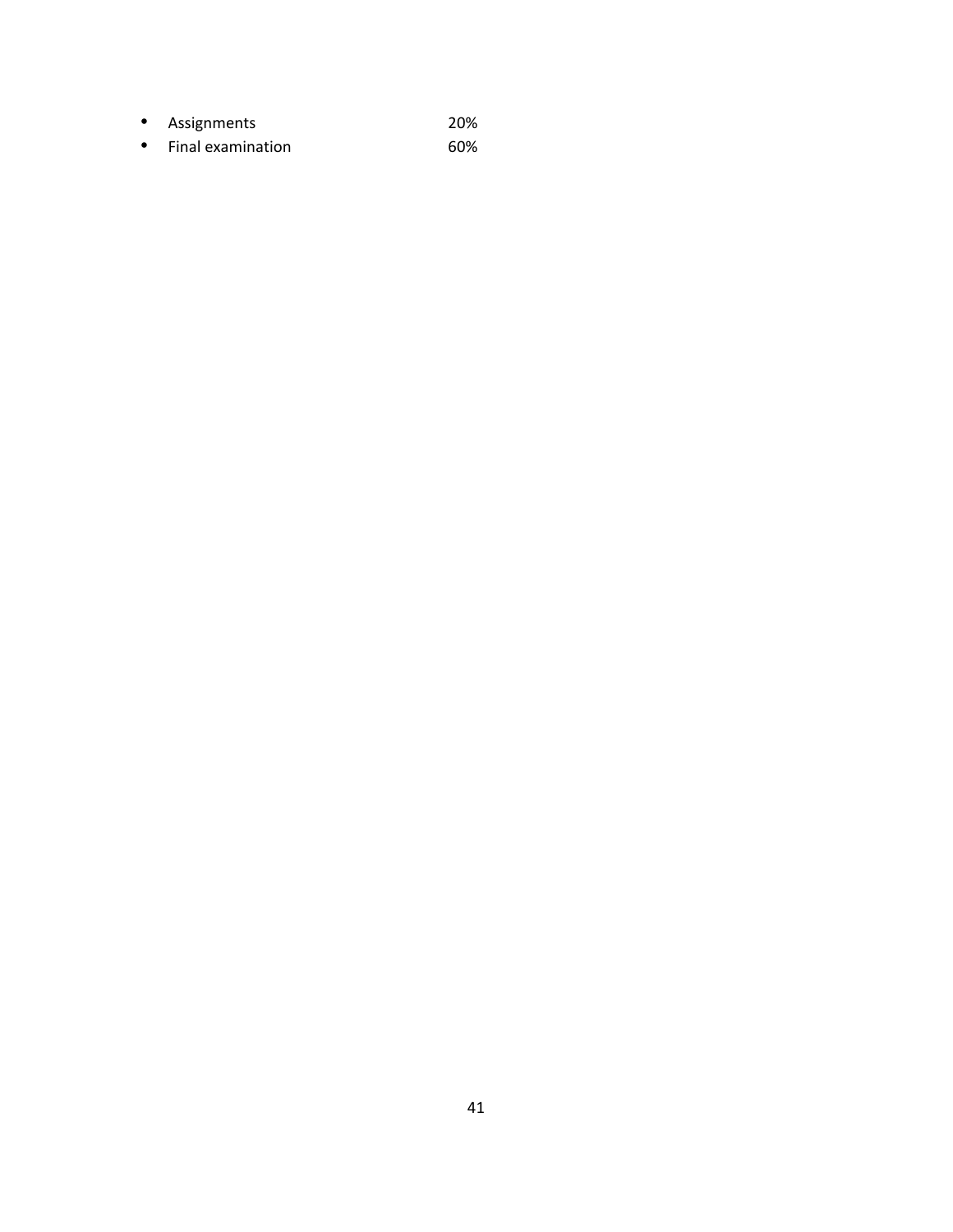- Assignments 20%
- Final examination 60%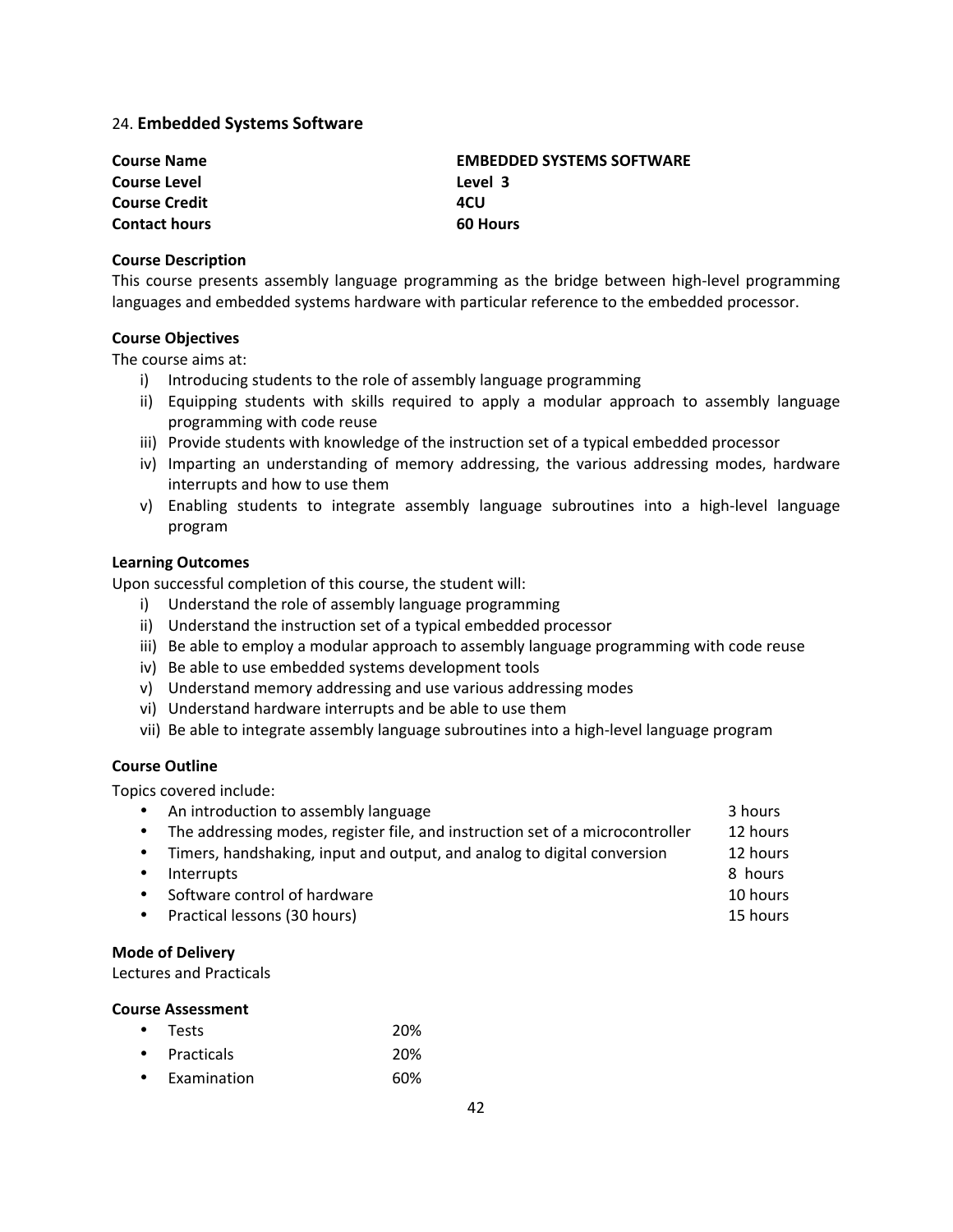## 24. **Embedded Systems Software**

| | |
|---|---|
| **Course Name** | **EMBEDDED SYSTEMS SOFTWARE** |
| **Course Level** | **Level 3** |
| **Course Credit** | **4CU** |
| **Contact hours** | **60 Hours** |

**Course Description**

This course presents assembly language programming as the bridge between high-level programming languages and embedded systems hardware with particular reference to the embedded processor.

**Course Objectives**

The course aims at:

i) Introducing students to the role of assembly language programming
ii) Equipping students with skills required to apply a modular approach to assembly language programming with code reuse
iii) Provide students with knowledge of the instruction set of a typical embedded processor
iv) Imparting an understanding of memory addressing, the various addressing modes, hardware interrupts and how to use them
v) Enabling students to integrate assembly language subroutines into a high-level language program

**Learning Outcomes**

Upon successful completion of this course, the student will:

i) Understand the role of assembly language programming
ii) Understand the instruction set of a typical embedded processor
iii) Be able to employ a modular approach to assembly language programming with code reuse
iv) Be able to use embedded systems development tools
v) Understand memory addressing and use various addressing modes
vi) Understand hardware interrupts and be able to use them
vii) Be able to integrate assembly language subroutines into a high-level language program

**Course Outline**

Topics covered include:

| Topic | Hours |
|---|---|
| • An introduction to assembly language | 3 hours |
| • The addressing modes, register file, and instruction set of a microcontroller | 12 hours |
| • Timers, handshaking, input and output, and analog to digital conversion | 12 hours |
| • Interrupts | 8 hours |
| • Software control of hardware | 10 hours |
| • Practical lessons (30 hours) | 15 hours |

**Mode of Delivery**

Lectures and Practicals

**Course Assessment**

| | |
|---|---|
| • Tests | 20% |
| • Practicals | 20% |
| • Examination | 60% |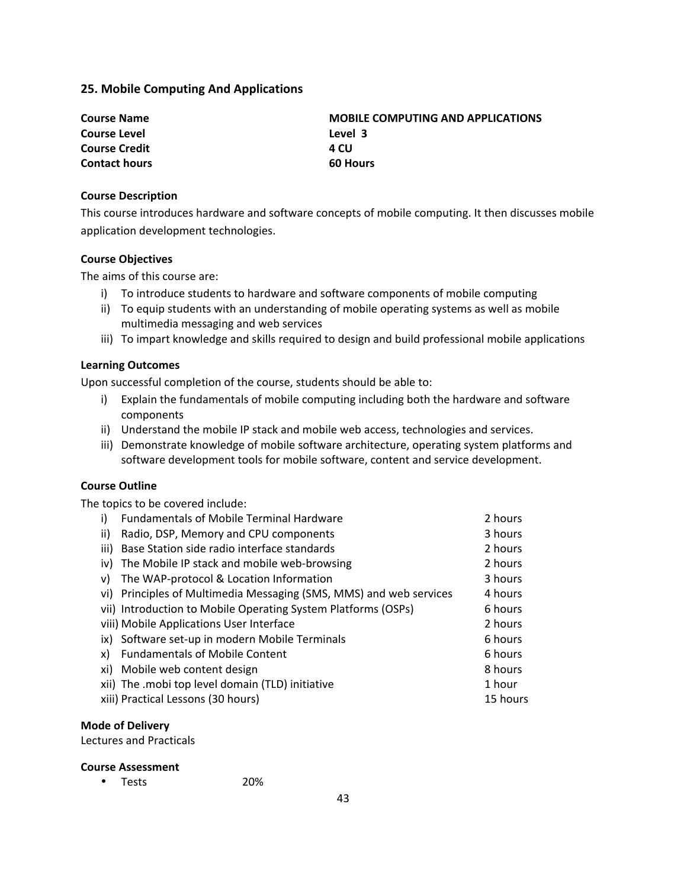## 25. Mobile Computing And Applications

| | |
|---|---|
| **Course Name** | **MOBILE COMPUTING AND APPLICATIONS** |
| **Course Level** | **Level 3** |
| **Course Credit** | **4 CU** |
| **Contact hours** | **60 Hours** |

**Course Description**

This course introduces hardware and software concepts of mobile computing. It then discusses mobile application development technologies.

**Course Objectives**

The aims of this course are:

i) To introduce students to hardware and software components of mobile computing
ii) To equip students with an understanding of mobile operating systems as well as mobile multimedia messaging and web services
iii) To impart knowledge and skills required to design and build professional mobile applications

**Learning Outcomes**

Upon successful completion of the course, students should be able to:

i) Explain the fundamentals of mobile computing including both the hardware and software components
ii) Understand the mobile IP stack and mobile web access, technologies and services.
iii) Demonstrate knowledge of mobile software architecture, operating system platforms and software development tools for mobile software, content and service development.

**Course Outline**

The topics to be covered include:

| | |
|---|---|
| i) Fundamentals of Mobile Terminal Hardware | 2 hours |
| ii) Radio, DSP, Memory and CPU components | 3 hours |
| iii) Base Station side radio interface standards | 2 hours |
| iv) The Mobile IP stack and mobile web-browsing | 2 hours |
| v) The WAP-protocol & Location Information | 3 hours |
| vi) Principles of Multimedia Messaging (SMS, MMS) and web services | 4 hours |
| vii) Introduction to Mobile Operating System Platforms (OSPs) | 6 hours |
| viii) Mobile Applications User Interface | 2 hours |
| ix) Software set-up in modern Mobile Terminals | 6 hours |
| x) Fundamentals of Mobile Content | 6 hours |
| xi) Mobile web content design | 8 hours |
| xii) The .mobi top level domain (TLD) initiative | 1 hour |
| xiii) Practical Lessons (30 hours) | 15 hours |

**Mode of Delivery**

Lectures and Practicals

**Course Assessment**

- Tests 20%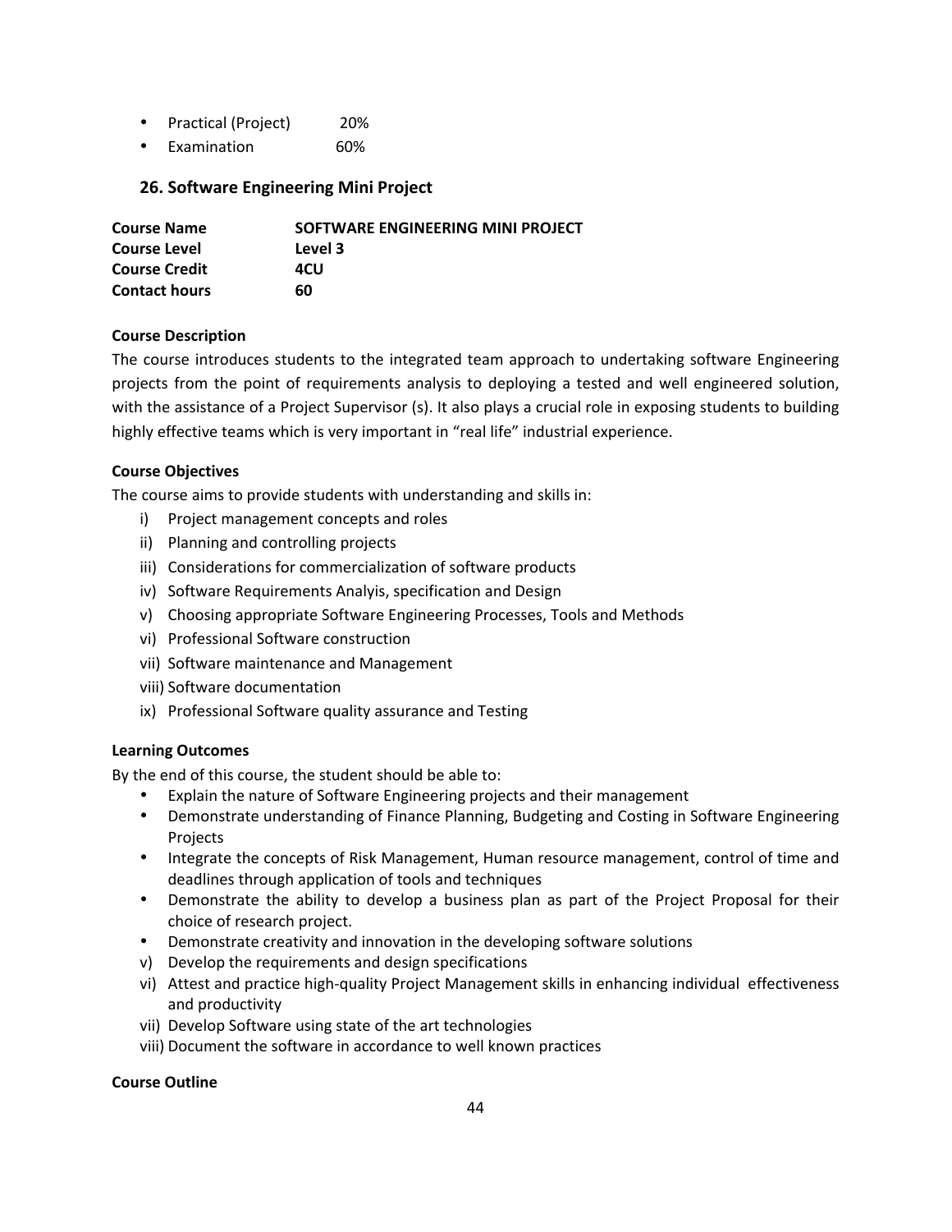- Practical (Project) 20%
- Examination 60%

## 26. Software Engineering Mini Project

| | |
|---|---|
| **Course Name** | **SOFTWARE ENGINEERING MINI PROJECT** |
| **Course Level** | **Level 3** |
| **Course Credit** | **4CU** |
| **Contact hours** | **60** |

**Course Description**

The course introduces students to the integrated team approach to undertaking software Engineering projects from the point of requirements analysis to deploying a tested and well engineered solution, with the assistance of a Project Supervisor (s). It also plays a crucial role in exposing students to building highly effective teams which is very important in "real life" industrial experience.

**Course Objectives**

The course aims to provide students with understanding and skills in:

i) Project management concepts and roles
ii) Planning and controlling projects
iii) Considerations for commercialization of software products
iv) Software Requirements Analyis, specification and Design
v) Choosing appropriate Software Engineering Processes, Tools and Methods
vi) Professional Software construction
vii) Software maintenance and Management
viii) Software documentation
ix) Professional Software quality assurance and Testing

**Learning Outcomes**

By the end of this course, the student should be able to:

- Explain the nature of Software Engineering projects and their management
- Demonstrate understanding of Finance Planning, Budgeting and Costing in Software Engineering Projects
- Integrate the concepts of Risk Management, Human resource management, control of time and deadlines through application of tools and techniques
- Demonstrate the ability to develop a business plan as part of the Project Proposal for their choice of research project.
- Demonstrate creativity and innovation in the developing software solutions

v) Develop the requirements and design specifications
vi) Attest and practice high-quality Project Management skills in enhancing individual effectiveness and productivity
vii) Develop Software using state of the art technologies
viii) Document the software in accordance to well known practices

**Course Outline**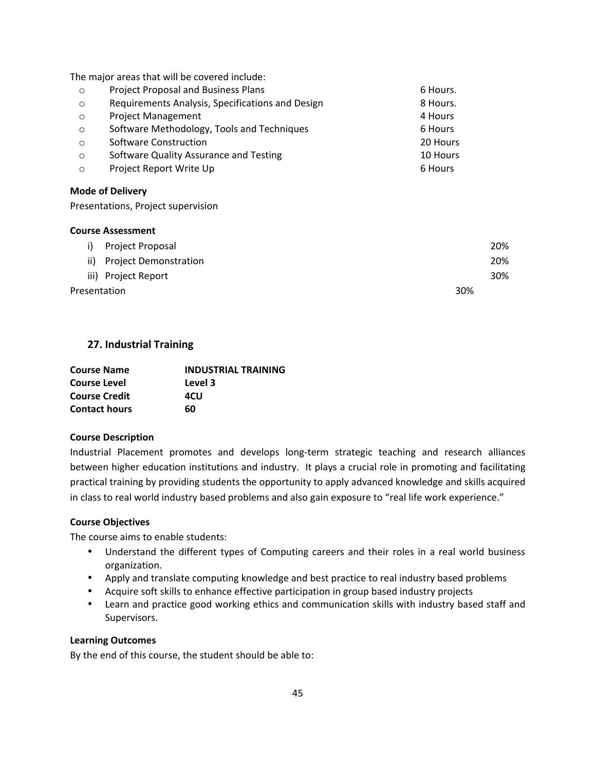The major areas that will be covered include:

| | | |
|---|---|---|
| o | Project Proposal and Business Plans | 6 Hours. |
| o | Requirements Analysis, Specifications and Design | 8 Hours. |
| o | Project Management | 4 Hours |
| o | Software Methodology, Tools and Techniques | 6 Hours |
| o | Software Construction | 20 Hours |
| o | Software Quality Assurance and Testing | 10 Hours |
| o | Project Report Write Up | 6 Hours |

**Mode of Delivery**

Presentations, Project supervision

**Course Assessment**

| | |
|---|---|
| i) Project Proposal | 20% |
| ii) Project Demonstration | 20% |
| iii) Project Report | 30% |
| Presentation | 30% |

## 27. Industrial Training

| | |
|---|---|
| **Course Name** | **INDUSTRIAL TRAINING** |
| **Course Level** | **Level 3** |
| **Course Credit** | **4CU** |
| **Contact hours** | **60** |

**Course Description**

Industrial Placement promotes and develops long-term strategic teaching and research alliances between higher education institutions and industry. It plays a crucial role in promoting and facilitating practical training by providing students the opportunity to apply advanced knowledge and skills acquired in class to real world industry based problems and also gain exposure to "real life work experience."

**Course Objectives**

The course aims to enable students:

- Understand the different types of Computing careers and their roles in a real world business organization.
- Apply and translate computing knowledge and best practice to real industry based problems
- Acquire soft skills to enhance effective participation in group based industry projects
- Learn and practice good working ethics and communication skills with industry based staff and Supervisors.

**Learning Outcomes**

By the end of this course, the student should be able to: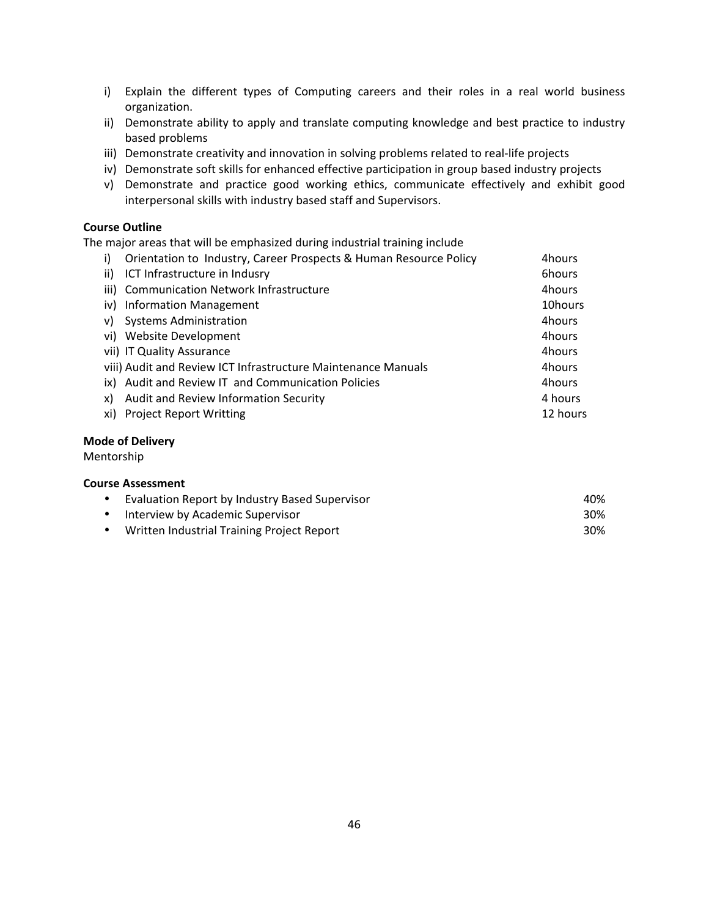i) Explain the different types of Computing careers and their roles in a real world business organization.
ii) Demonstrate ability to apply and translate computing knowledge and best practice to industry based problems
iii) Demonstrate creativity and innovation in solving problems related to real-life projects
iv) Demonstrate soft skills for enhanced effective participation in group based industry projects
v) Demonstrate and practice good working ethics, communicate effectively and exhibit good interpersonal skills with industry based staff and Supervisors.

**Course Outline**

The major areas that will be emphasized during industrial training include

| | |
|---|---|
| i) Orientation to Industry, Career Prospects & Human Resource Policy | 4hours |
| ii) ICT Infrastructure in Indusry | 6hours |
| iii) Communication Network Infrastructure | 4hours |
| iv) Information Management | 10hours |
| v) Systems Administration | 4hours |
| vi) Website Development | 4hours |
| vii) IT Quality Assurance | 4hours |
| viii) Audit and Review ICT Infrastructure Maintenance Manuals | 4hours |
| ix) Audit and Review IT and Communication Policies | 4hours |
| x) Audit and Review Information Security | 4 hours |
| xi) Project Report Writting | 12 hours |

**Mode of Delivery**

Mentorship

**Course Assessment**

| | |
|---|---|
| • Evaluation Report by Industry Based Supervisor | 40% |
| • Interview by Academic Supervisor | 30% |
| • Written Industrial Training Project Report | 30% |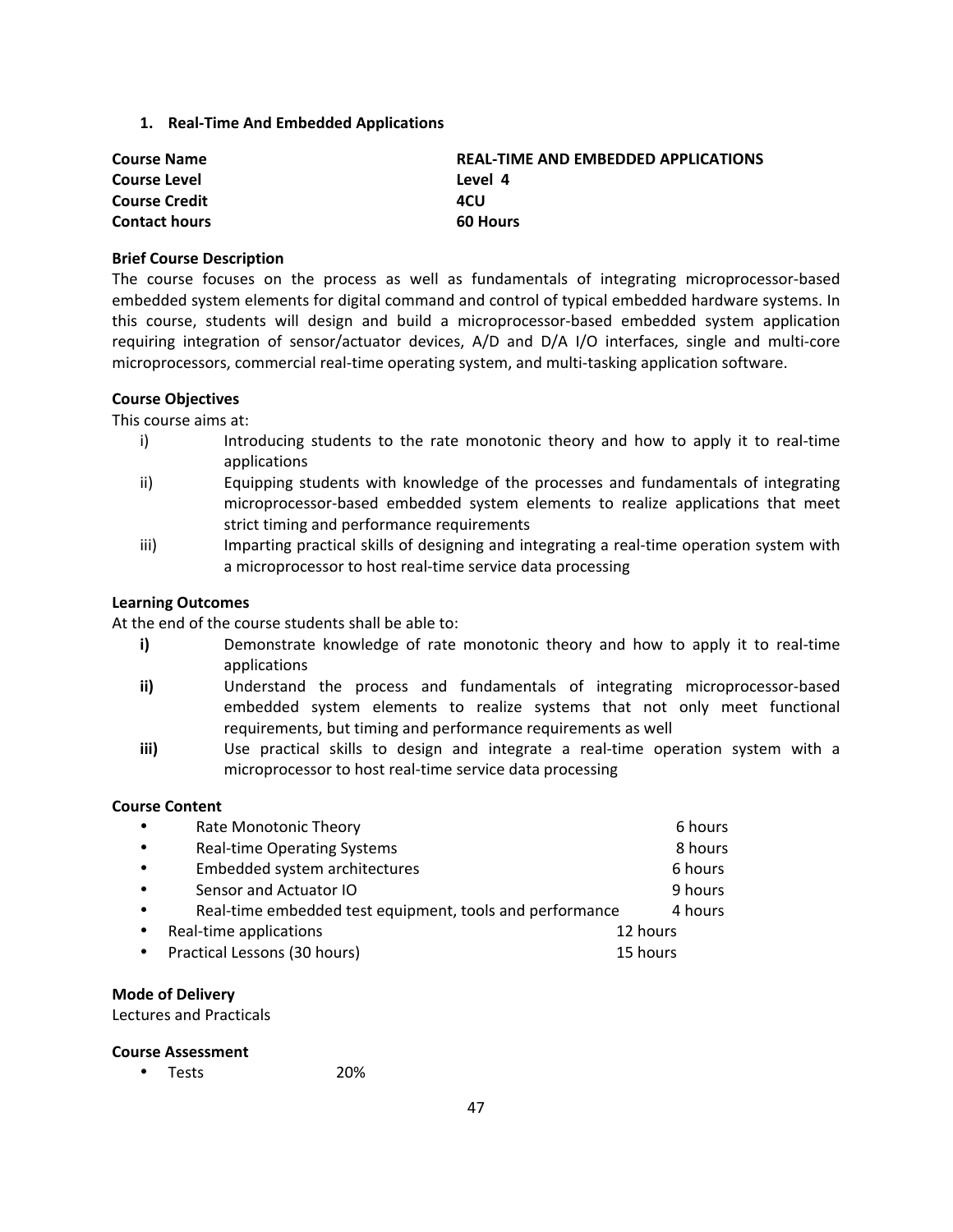## 1. Real-Time And Embedded Applications

| | |
|---|---|
| **Course Name** | **REAL-TIME AND EMBEDDED APPLICATIONS** |
| **Course Level** | **Level 4** |
| **Course Credit** | **4CU** |
| **Contact hours** | **60 Hours** |

**Brief Course Description**

The course focuses on the process as well as fundamentals of integrating microprocessor-based embedded system elements for digital command and control of typical embedded hardware systems. In this course, students will design and build a microprocessor-based embedded system application requiring integration of sensor/actuator devices, A/D and D/A I/O interfaces, single and multi-core microprocessors, commercial real-time operating system, and multi-tasking application software.

**Course Objectives**

This course aims at:

i) Introducing students to the rate monotonic theory and how to apply it to real-time applications

ii) Equipping students with knowledge of the processes and fundamentals of integrating microprocessor-based embedded system elements to realize applications that meet strict timing and performance requirements

iii) Imparting practical skills of designing and integrating a real-time operation system with a microprocessor to host real-time service data processing

**Learning Outcomes**

At the end of the course students shall be able to:

**i)** Demonstrate knowledge of rate monotonic theory and how to apply it to real-time applications

**ii)** Understand the process and fundamentals of integrating microprocessor-based embedded system elements to realize systems that not only meet functional requirements, but timing and performance requirements as well

**iii)** Use practical skills to design and integrate a real-time operation system with a microprocessor to host real-time service data processing

**Course Content**

| | |
|---|---|
| • Rate Monotonic Theory | 6 hours |
| • Real-time Operating Systems | 8 hours |
| • Embedded system architectures | 6 hours |
| • Sensor and Actuator IO | 9 hours |
| • Real-time embedded test equipment, tools and performance | 4 hours |
| • Real-time applications | 12 hours |
| • Practical Lessons (30 hours) | 15 hours |

**Mode of Delivery**

Lectures and Practicals

**Course Assessment**

- Tests 20%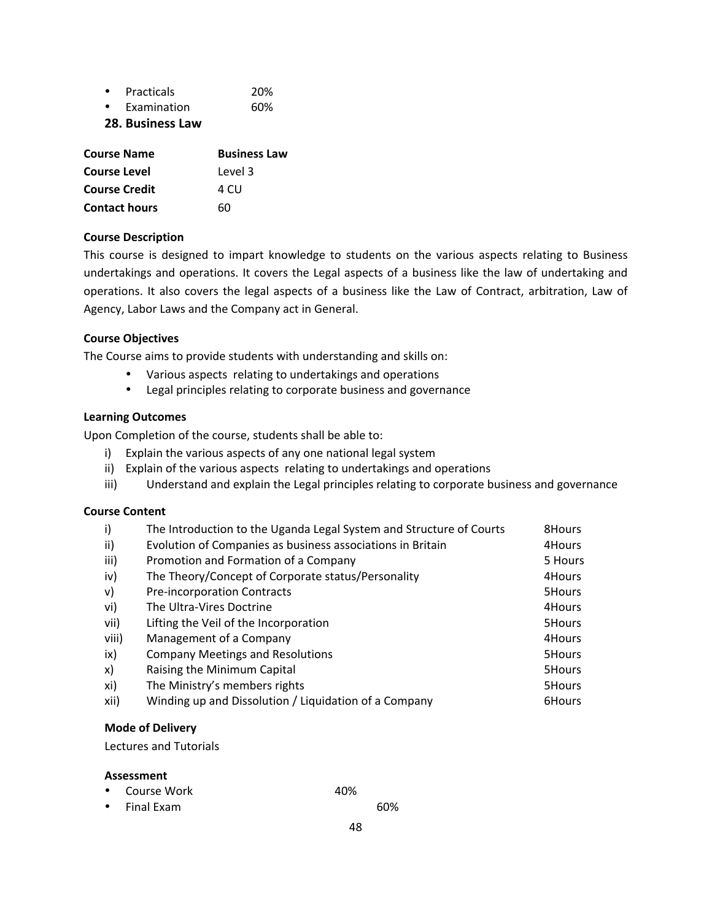- Practicals 20%
- Examination 60%

## 28. Business Law

| **Course Name** | **Business Law** |
|---|---|
| **Course Level** | Level 3 |
| **Course Credit** | 4 CU |
| **Contact hours** | 60 |

**Course Description**

This course is designed to impart knowledge to students on the various aspects relating to Business undertakings and operations. It covers the Legal aspects of a business like the law of undertaking and operations. It also covers the legal aspects of a business like the Law of Contract, arbitration, Law of Agency, Labor Laws and the Company act in General.

**Course Objectives**

The Course aims to provide students with understanding and skills on:

- Various aspects relating to undertakings and operations
- Legal principles relating to corporate business and governance

**Learning Outcomes**

Upon Completion of the course, students shall be able to:

i) Explain the various aspects of any one national legal system
ii) Explain of the various aspects relating to undertakings and operations
iii) Understand and explain the Legal principles relating to corporate business and governance

**Course Content**

| | | |
|---|---|---|
| i) | The Introduction to the Uganda Legal System and Structure of Courts | 8Hours |
| ii) | Evolution of Companies as business associations in Britain | 4Hours |
| iii) | Promotion and Formation of a Company | 5 Hours |
| iv) | The Theory/Concept of Corporate status/Personality | 4Hours |
| v) | Pre-incorporation Contracts | 5Hours |
| vi) | The Ultra-Vires Doctrine | 4Hours |
| vii) | Lifting the Veil of the Incorporation | 5Hours |
| viii) | Management of a Company | 4Hours |
| ix) | Company Meetings and Resolutions | 5Hours |
| x) | Raising the Minimum Capital | 5Hours |
| xi) | The Ministry's members rights | 5Hours |
| xii) | Winding up and Dissolution / Liquidation of a Company | 6Hours |

**Mode of Delivery**

Lectures and Tutorials

**Assessment**

- Course Work 40%
- Final Exam 60%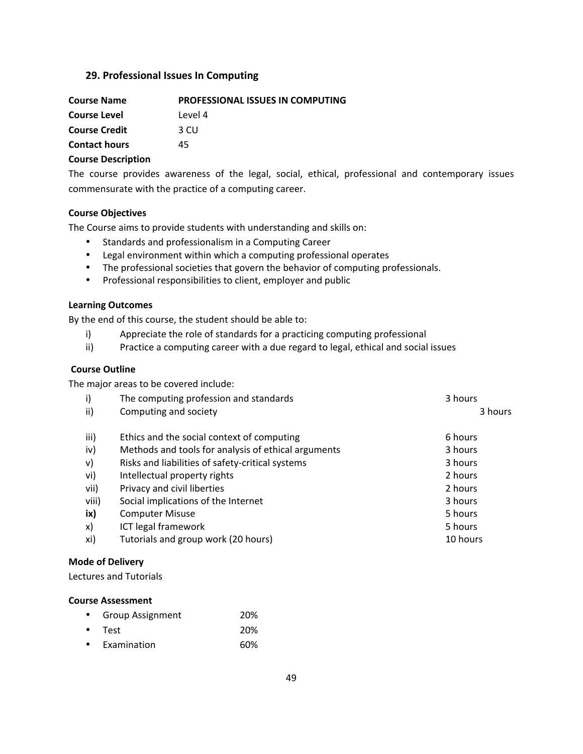## 29. Professional Issues In Computing

**Course Name** **PROFESSIONAL ISSUES IN COMPUTING**

**Course Level** Level 4

**Course Credit** 3 CU

**Contact hours** 45

**Course Description**

The course provides awareness of the legal, social, ethical, professional and contemporary issues commensurate with the practice of a computing career.

**Course Objectives**

The Course aims to provide students with understanding and skills on:

- Standards and professionalism in a Computing Career
- Legal environment within which a computing professional operates
- The professional societies that govern the behavior of computing professionals.
- Professional responsibilities to client, employer and public

**Learning Outcomes**

By the end of this course, the student should be able to:

i) Appreciate the role of standards for a practicing computing professional
ii) Practice a computing career with a due regard to legal, ethical and social issues

**Course Outline**

The major areas to be covered include:

| | | |
|---|---|---|
| i) | The computing profession and standards | 3 hours |
| ii) | Computing and society | 3 hours |
| iii) | Ethics and the social context of computing | 6 hours |
| iv) | Methods and tools for analysis of ethical arguments | 3 hours |
| v) | Risks and liabilities of safety-critical systems | 3 hours |
| vi) | Intellectual property rights | 2 hours |
| vii) | Privacy and civil liberties | 2 hours |
| viii) | Social implications of the Internet | 3 hours |
| **ix)** | Computer Misuse | 5 hours |
| x) | ICT legal framework | 5 hours |
| xi) | Tutorials and group work (20 hours) | 10 hours |

**Mode of Delivery**

Lectures and Tutorials

**Course Assessment**

- Group Assignment 20%
- Test 20%
- Examination 60%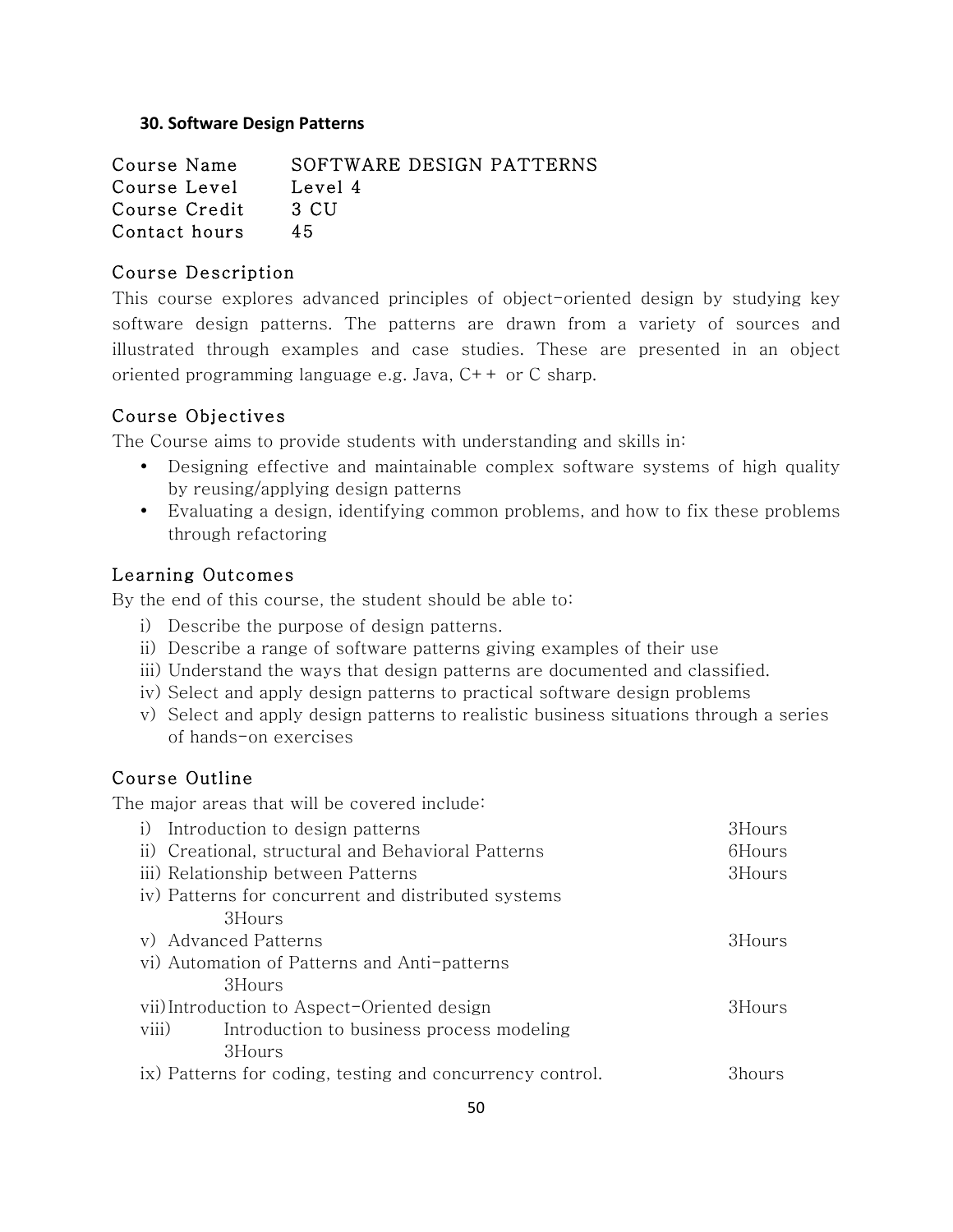### 30. Software Design Patterns

| | |
|---|---|
| Course Name | SOFTWARE DESIGN PATTERNS |
| Course Level | Level 4 |
| Course Credit | 3 CU |
| Contact hours | 45 |

#### Course Description

This course explores advanced principles of object-oriented design by studying key software design patterns. The patterns are drawn from a variety of sources and illustrated through examples and case studies. These are presented in an object oriented programming language e.g. Java, C++ or C sharp.

#### Course Objectives

The Course aims to provide students with understanding and skills in:

- Designing effective and maintainable complex software systems of high quality by reusing/applying design patterns
- Evaluating a design, identifying common problems, and how to fix these problems through refactoring

#### Learning Outcomes

By the end of this course, the student should be able to:

i) Describe the purpose of design patterns.
ii) Describe a range of software patterns giving examples of their use
iii) Understand the ways that design patterns are documented and classified.
iv) Select and apply design patterns to practical software design problems
v) Select and apply design patterns to realistic business situations through a series of hands-on exercises

#### Course Outline

The major areas that will be covered include:

| Topic | Hours |
|---|---|
| i) Introduction to design patterns | 3Hours |
| ii) Creational, structural and Behavioral Patterns | 6Hours |
| iii) Relationship between Patterns | 3Hours |
| iv) Patterns for concurrent and distributed systems | 3Hours |
| v) Advanced Patterns | 3Hours |
| vi) Automation of Patterns and Anti-patterns | 3Hours |
| vii) Introduction to Aspect-Oriented design | 3Hours |
| viii) Introduction to business process modeling | 3Hours |
| ix) Patterns for coding, testing and concurrency control. | 3hours |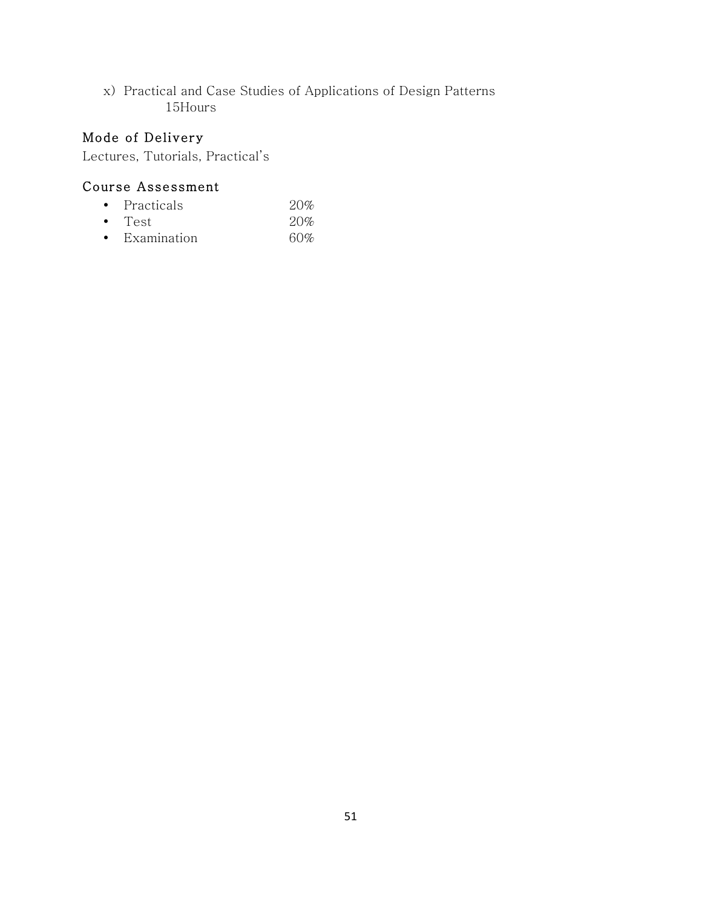x) Practical and Case Studies of Applications of Design Patterns
15Hours

## Mode of Delivery

Lectures, Tutorials, Practical's

## Course Assessment

- Practicals 20%
- Test 20%
- Examination 60%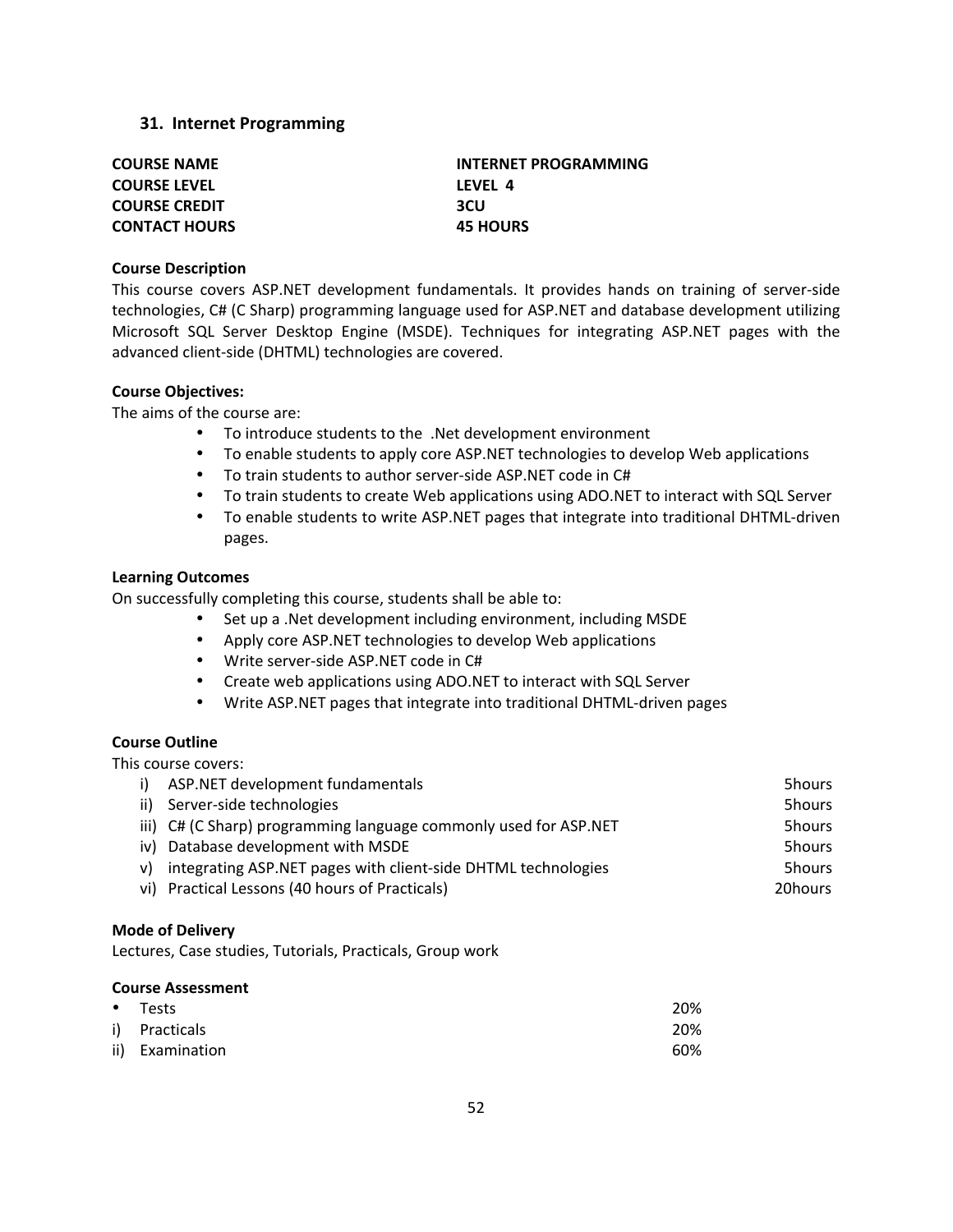## 31. Internet Programming

| | |
|---|---|
| **COURSE NAME** | **INTERNET PROGRAMMING** |
| **COURSE LEVEL** | **LEVEL 4** |
| **COURSE CREDIT** | **3CU** |
| **CONTACT HOURS** | **45 HOURS** |

**Course Description**

This course covers ASP.NET development fundamentals. It provides hands on training of server-side technologies, C# (C Sharp) programming language used for ASP.NET and database development utilizing Microsoft SQL Server Desktop Engine (MSDE). Techniques for integrating ASP.NET pages with the advanced client-side (DHTML) technologies are covered.

**Course Objectives:**

The aims of the course are:

- To introduce students to the .Net development environment
- To enable students to apply core ASP.NET technologies to develop Web applications
- To train students to author server-side ASP.NET code in C#
- To train students to create Web applications using ADO.NET to interact with SQL Server
- To enable students to write ASP.NET pages that integrate into traditional DHTML-driven pages.

**Learning Outcomes**

On successfully completing this course, students shall be able to:

- Set up a .Net development including environment, including MSDE
- Apply core ASP.NET technologies to develop Web applications
- Write server-side ASP.NET code in C#
- Create web applications using ADO.NET to interact with SQL Server
- Write ASP.NET pages that integrate into traditional DHTML-driven pages

**Course Outline**

This course covers:

| | | |
|---|---|---|
| i) | ASP.NET development fundamentals | 5hours |
| ii) | Server-side technologies | 5hours |
| iii) | C# (C Sharp) programming language commonly used for ASP.NET | 5hours |
| iv) | Database development with MSDE | 5hours |
| v) | integrating ASP.NET pages with client-side DHTML technologies | 5hours |
| vi) | Practical Lessons (40 hours of Practicals) | 20hours |

**Mode of Delivery**

Lectures, Case studies, Tutorials, Practicals, Group work

**Course Assessment**

| | | |
|---|---|---|
| • | Tests | 20% |
| i) | Practicals | 20% |
| ii) | Examination | 60% |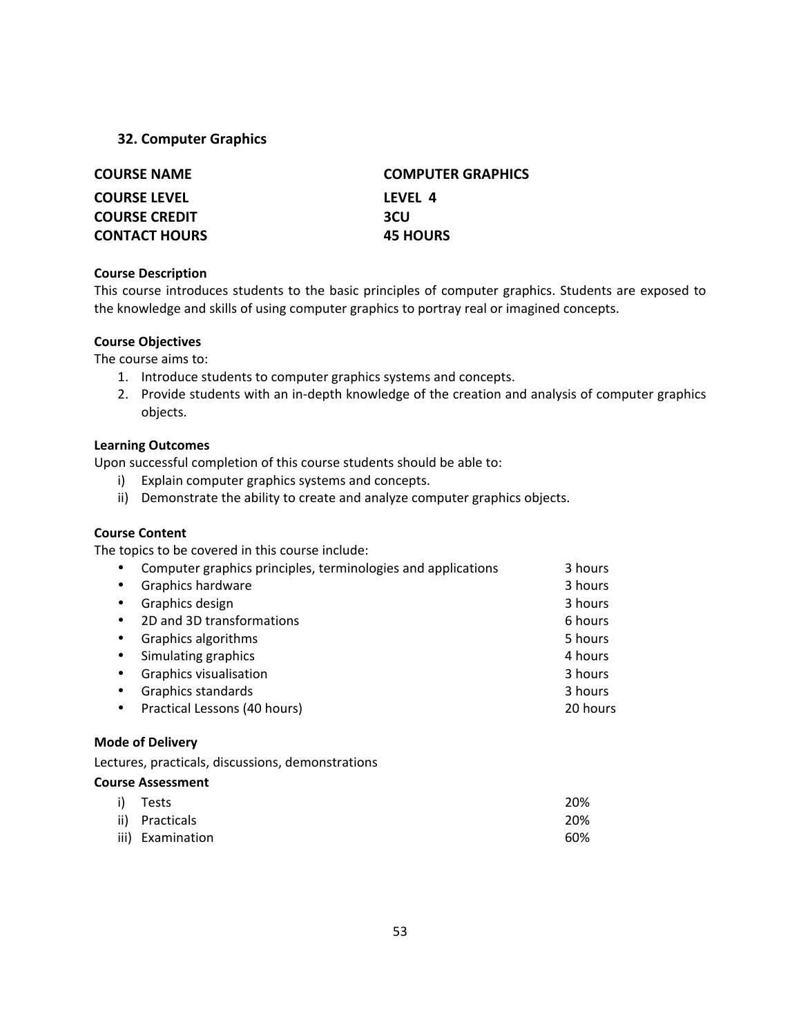### 32. Computer Graphics

| | |
|---|---|
| **COURSE NAME** | **COMPUTER GRAPHICS** |
| **COURSE LEVEL** | **LEVEL 4** |
| **COURSE CREDIT** | **3CU** |
| **CONTACT HOURS** | **45 HOURS** |

**Course Description**

This course introduces students to the basic principles of computer graphics. Students are exposed to the knowledge and skills of using computer graphics to portray real or imagined concepts.

**Course Objectives**

The course aims to:

1. Introduce students to computer graphics systems and concepts.
2. Provide students with an in-depth knowledge of the creation and analysis of computer graphics objects.

**Learning Outcomes**

Upon successful completion of this course students should be able to:

i) Explain computer graphics systems and concepts.
ii) Demonstrate the ability to create and analyze computer graphics objects.

**Course Content**

The topics to be covered in this course include:

| Topic | Hours |
|---|---|
| • Computer graphics principles, terminologies and applications | 3 hours |
| • Graphics hardware | 3 hours |
| • Graphics design | 3 hours |
| • 2D and 3D transformations | 6 hours |
| • Graphics algorithms | 5 hours |
| • Simulating graphics | 4 hours |
| • Graphics visualisation | 3 hours |
| • Graphics standards | 3 hours |
| • Practical Lessons (40 hours) | 20 hours |

**Mode of Delivery**

Lectures, practicals, discussions, demonstrations

**Course Assessment**

| | |
|---|---|
| i) Tests | 20% |
| ii) Practicals | 20% |
| iii) Examination | 60% |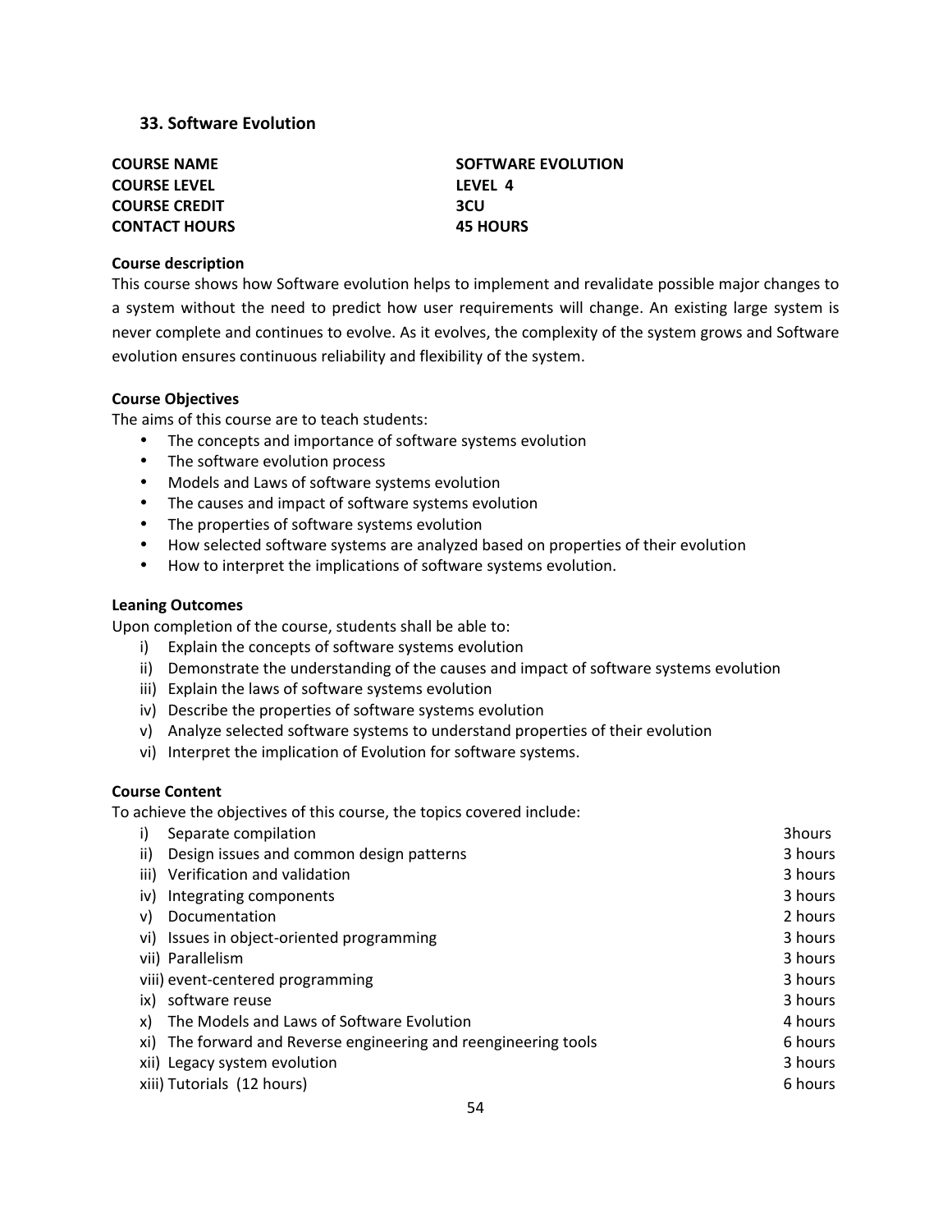### 33. Software Evolution

| | |
|---|---|
| **COURSE NAME** | **SOFTWARE EVOLUTION** |
| **COURSE LEVEL** | **LEVEL 4** |
| **COURSE CREDIT** | **3CU** |
| **CONTACT HOURS** | **45 HOURS** |

**Course description**

This course shows how Software evolution helps to implement and revalidate possible major changes to a system without the need to predict how user requirements will change. An existing large system is never complete and continues to evolve. As it evolves, the complexity of the system grows and Software evolution ensures continuous reliability and flexibility of the system.

**Course Objectives**

The aims of this course are to teach students:

- The concepts and importance of software systems evolution
- The software evolution process
- Models and Laws of software systems evolution
- The causes and impact of software systems evolution
- The properties of software systems evolution
- How selected software systems are analyzed based on properties of their evolution
- How to interpret the implications of software systems evolution.

**Leaning Outcomes**

Upon completion of the course, students shall be able to:

i) Explain the concepts of software systems evolution
ii) Demonstrate the understanding of the causes and impact of software systems evolution
iii) Explain the laws of software systems evolution
iv) Describe the properties of software systems evolution
v) Analyze selected software systems to understand properties of their evolution
vi) Interpret the implication of Evolution for software systems.

**Course Content**

To achieve the objectives of this course, the topics covered include:

| | |
|---|---|
| i) Separate compilation | 3hours |
| ii) Design issues and common design patterns | 3 hours |
| iii) Verification and validation | 3 hours |
| iv) Integrating components | 3 hours |
| v) Documentation | 2 hours |
| vi) Issues in object-oriented programming | 3 hours |
| vii) Parallelism | 3 hours |
| viii) event-centered programming | 3 hours |
| ix) software reuse | 3 hours |
| x) The Models and Laws of Software Evolution | 4 hours |
| xi) The forward and Reverse engineering and reengineering tools | 6 hours |
| xii) Legacy system evolution | 3 hours |
| xiii) Tutorials (12 hours) | 6 hours |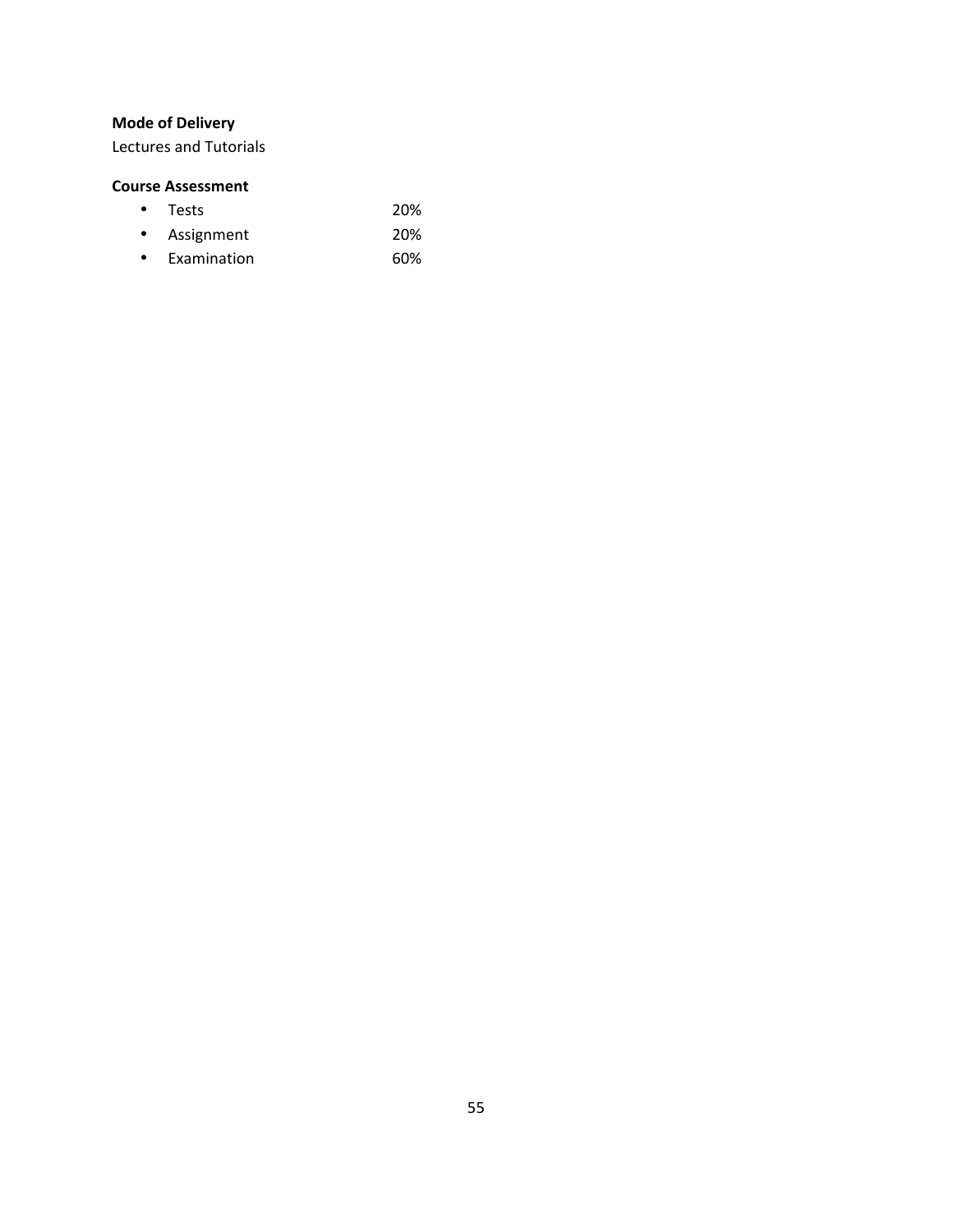**Mode of Delivery**
Lectures and Tutorials

**Course Assessment**

- Tests 20%
- Assignment 20%
- Examination 60%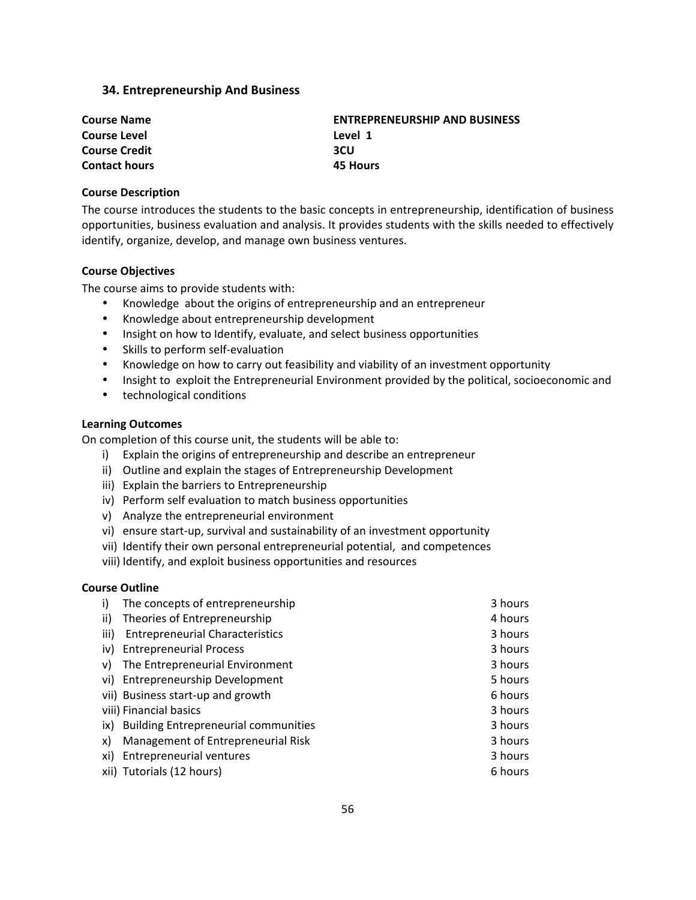### 34. Entrepreneurship And Business

| | |
|---|---|
| **Course Name** | **ENTREPRENEURSHIP AND BUSINESS** |
| **Course Level** | **Level 1** |
| **Course Credit** | **3CU** |
| **Contact hours** | **45 Hours** |

**Course Description**

The course introduces the students to the basic concepts in entrepreneurship, identification of business opportunities, business evaluation and analysis. It provides students with the skills needed to effectively identify, organize, develop, and manage own business ventures.

**Course Objectives**

The course aims to provide students with:

- Knowledge about the origins of entrepreneurship and an entrepreneur
- Knowledge about entrepreneurship development
- Insight on how to Identify, evaluate, and select business opportunities
- Skills to perform self-evaluation
- Knowledge on how to carry out feasibility and viability of an investment opportunity
- Insight to exploit the Entrepreneurial Environment provided by the political, socioeconomic and
- technological conditions

**Learning Outcomes**

On completion of this course unit, the students will be able to:

i) Explain the origins of entrepreneurship and describe an entrepreneur
ii) Outline and explain the stages of Entrepreneurship Development
iii) Explain the barriers to Entrepreneurship
iv) Perform self evaluation to match business opportunities
v) Analyze the entrepreneurial environment
vi) ensure start-up, survival and sustainability of an investment opportunity
vii) Identify their own personal entrepreneurial potential, and competences
viii) Identify, and exploit business opportunities and resources

**Course Outline**

| | | |
|---|---|---|
| i) | The concepts of entrepreneurship | 3 hours |
| ii) | Theories of Entrepreneurship | 4 hours |
| iii) | Entrepreneurial Characteristics | 3 hours |
| iv) | Entrepreneurial Process | 3 hours |
| v) | The Entrepreneurial Environment | 3 hours |
| vi) | Entrepreneurship Development | 5 hours |
| vii) | Business start-up and growth | 6 hours |
| viii) | Financial basics | 3 hours |
| ix) | Building Entrepreneurial communities | 3 hours |
| x) | Management of Entrepreneurial Risk | 3 hours |
| xi) | Entrepreneurial ventures | 3 hours |
| xii) | Tutorials (12 hours) | 6 hours |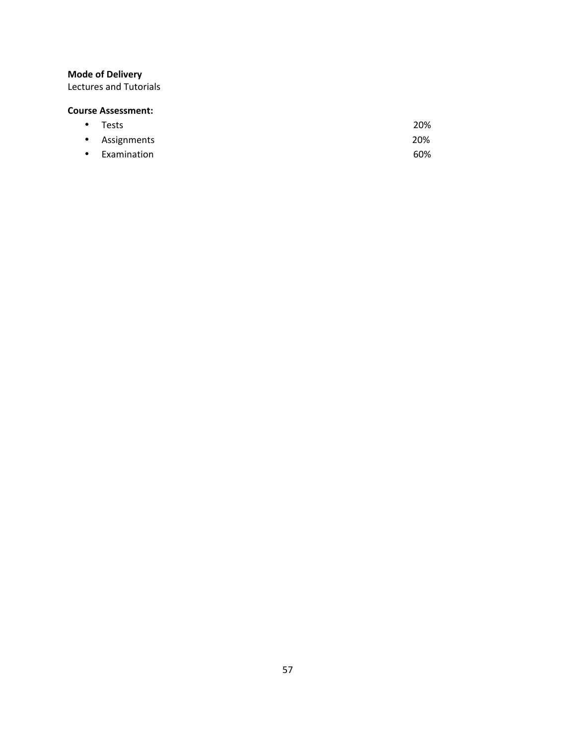**Mode of Delivery**
Lectures and Tutorials

**Course Assessment:**

- Tests 20%
- Assignments 20%
- Examination 60%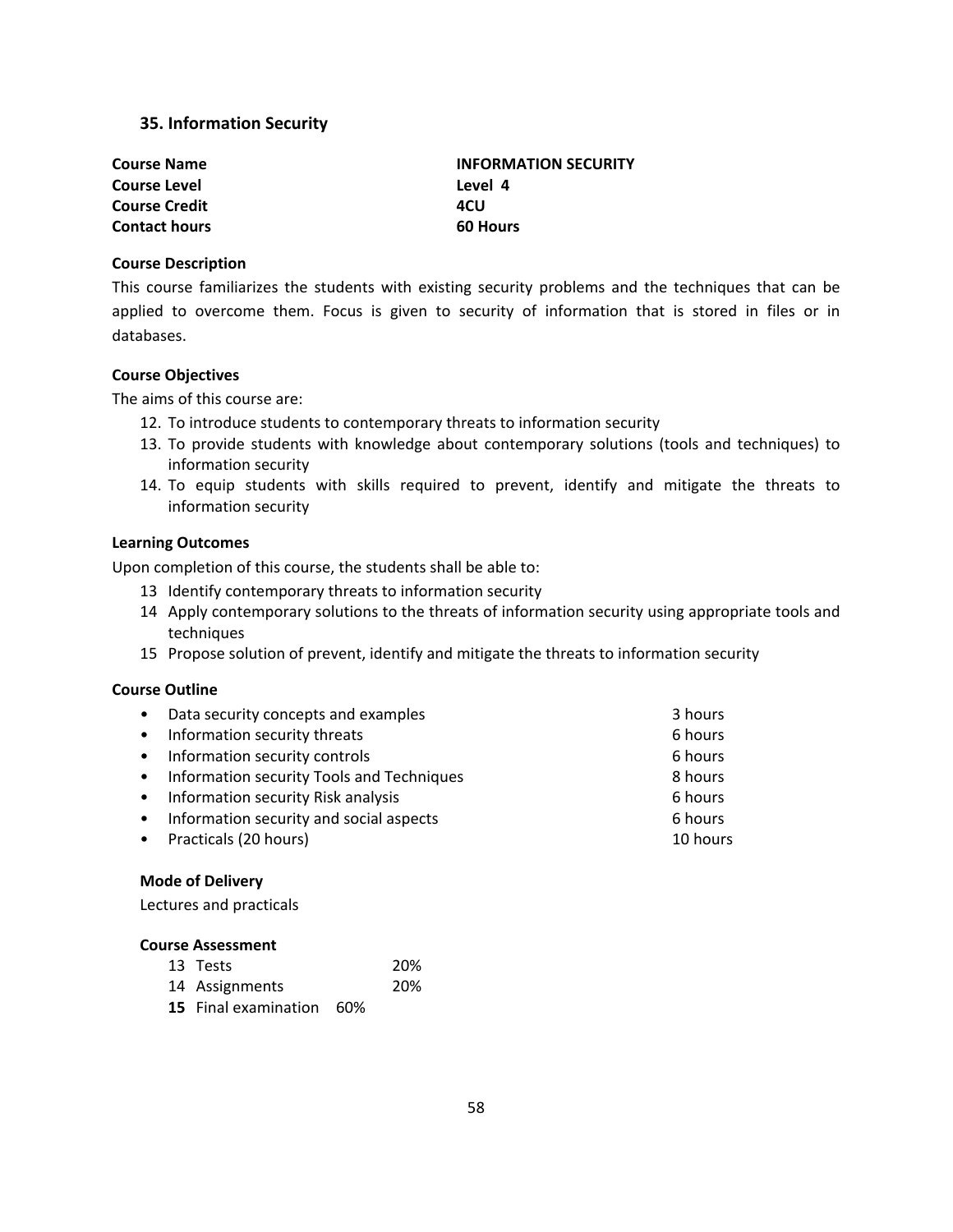## 35. Information Security

| | |
|---|---|
| **Course Name** | **INFORMATION SECURITY** |
| **Course Level** | **Level 4** |
| **Course Credit** | **4CU** |
| **Contact hours** | **60 Hours** |

**Course Description**

This course familiarizes the students with existing security problems and the techniques that can be applied to overcome them. Focus is given to security of information that is stored in files or in databases.

**Course Objectives**

The aims of this course are:

12. To introduce students to contemporary threats to information security
13. To provide students with knowledge about contemporary solutions (tools and techniques) to information security
14. To equip students with skills required to prevent, identify and mitigate the threats to information security

**Learning Outcomes**

Upon completion of this course, the students shall be able to:

13 Identify contemporary threats to information security

14 Apply contemporary solutions to the threats of information security using appropriate tools and techniques

15 Propose solution of prevent, identify and mitigate the threats to information security

**Course Outline**

| | |
|---|---|
| • Data security concepts and examples | 3 hours |
| • Information security threats | 6 hours |
| • Information security controls | 6 hours |
| • Information security Tools and Techniques | 8 hours |
| • Information security Risk analysis | 6 hours |
| • Information security and social aspects | 6 hours |
| • Practicals (20 hours) | 10 hours |

**Mode of Delivery**

Lectures and practicals

**Course Assessment**

| | |
|---|---|
| 13 Tests | 20% |
| 14 Assignments | 20% |
| **15** Final examination | 60% |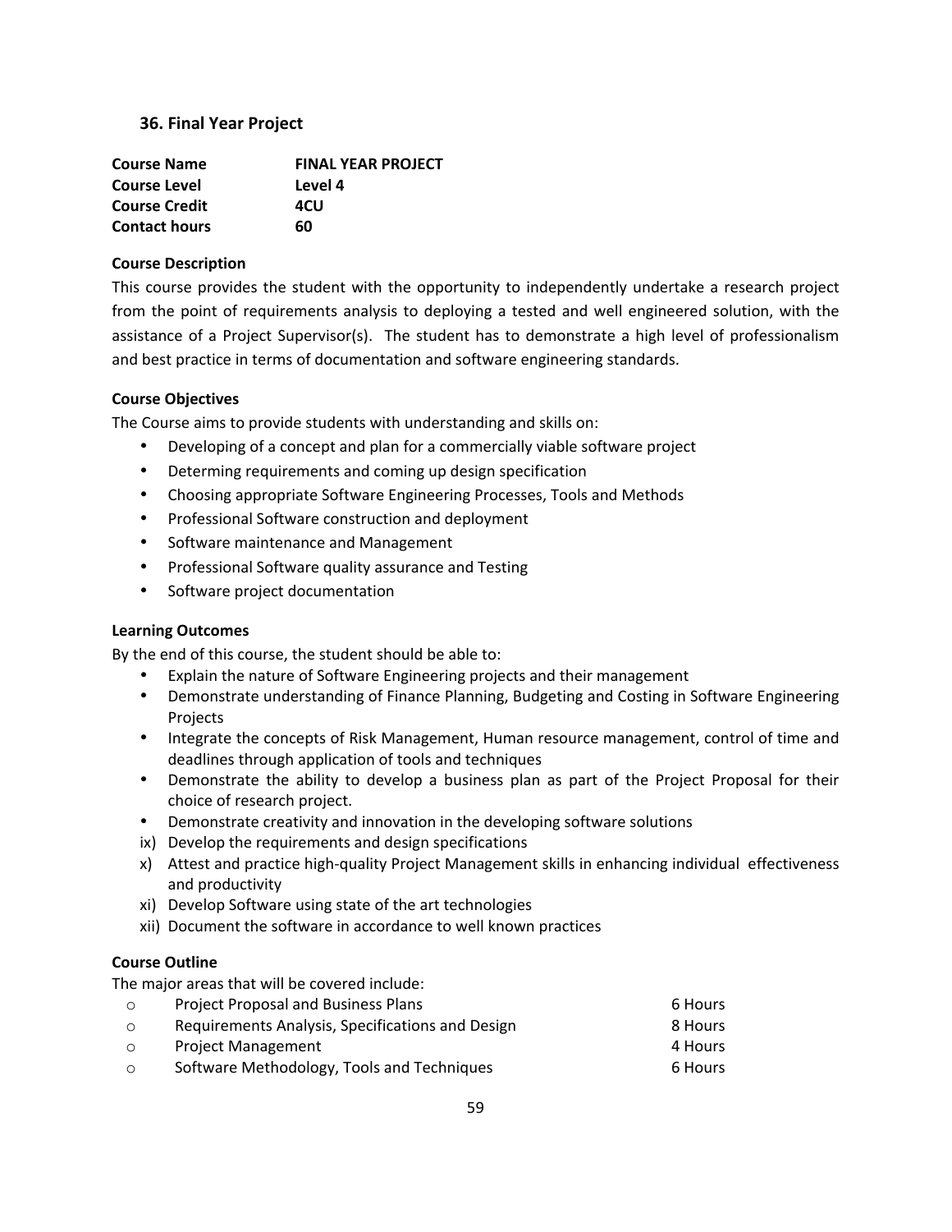### 36. Final Year Project

| | |
|---|---|
| **Course Name** | **FINAL YEAR PROJECT** |
| **Course Level** | **Level 4** |
| **Course Credit** | **4CU** |
| **Contact hours** | **60** |

**Course Description**

This course provides the student with the opportunity to independently undertake a research project from the point of requirements analysis to deploying a tested and well engineered solution, with the assistance of a Project Supervisor(s). The student has to demonstrate a high level of professionalism and best practice in terms of documentation and software engineering standards.

**Course Objectives**

The Course aims to provide students with understanding and skills on:

- Developing of a concept and plan for a commercially viable software project
- Determing requirements and coming up design specification
- Choosing appropriate Software Engineering Processes, Tools and Methods
- Professional Software construction and deployment
- Software maintenance and Management
- Professional Software quality assurance and Testing
- Software project documentation

**Learning Outcomes**

By the end of this course, the student should be able to:

- Explain the nature of Software Engineering projects and their management
- Demonstrate understanding of Finance Planning, Budgeting and Costing in Software Engineering Projects
- Integrate the concepts of Risk Management, Human resource management, control of time and deadlines through application of tools and techniques
- Demonstrate the ability to develop a business plan as part of the Project Proposal for their choice of research project.
- Demonstrate creativity and innovation in the developing software solutions

ix) Develop the requirements and design specifications
x) Attest and practice high-quality Project Management skills in enhancing individual effectiveness and productivity
xi) Develop Software using state of the art technologies
xii) Document the software in accordance to well known practices

**Course Outline**

The major areas that will be covered include:

| | | |
|---|---|---|
| o | Project Proposal and Business Plans | 6 Hours |
| o | Requirements Analysis, Specifications and Design | 8 Hours |
| o | Project Management | 4 Hours |
| o | Software Methodology, Tools and Techniques | 6 Hours |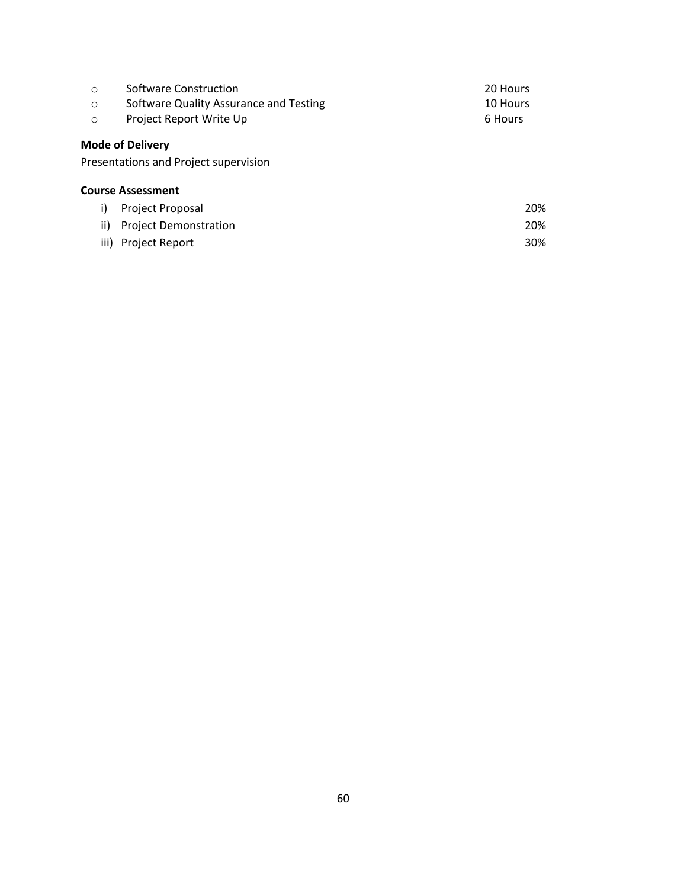- Software Construction 20 Hours
- Software Quality Assurance and Testing 10 Hours
- Project Report Write Up 6 Hours

**Mode of Delivery**

Presentations and Project supervision

**Course Assessment**

i) Project Proposal 20%
ii) Project Demonstration 20%
iii) Project Report 30%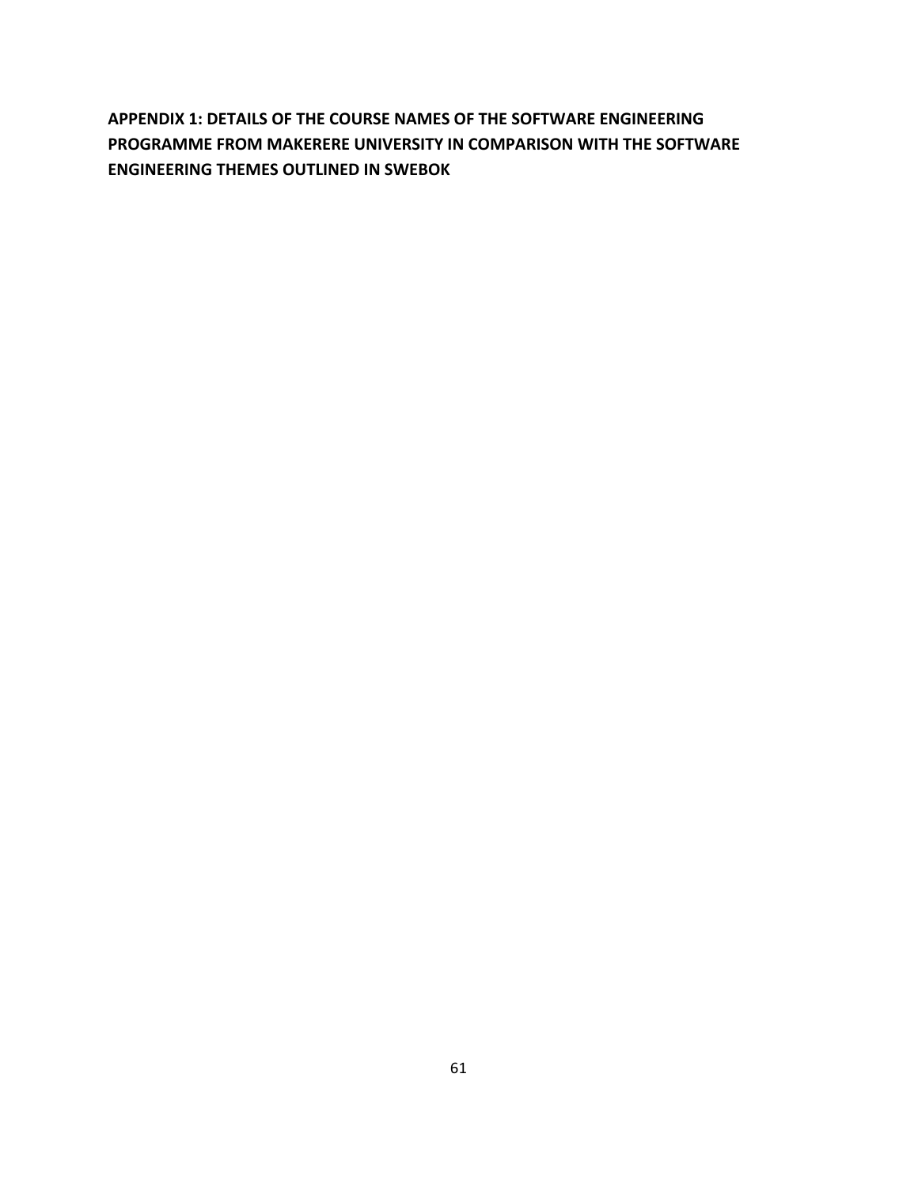## APPENDIX 1: DETAILS OF THE COURSE NAMES OF THE SOFTWARE ENGINEERING PROGRAMME FROM MAKERERE UNIVERSITY IN COMPARISON WITH THE SOFTWARE ENGINEERING THEMES OUTLINED IN SWEBOK